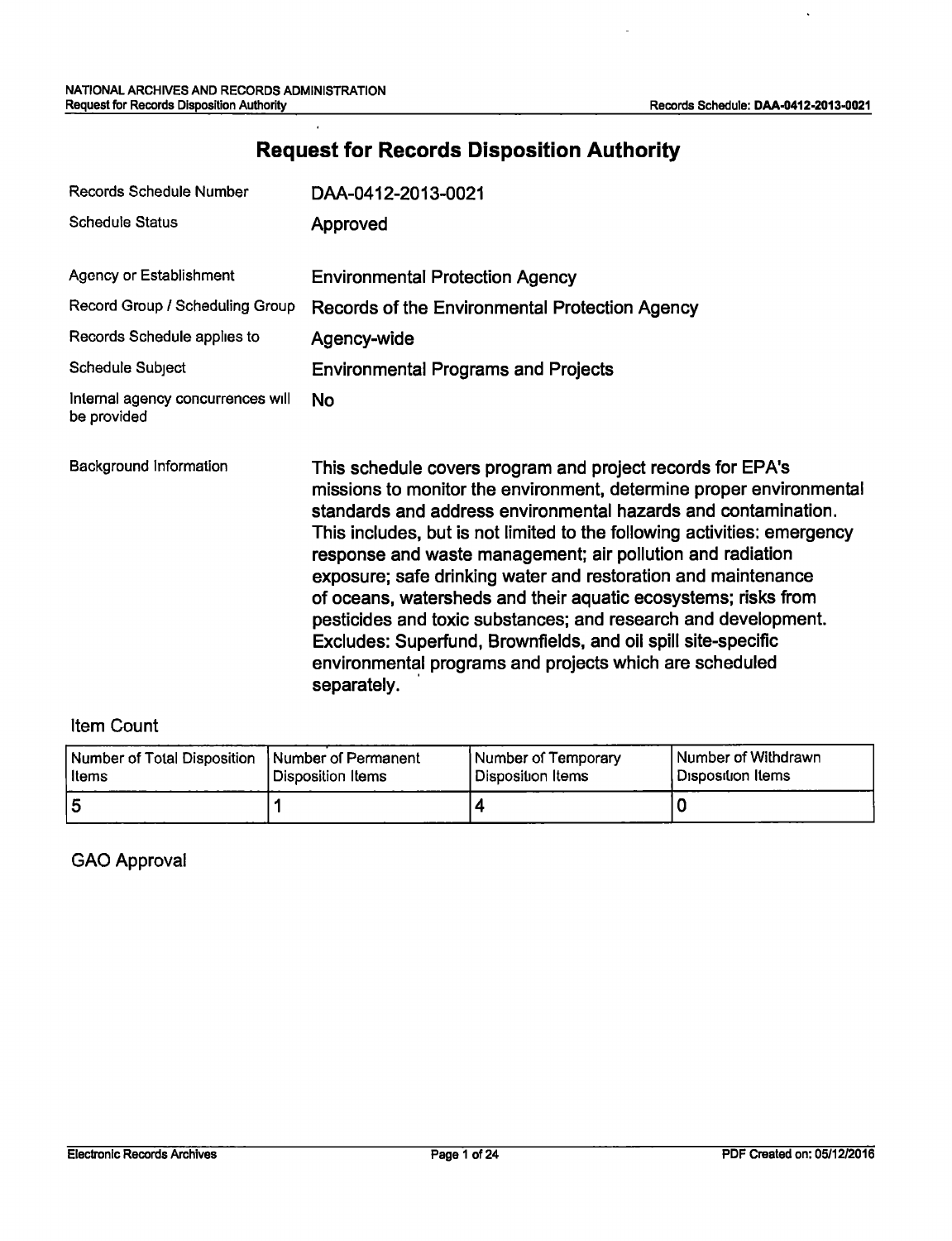# Request for Records Disposition Authority

| | |
|---|---|
| Records Schedule Number | DAA-0412-2013-0021 |
| Schedule Status | Approved |
| Agency or Establishment | Environmental Protection Agency |
| Record Group / Scheduling Group | Records of the Environmental Protection Agency |
| Records Schedule applies to | Agency-wide |
| Schedule Subject | Environmental Programs and Projects |
| Internal agency concurrences will be provided | No |
| Background Information | This schedule covers program and project records for EPA's missions to monitor the environment, determine proper environmental standards and address environmental hazards and contamination. This includes, but is not limited to the following activities: emergency response and waste management; air pollution and radiation exposure; safe drinking water and restoration and maintenance of oceans, watersheds and their aquatic ecosystems; risks from pesticides and toxic substances; and research and development. Excludes: Superfund, Brownfields, and oil spill site-specific environmental programs and projects which are scheduled separately. |

## Item Count

| Number of Total Disposition Items | Number of Permanent Disposition Items | Number of Temporary Disposition Items | Number of Withdrawn Disposition Items |
|---|---|---|---|
| 5 | 1 | 4 | 0 |

## GAO Approval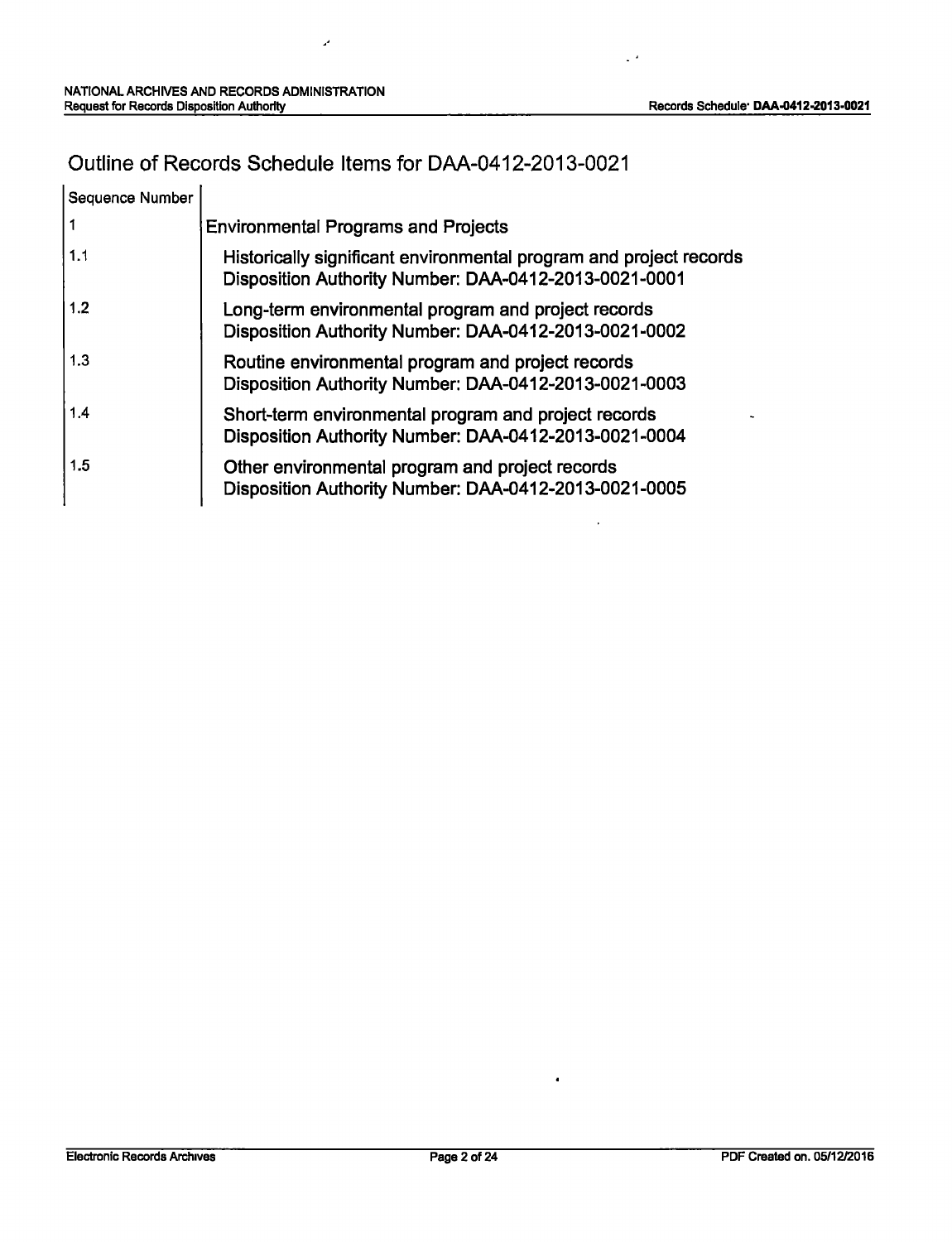# Outline of Records Schedule Items for DAA-0412-2013-0021

| Sequence Number | |
|---|---|
| 1 | Environmental Programs and Projects |
| 1.1 | Historically significant environmental program and project records<br>Disposition Authority Number: DAA-0412-2013-0021-0001 |
| 1.2 | Long-term environmental program and project records<br>Disposition Authority Number: DAA-0412-2013-0021-0002 |
| 1.3 | Routine environmental program and project records<br>Disposition Authority Number: DAA-0412-2013-0021-0003 |
| 1.4 | Short-term environmental program and project records<br>Disposition Authority Number: DAA-0412-2013-0021-0004 |
| 1.5 | Other environmental program and project records<br>Disposition Authority Number: DAA-0412-2013-0021-0005 |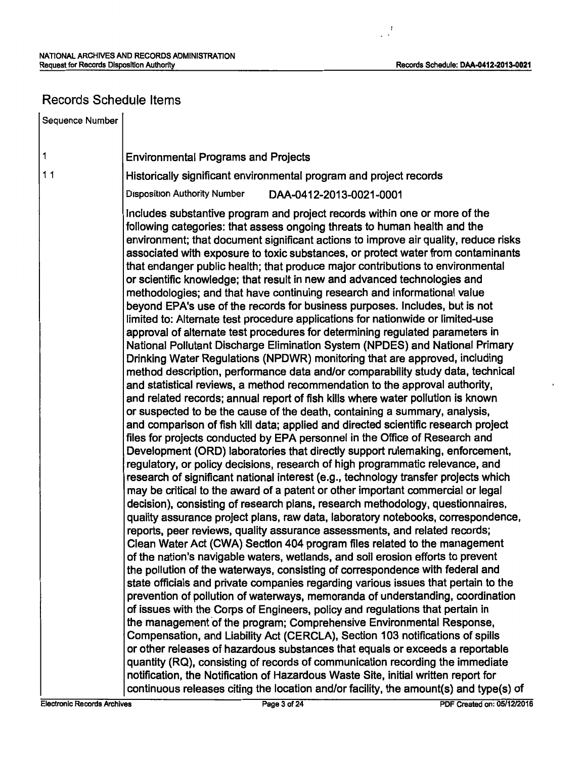# Records Schedule Items

| Sequence Number | |
|---|---|
| 1 | Environmental Programs and Projects |
| 1.1 | Historically significant environmental program and project records |

Disposition Authority Number DAA-0412-2013-0021-0001

Includes substantive program and project records within one or more of the following categories: that assess ongoing threats to human health and the environment; that document significant actions to improve air quality, reduce risks associated with exposure to toxic substances, or protect water from contaminants that endanger public health; that produce major contributions to environmental or scientific knowledge; that result in new and advanced technologies and methodologies; and that have continuing research and informational value beyond EPA's use of the records for business purposes. Includes, but is not limited to: Alternate test procedure applications for nationwide or limited-use approval of alternate test procedures for determining regulated parameters in National Pollutant Discharge Elimination System (NPDES) and National Primary Drinking Water Regulations (NPDWR) monitoring that are approved, including method description, performance data and/or comparability study data, technical and statistical reviews, a method recommendation to the approval authority, and related records; annual report of fish kills where water pollution is known or suspected to be the cause of the death, containing a summary, analysis, and comparison of fish kill data; applied and directed scientific research project files for projects conducted by EPA personnel in the Office of Research and Development (ORD) laboratories that directly support rulemaking, enforcement, regulatory, or policy decisions, research of high programmatic relevance, and research of significant national interest (e.g., technology transfer projects which may be critical to the award of a patent or other important commercial or legal decision), consisting of research plans, research methodology, questionnaires, quality assurance project plans, raw data, laboratory notebooks, correspondence, reports, peer reviews, quality assurance assessments, and related records; Clean Water Act (CWA) Section 404 program files related to the management of the nation's navigable waters, wetlands, and soil erosion efforts to prevent the pollution of the waterways, consisting of correspondence with federal and state officials and private companies regarding various issues that pertain to the prevention of pollution of waterways, memoranda of understanding, coordination of issues with the Corps of Engineers, policy and regulations that pertain in the management of the program; Comprehensive Environmental Response, Compensation, and Liability Act (CERCLA), Section 103 notifications of spills or other releases of hazardous substances that equals or exceeds a reportable quantity (RQ), consisting of records of communication recording the immediate notification, the Notification of Hazardous Waste Site, initial written report for continuous releases citing the location and/or facility, the amount(s) and type(s) of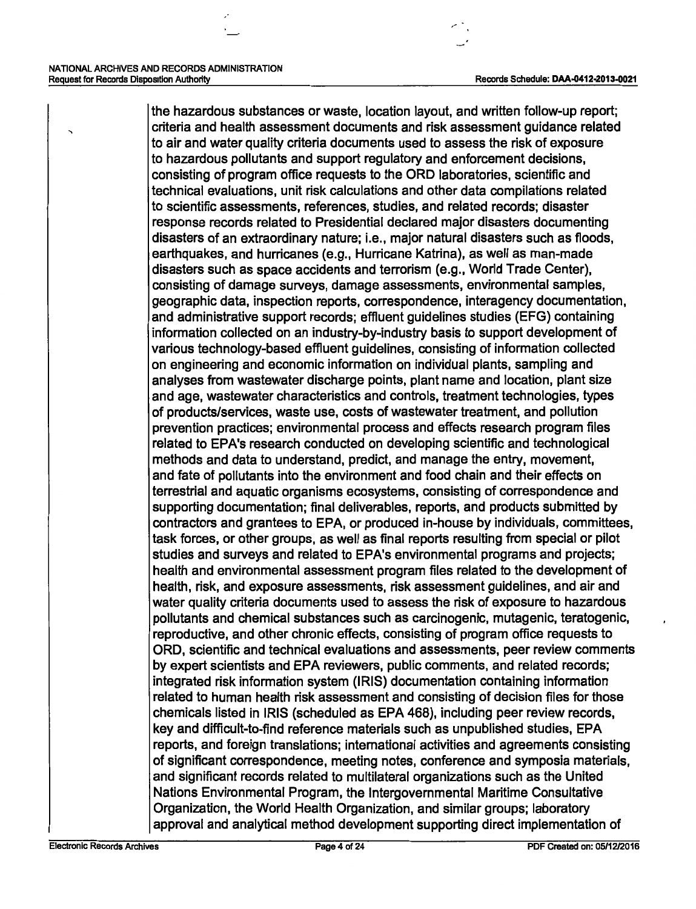the hazardous substances or waste, location layout, and written follow-up report; criteria and health assessment documents and risk assessment guidance related to air and water quality criteria documents used to assess the risk of exposure to hazardous pollutants and support regulatory and enforcement decisions, consisting of program office requests to the ORD laboratories, scientific and technical evaluations, unit risk calculations and other data compilations related to scientific assessments, references, studies, and related records; disaster response records related to Presidential declared major disasters documenting disasters of an extraordinary nature; i.e., major natural disasters such as floods, earthquakes, and hurricanes (e.g., Hurricane Katrina), as well as man-made disasters such as space accidents and terrorism (e.g., World Trade Center), consisting of damage surveys, damage assessments, environmental samples, geographic data, inspection reports, correspondence, interagency documentation, and administrative support records; effluent guidelines studies (EFG) containing information collected on an industry-by-industry basis to support development of various technology-based effluent guidelines, consisting of information collected on engineering and economic information on individual plants, sampling and analyses from wastewater discharge points, plant name and location, plant size and age, wastewater characteristics and controls, treatment technologies, types of products/services, waste use, costs of wastewater treatment, and pollution prevention practices; environmental process and effects research program files related to EPA's research conducted on developing scientific and technological methods and data to understand, predict, and manage the entry, movement, and fate of pollutants into the environment and food chain and their effects on terrestrial and aquatic organisms ecosystems, consisting of correspondence and supporting documentation; final deliverables, reports, and products submitted by contractors and grantees to EPA, or produced in-house by individuals, committees, task forces, or other groups, as well as final reports resulting from special or pilot studies and surveys and related to EPA's environmental programs and projects; health and environmental assessment program files related to the development of health, risk, and exposure assessments, risk assessment guidelines, and air and water quality criteria documents used to assess the risk of exposure to hazardous pollutants and chemical substances such as carcinogenic, mutagenic, teratogenic, reproductive, and other chronic effects, consisting of program office requests to ORD, scientific and technical evaluations and assessments, peer review comments by expert scientists and EPA reviewers, public comments, and related records; integrated risk information system (IRIS) documentation containing information related to human health risk assessment and consisting of decision files for those chemicals listed in IRIS (scheduled as EPA 468), including peer review records, key and difficult-to-find reference materials such as unpublished studies, EPA reports, and foreign translations; international activities and agreements consisting of significant correspondence, meeting notes, conference and symposia materials, and significant records related to multilateral organizations such as the United Nations Environmental Program, the Intergovernmental Maritime Consultative Organization, the World Health Organization, and similar groups; laboratory approval and analytical method development supporting direct implementation of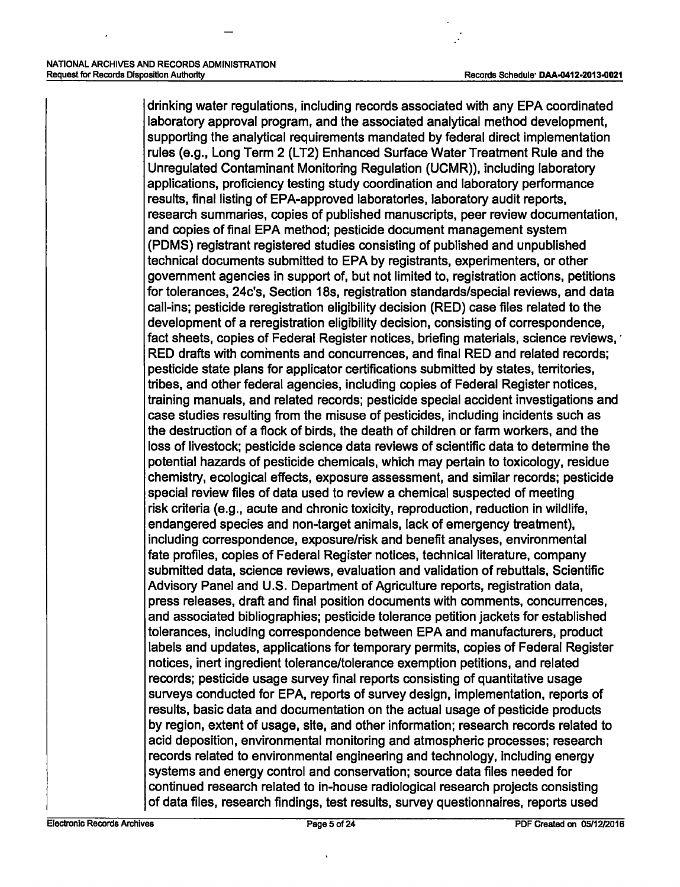drinking water regulations, including records associated with any EPA coordinated laboratory approval program, and the associated analytical method development, supporting the analytical requirements mandated by federal direct implementation rules (e.g., Long Term 2 (LT2) Enhanced Surface Water Treatment Rule and the Unregulated Contaminant Monitoring Regulation (UCMR)), including laboratory applications, proficiency testing study coordination and laboratory performance results, final listing of EPA-approved laboratories, laboratory audit reports, research summaries, copies of published manuscripts, peer review documentation, and copies of final EPA method; pesticide document management system (PDMS) registrant registered studies consisting of published and unpublished technical documents submitted to EPA by registrants, experimenters, or other government agencies in support of, but not limited to, registration actions, petitions for tolerances, 24c's, Section 18s, registration standards/special reviews, and data call-ins; pesticide reregistration eligibility decision (RED) case files related to the development of a reregistration eligibility decision, consisting of correspondence, fact sheets, copies of Federal Register notices, briefing materials, science reviews, RED drafts with comments and concurrences, and final RED and related records; pesticide state plans for applicator certifications submitted by states, territories, tribes, and other federal agencies, including copies of Federal Register notices, training manuals, and related records; pesticide special accident investigations and case studies resulting from the misuse of pesticides, including incidents such as the destruction of a flock of birds, the death of children or farm workers, and the loss of livestock; pesticide science data reviews of scientific data to determine the potential hazards of pesticide chemicals, which may pertain to toxicology, residue chemistry, ecological effects, exposure assessment, and similar records; pesticide special review files of data used to review a chemical suspected of meeting risk criteria (e.g., acute and chronic toxicity, reproduction, reduction in wildlife, endangered species and non-target animals, lack of emergency treatment), including correspondence, exposure/risk and benefit analyses, environmental fate profiles, copies of Federal Register notices, technical literature, company submitted data, science reviews, evaluation and validation of rebuttals, Scientific Advisory Panel and U.S. Department of Agriculture reports, registration data, press releases, draft and final position documents with comments, concurrences, and associated bibliographies; pesticide tolerance petition jackets for established tolerances, including correspondence between EPA and manufacturers, product labels and updates, applications for temporary permits, copies of Federal Register notices, inert ingredient tolerance/tolerance exemption petitions, and related records; pesticide usage survey final reports consisting of quantitative usage surveys conducted for EPA, reports of survey design, implementation, reports of results, basic data and documentation on the actual usage of pesticide products by region, extent of usage, site, and other information; research records related to acid deposition, environmental monitoring and atmospheric processes; research records related to environmental engineering and technology, including energy systems and energy control and conservation; source data files needed for continued research related to in-house radiological research projects consisting of data files, research findings, test results, survey questionnaires, reports used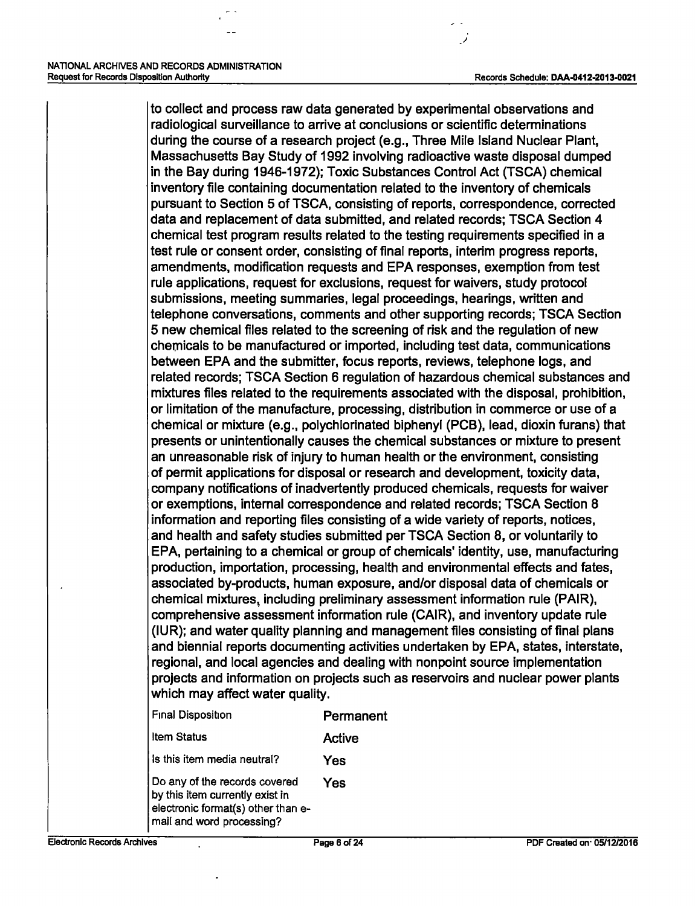to collect and process raw data generated by experimental observations and radiological surveillance to arrive at conclusions or scientific determinations during the course of a research project (e.g., Three Mile Island Nuclear Plant, Massachusetts Bay Study of 1992 involving radioactive waste disposal dumped in the Bay during 1946-1972); Toxic Substances Control Act (TSCA) chemical inventory file containing documentation related to the inventory of chemicals pursuant to Section 5 of TSCA, consisting of reports, correspondence, corrected data and replacement of data submitted, and related records; TSCA Section 4 chemical test program results related to the testing requirements specified in a test rule or consent order, consisting of final reports, interim progress reports, amendments, modification requests and EPA responses, exemption from test rule applications, request for exclusions, request for waivers, study protocol submissions, meeting summaries, legal proceedings, hearings, written and telephone conversations, comments and other supporting records; TSCA Section 5 new chemical files related to the screening of risk and the regulation of new chemicals to be manufactured or imported, including test data, communications between EPA and the submitter, focus reports, reviews, telephone logs, and related records; TSCA Section 6 regulation of hazardous chemical substances and mixtures files related to the requirements associated with the disposal, prohibition, or limitation of the manufacture, processing, distribution in commerce or use of a chemical or mixture (e.g., polychlorinated biphenyl (PCB), lead, dioxin furans) that presents or unintentionally causes the chemical substances or mixture to present an unreasonable risk of injury to human health or the environment, consisting of permit applications for disposal or research and development, toxicity data, company notifications of inadvertently produced chemicals, requests for waiver or exemptions, internal correspondence and related records; TSCA Section 8 information and reporting files consisting of a wide variety of reports, notices, and health and safety studies submitted per TSCA Section 8, or voluntarily to EPA, pertaining to a chemical or group of chemicals' identity, use, manufacturing production, importation, processing, health and environmental effects and fates, associated by-products, human exposure, and/or disposal data of chemicals or chemical mixtures, including preliminary assessment information rule (PAIR), comprehensive assessment information rule (CAIR), and inventory update rule (IUR); and water quality planning and management files consisting of final plans and biennial reports documenting activities undertaken by EPA, states, interstate, regional, and local agencies and dealing with nonpoint source implementation projects and information on projects such as reservoirs and nuclear power plants which may affect water quality.

| | |
|---|---|
| Final Disposition | Permanent |
| Item Status | Active |
| Is this item media neutral? | Yes |
| Do any of the records covered by this item currently exist in electronic format(s) other than e-mail and word processing? | Yes |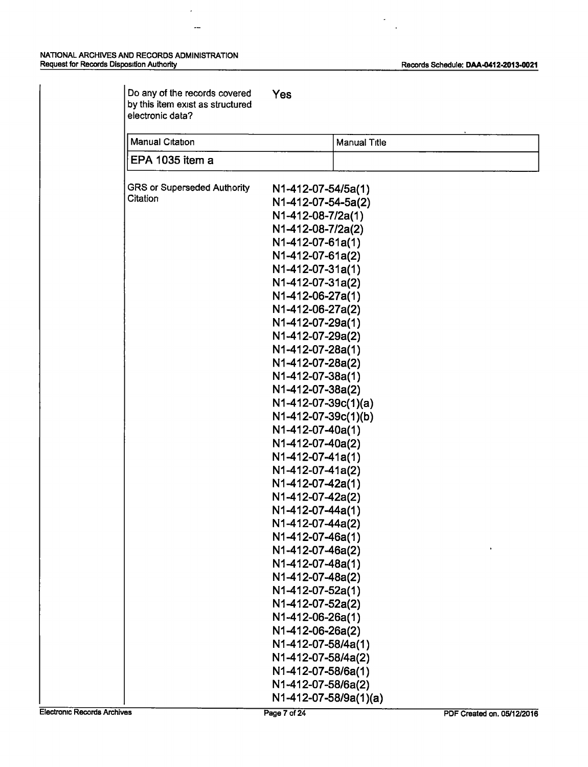Do any of the records covered by this item exist as structured electronic data? Yes

| Manual Citation | Manual Title |
| --- | --- |
| EPA 1035 item a | |

GRS or Superseded Authority Citation

N1-412-07-54/5a(1)
N1-412-07-54-5a(2)
N1-412-08-7/2a(1)
N1-412-08-7/2a(2)
N1-412-07-61a(1)
N1-412-07-61a(2)
N1-412-07-31a(1)
N1-412-07-31a(2)
N1-412-06-27a(1)
N1-412-06-27a(2)
N1-412-07-29a(1)
N1-412-07-29a(2)
N1-412-07-28a(1)
N1-412-07-28a(2)
N1-412-07-38a(1)
N1-412-07-38a(2)
N1-412-07-39c(1)(a)
N1-412-07-39c(1)(b)
N1-412-07-40a(1)
N1-412-07-40a(2)
N1-412-07-41a(1)
N1-412-07-41a(2)
N1-412-07-42a(1)
N1-412-07-42a(2)
N1-412-07-44a(1)
N1-412-07-44a(2)
N1-412-07-46a(1)
N1-412-07-46a(2)
N1-412-07-48a(1)
N1-412-07-48a(2)
N1-412-07-52a(1)
N1-412-07-52a(2)
N1-412-06-26a(1)
N1-412-06-26a(2)
N1-412-07-58/4a(1)
N1-412-07-58/4a(2)
N1-412-07-58/6a(1)
N1-412-07-58/6a(2)
N1-412-07-58/9a(1)(a)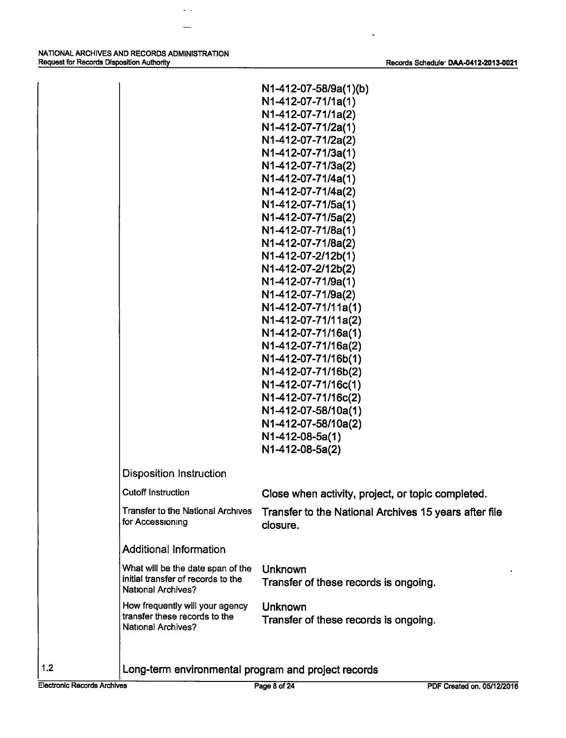N1-412-07-58/9a(1)(b)
N1-412-07-71/1a(1)
N1-412-07-71/1a(2)
N1-412-07-71/2a(1)
N1-412-07-71/2a(2)
N1-412-07-71/3a(1)
N1-412-07-71/3a(2)
N1-412-07-71/4a(1)
N1-412-07-71/4a(2)
N1-412-07-71/5a(1)
N1-412-07-71/5a(2)
N1-412-07-71/8a(1)
N1-412-07-71/8a(2)
N1-412-07-2/12b(1)
N1-412-07-2/12b(2)
N1-412-07-71/9a(1)
N1-412-07-71/9a(2)
N1-412-07-71/11a(1)
N1-412-07-71/11a(2)
N1-412-07-71/16a(1)
N1-412-07-71/16a(2)
N1-412-07-71/16b(1)
N1-412-07-71/16b(2)
N1-412-07-71/16c(1)
N1-412-07-71/16c(2)
N1-412-07-58/10a(1)
N1-412-07-58/10a(2)
N1-412-08-5a(1)
N1-412-08-5a(2)

### Disposition Instruction

| | |
|---|---|
| Cutoff Instruction | Close when activity, project, or topic completed. |
| Transfer to the National Archives for Accessioning | Transfer to the National Archives 15 years after file closure. |

### Additional Information

| | |
|---|---|
| What will be the date span of the initial transfer of records to the National Archives? | Unknown<br>Transfer of these records is ongoing. |
| How frequently will your agency transfer these records to the National Archives? | Unknown<br>Transfer of these records is ongoing. |

## 1.2 Long-term environmental program and project records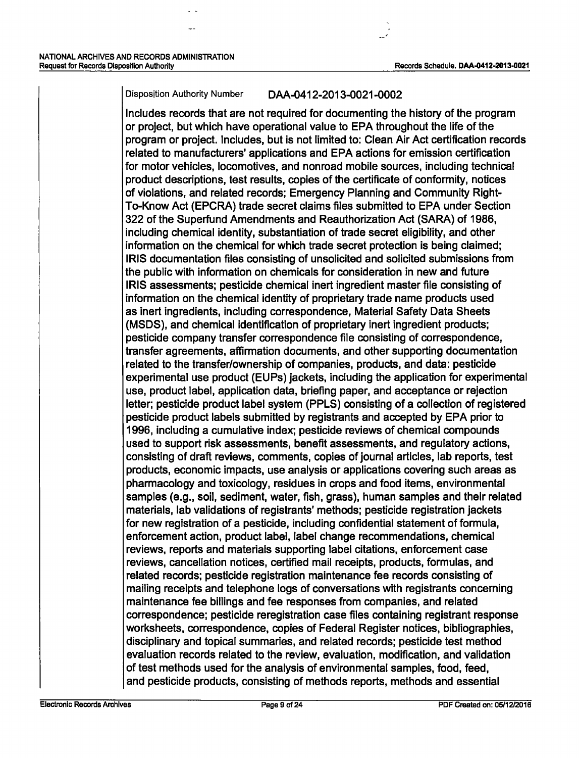Disposition Authority Number DAA-0412-2013-0021-0002

Includes records that are not required for documenting the history of the program or project, but which have operational value to EPA throughout the life of the program or project. Includes, but is not limited to: Clean Air Act certification records related to manufacturers' applications and EPA actions for emission certification for motor vehicles, locomotives, and nonroad mobile sources, including technical product descriptions, test results, copies of the certificate of conformity, notices of violations, and related records; Emergency Planning and Community Right-To-Know Act (EPCRA) trade secret claims files submitted to EPA under Section 322 of the Superfund Amendments and Reauthorization Act (SARA) of 1986, including chemical identity, substantiation of trade secret eligibility, and other information on the chemical for which trade secret protection is being claimed; IRIS documentation files consisting of unsolicited and solicited submissions from the public with information on chemicals for consideration in new and future IRIS assessments; pesticide chemical inert ingredient master file consisting of information on the chemical identity of proprietary trade name products used as inert ingredients, including correspondence, Material Safety Data Sheets (MSDS), and chemical identification of proprietary inert ingredient products; pesticide company transfer correspondence file consisting of correspondence, transfer agreements, affirmation documents, and other supporting documentation related to the transfer/ownership of companies, products, and data: pesticide experimental use product (EUPs) jackets, including the application for experimental use, product label, application data, briefing paper, and acceptance or rejection letter; pesticide product label system (PPLS) consisting of a collection of registered pesticide product labels submitted by registrants and accepted by EPA prior to 1996, including a cumulative index; pesticide reviews of chemical compounds used to support risk assessments, benefit assessments, and regulatory actions, consisting of draft reviews, comments, copies of journal articles, lab reports, test products, economic impacts, use analysis or applications covering such areas as pharmacology and toxicology, residues in crops and food items, environmental samples (e.g., soil, sediment, water, fish, grass), human samples and their related materials, lab validations of registrants' methods; pesticide registration jackets for new registration of a pesticide, including confidential statement of formula, enforcement action, product label, label change recommendations, chemical reviews, reports and materials supporting label citations, enforcement case reviews, cancellation notices, certified mail receipts, products, formulas, and related records; pesticide registration maintenance fee records consisting of mailing receipts and telephone logs of conversations with registrants concerning maintenance fee billings and fee responses from companies, and related correspondence; pesticide reregistration case files containing registrant response worksheets, correspondence, copies of Federal Register notices, bibliographies, disciplinary and topical summaries, and related records; pesticide test method evaluation records related to the review, evaluation, modification, and validation of test methods used for the analysis of environmental samples, food, feed, and pesticide products, consisting of methods reports, methods and essential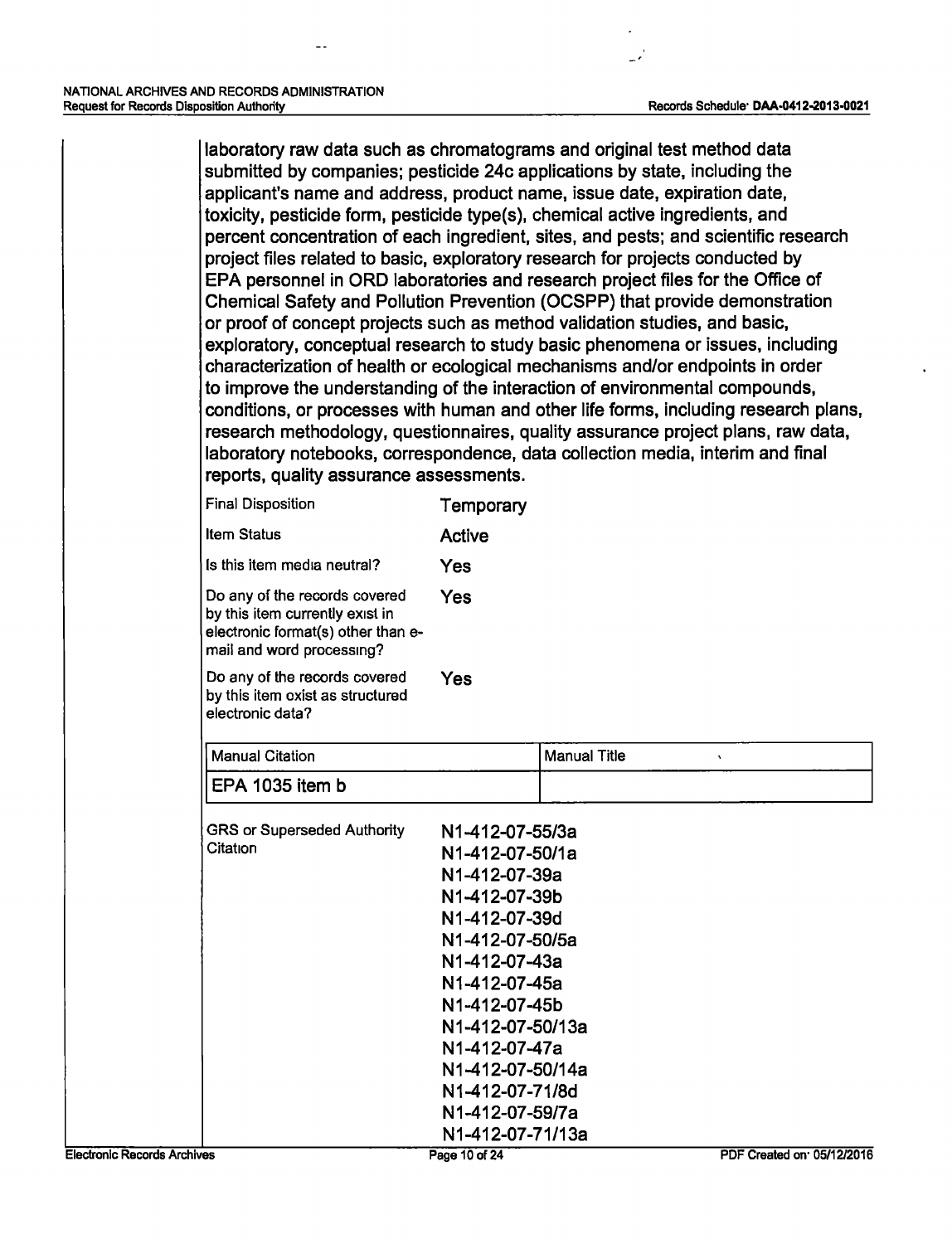laboratory raw data such as chromatograms and original test method data submitted by companies; pesticide 24c applications by state, including the applicant's name and address, product name, issue date, expiration date, toxicity, pesticide form, pesticide type(s), chemical active ingredients, and percent concentration of each ingredient, sites, and pests; and scientific research project files related to basic, exploratory research for projects conducted by EPA personnel in ORD laboratories and research project files for the Office of Chemical Safety and Pollution Prevention (OCSPP) that provide demonstration or proof of concept projects such as method validation studies, and basic, exploratory, conceptual research to study basic phenomena or issues, including characterization of health or ecological mechanisms and/or endpoints in order to improve the understanding of the interaction of environmental compounds, conditions, or processes with human and other life forms, including research plans, research methodology, questionnaires, quality assurance project plans, raw data, laboratory notebooks, correspondence, data collection media, interim and final reports, quality assurance assessments.

| | |
|---|---|
| Final Disposition | Temporary |
| Item Status | Active |
| Is this item media neutral? | Yes |
| Do any of the records covered by this item currently exist in electronic format(s) other than e-mail and word processing? | Yes |
| Do any of the records covered by this item exist as structured electronic data? | Yes |

| Manual Citation | Manual Title |
|---|---|
| EPA 1035 item b | |

GRS or Superseded Authority Citation

N1-412-07-55/3a
N1-412-07-50/1a
N1-412-07-39a
N1-412-07-39b
N1-412-07-39d
N1-412-07-50/5a
N1-412-07-43a
N1-412-07-45a
N1-412-07-45b
N1-412-07-50/13a
N1-412-07-47a
N1-412-07-50/14a
N1-412-07-71/8d
N1-412-07-59/7a
N1-412-07-71/13a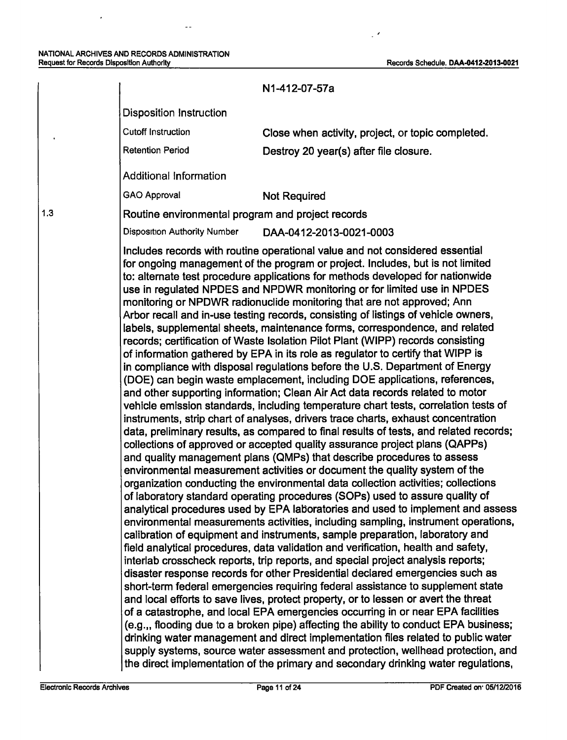N1-412-07-57a

**Disposition Instruction**

| | |
|---|---|
| Cutoff Instruction | Close when activity, project, or topic completed. |
| Retention Period | Destroy 20 year(s) after file closure. |

**Additional Information**

| | |
|---|---|
| GAO Approval | Not Required |

1.3 Routine environmental program and project records

Disposition Authority Number DAA-0412-2013-0021-0003

Includes records with routine operational value and not considered essential for ongoing management of the program or project. Includes, but is not limited to: alternate test procedure applications for methods developed for nationwide use in regulated NPDES and NPDWR monitoring or for limited use in NPDES monitoring or NPDWR radionuclide monitoring that are not approved; Ann Arbor recall and in-use testing records, consisting of listings of vehicle owners, labels, supplemental sheets, maintenance forms, correspondence, and related records; certification of Waste Isolation Pilot Plant (WIPP) records consisting of information gathered by EPA in its role as regulator to certify that WIPP is in compliance with disposal regulations before the U.S. Department of Energy (DOE) can begin waste emplacement, including DOE applications, references, and other supporting information; Clean Air Act data records related to motor vehicle emission standards, including temperature chart tests, correlation tests of instruments, strip chart of analyses, drivers trace charts, exhaust concentration data, preliminary results, as compared to final results of tests, and related records; collections of approved or accepted quality assurance project plans (QAPPs) and quality management plans (QMPs) that describe procedures to assess environmental measurement activities or document the quality system of the organization conducting the environmental data collection activities; collections of laboratory standard operating procedures (SOPs) used to assure quality of analytical procedures used by EPA laboratories and used to implement and assess environmental measurements activities, including sampling, instrument operations, calibration of equipment and instruments, sample preparation, laboratory and field analytical procedures, data validation and verification, health and safety, interlab crosscheck reports, trip reports, and special project analysis reports; disaster response records for other Presidential declared emergencies such as short-term federal emergencies requiring federal assistance to supplement state and local efforts to save lives, protect property, or to lessen or avert the threat of a catastrophe, and local EPA emergencies occurring in or near EPA facilities (e.g.,, flooding due to a broken pipe) affecting the ability to conduct EPA business; drinking water management and direct implementation files related to public water supply systems, source water assessment and protection, wellhead protection, and the direct implementation of the primary and secondary drinking water regulations,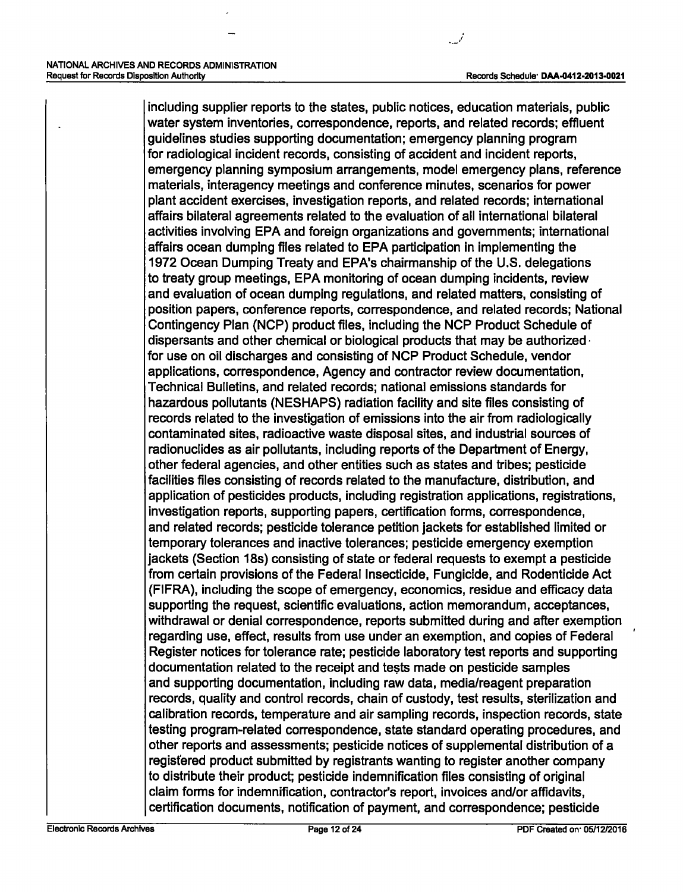including supplier reports to the states, public notices, education materials, public water system inventories, correspondence, reports, and related records; effluent guidelines studies supporting documentation; emergency planning program for radiological incident records, consisting of accident and incident reports, emergency planning symposium arrangements, model emergency plans, reference materials, interagency meetings and conference minutes, scenarios for power plant accident exercises, investigation reports, and related records; international affairs bilateral agreements related to the evaluation of all international bilateral activities involving EPA and foreign organizations and governments; international affairs ocean dumping files related to EPA participation in implementing the 1972 Ocean Dumping Treaty and EPA's chairmanship of the U.S. delegations to treaty group meetings, EPA monitoring of ocean dumping incidents, review and evaluation of ocean dumping regulations, and related matters, consisting of position papers, conference reports, correspondence, and related records; National Contingency Plan (NCP) product files, including the NCP Product Schedule of dispersants and other chemical or biological products that may be authorized for use on oil discharges and consisting of NCP Product Schedule, vendor applications, correspondence, Agency and contractor review documentation, Technical Bulletins, and related records; national emissions standards for hazardous pollutants (NESHAPS) radiation facility and site files consisting of records related to the investigation of emissions into the air from radiologically contaminated sites, radioactive waste disposal sites, and industrial sources of radionuclides as air pollutants, including reports of the Department of Energy, other federal agencies, and other entities such as states and tribes; pesticide facilities files consisting of records related to the manufacture, distribution, and application of pesticides products, including registration applications, registrations, investigation reports, supporting papers, certification forms, correspondence, and related records; pesticide tolerance petition jackets for established limited or temporary tolerances and inactive tolerances; pesticide emergency exemption jackets (Section 18s) consisting of state or federal requests to exempt a pesticide from certain provisions of the Federal Insecticide, Fungicide, and Rodenticide Act (FIFRA), including the scope of emergency, economics, residue and efficacy data supporting the request, scientific evaluations, action memorandum, acceptances, withdrawal or denial correspondence, reports submitted during and after exemption regarding use, effect, results from use under an exemption, and copies of Federal Register notices for tolerance rate; pesticide laboratory test reports and supporting documentation related to the receipt and tests made on pesticide samples and supporting documentation, including raw data, media/reagent preparation records, quality and control records, chain of custody, test results, sterilization and calibration records, temperature and air sampling records, inspection records, state testing program-related correspondence, state standard operating procedures, and other reports and assessments; pesticide notices of supplemental distribution of a registered product submitted by registrants wanting to register another company to distribute their product; pesticide indemnification files consisting of original claim forms for indemnification, contractor's report, invoices and/or affidavits, certification documents, notification of payment, and correspondence; pesticide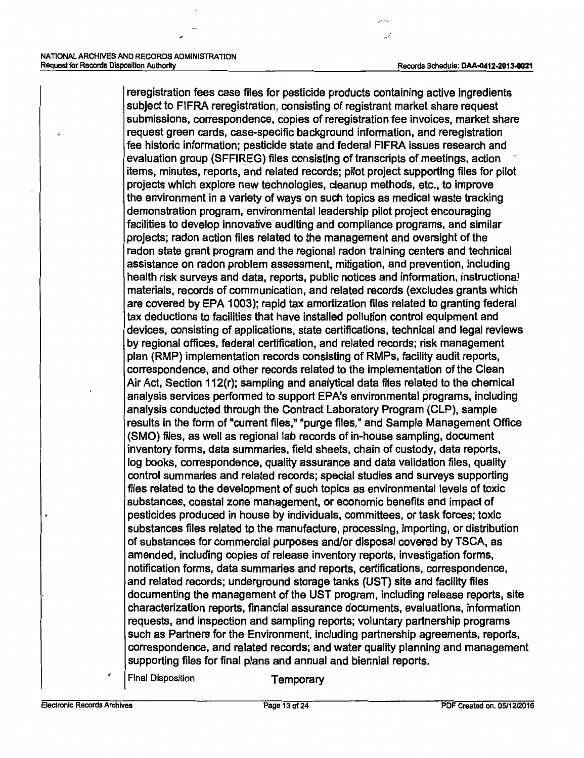reregistration fees case files for pesticide products containing active ingredients subject to FIFRA reregistration, consisting of registrant market share request submissions, correspondence, copies of reregistration fee invoices, market share request green cards, case-specific background information, and reregistration fee historic information; pesticide state and federal FIFRA issues research and evaluation group (SFFIREG) files consisting of transcripts of meetings, action items, minutes, reports, and related records; pilot project supporting files for pilot projects which explore new technologies, cleanup methods, etc., to improve the environment in a variety of ways on such topics as medical waste tracking demonstration program, environmental leadership pilot project encouraging facilities to develop innovative auditing and compliance programs, and similar projects; radon action files related to the management and oversight of the radon state grant program and the regional radon training centers and technical assistance on radon problem assessment, mitigation, and prevention, including health risk surveys and data, reports, public notices and information, instructional materials, records of communication, and related records (excludes grants which are covered by EPA 1003); rapid tax amortization files related to granting federal tax deductions to facilities that have installed pollution control equipment and devices, consisting of applications, state certifications, technical and legal reviews by regional offices, federal certification, and related records; risk management plan (RMP) implementation records consisting of RMPs, facility audit reports, correspondence, and other records related to the implementation of the Clean Air Act, Section 112(r); sampling and analytical data files related to the chemical analysis services performed to support EPA's environmental programs, including analysis conducted through the Contract Laboratory Program (CLP), sample results in the form of "current files," "purge files," and Sample Management Office (SMO) files, as well as regional lab records of in-house sampling, document inventory forms, data summaries, field sheets, chain of custody, data reports, log books, correspondence, quality assurance and data validation files, quality control summaries and related records; special studies and surveys supporting files related to the development of such topics as environmental levels of toxic substances, coastal zone management, or economic benefits and impact of pesticides produced in house by individuals, committees, or task forces; toxic substances files related to the manufacture, processing, importing, or distribution of substances for commercial purposes and/or disposal covered by TSCA, as amended, including copies of release inventory reports, investigation forms, notification forms, data summaries and reports, certifications, correspondence, and related records; underground storage tanks (UST) site and facility files documenting the management of the UST program, including release reports, site characterization reports, financial assurance documents, evaluations, information requests, and inspection and sampling reports; voluntary partnership programs such as Partners for the Environment, including partnership agreements, reports, correspondence, and related records; and water quality planning and management supporting files for final plans and annual and biennial reports.

Final Disposition Temporary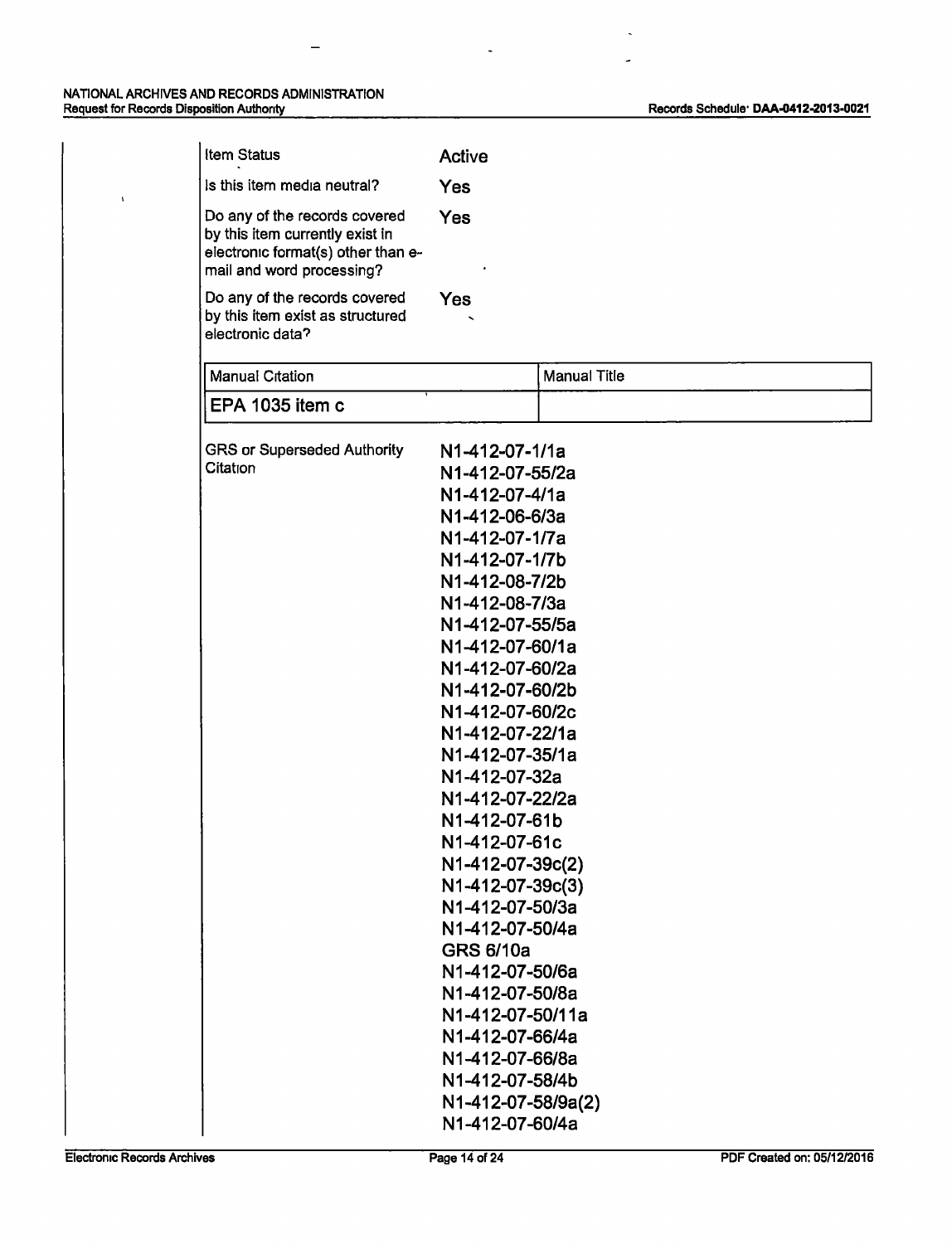| | |
|---|---|
| Item Status | Active |
| Is this item media neutral? | Yes |
| Do any of the records covered by this item currently exist in electronic format(s) other than e-mail and word processing? | Yes |
| Do any of the records covered by this item exist as structured electronic data? | Yes |

| Manual Citation | Manual Title |
|---|---|
| EPA 1035 item c | |

GRS or Superseded Authority Citation

N1-412-07-1/1a
N1-412-07-55/2a
N1-412-07-4/1a
N1-412-06-6/3a
N1-412-07-1/7a
N1-412-07-1/7b
N1-412-08-7/2b
N1-412-08-7/3a
N1-412-07-55/5a
N1-412-07-60/1a
N1-412-07-60/2a
N1-412-07-60/2b
N1-412-07-60/2c
N1-412-07-22/1a
N1-412-07-35/1a
N1-412-07-32a
N1-412-07-22/2a
N1-412-07-61b
N1-412-07-61c
N1-412-07-39c(2)
N1-412-07-39c(3)
N1-412-07-50/3a
N1-412-07-50/4a
GRS 6/10a
N1-412-07-50/6a
N1-412-07-50/8a
N1-412-07-50/11a
N1-412-07-66/4a
N1-412-07-66/8a
N1-412-07-58/4b
N1-412-07-58/9a(2)
N1-412-07-60/4a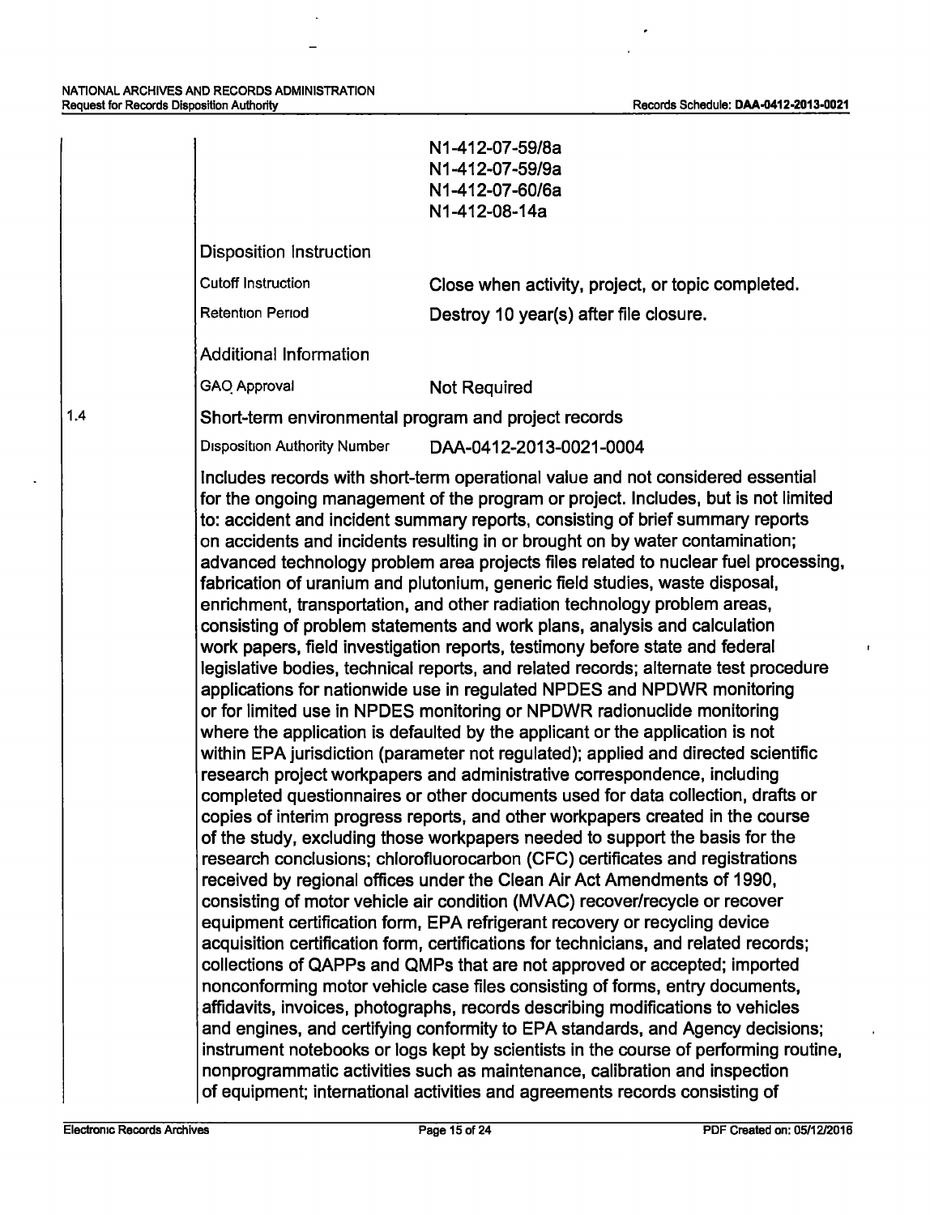N1-412-07-59/8a
N1-412-07-59/9a
N1-412-07-60/6a
N1-412-08-14a

**Disposition Instruction**

| | |
|---|---|
| Cutoff Instruction | Close when activity, project, or topic completed. |
| Retention Period | Destroy 10 year(s) after file closure. |

**Additional Information**

| | |
|---|---|
| GAO Approval | Not Required |

1.4 **Short-term environmental program and project records**

Disposition Authority Number DAA-0412-2013-0021-0004

Includes records with short-term operational value and not considered essential for the ongoing management of the program or project. Includes, but is not limited to: accident and incident summary reports, consisting of brief summary reports on accidents and incidents resulting in or brought on by water contamination; advanced technology problem area projects files related to nuclear fuel processing, fabrication of uranium and plutonium, generic field studies, waste disposal, enrichment, transportation, and other radiation technology problem areas, consisting of problem statements and work plans, analysis and calculation work papers, field investigation reports, testimony before state and federal legislative bodies, technical reports, and related records; alternate test procedure applications for nationwide use in regulated NPDES and NPDWR monitoring or for limited use in NPDES monitoring or NPDWR radionuclide monitoring where the application is defaulted by the applicant or the application is not within EPA jurisdiction (parameter not regulated); applied and directed scientific research project workpapers and administrative correspondence, including completed questionnaires or other documents used for data collection, drafts or copies of interim progress reports, and other workpapers created in the course of the study, excluding those workpapers needed to support the basis for the research conclusions; chlorofluorocarbon (CFC) certificates and registrations received by regional offices under the Clean Air Act Amendments of 1990, consisting of motor vehicle air condition (MVAC) recover/recycle or recover equipment certification form, EPA refrigerant recovery or recycling device acquisition certification form, certifications for technicians, and related records; collections of QAPPs and QMPs that are not approved or accepted; imported nonconforming motor vehicle case files consisting of forms, entry documents, affidavits, invoices, photographs, records describing modifications to vehicles and engines, and certifying conformity to EPA standards, and Agency decisions; instrument notebooks or logs kept by scientists in the course of performing routine, nonprogrammatic activities such as maintenance, calibration and inspection of equipment; international activities and agreements records consisting of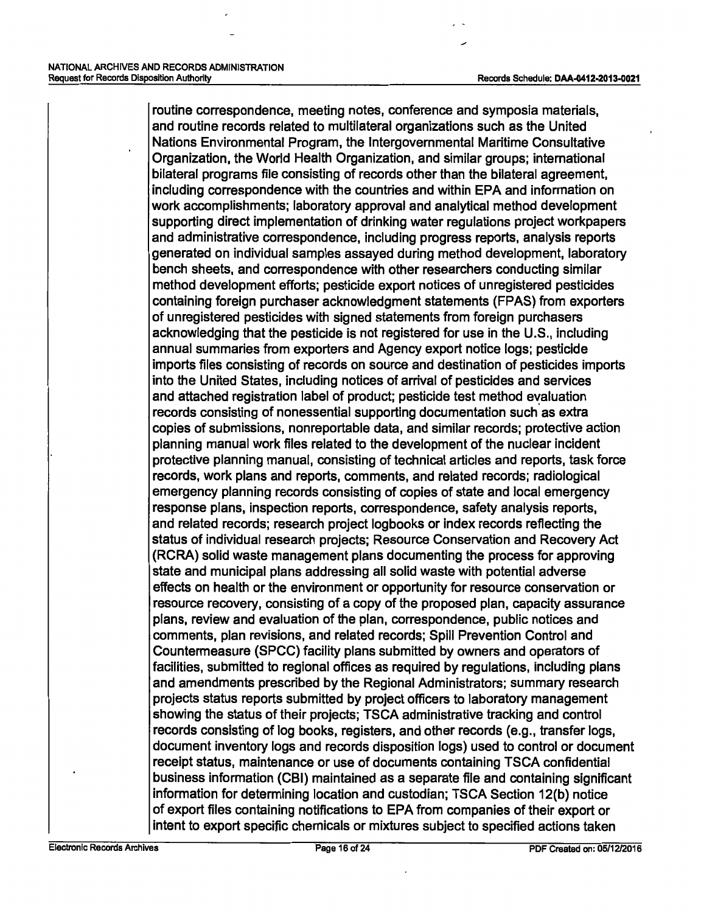routine correspondence, meeting notes, conference and symposia materials, and routine records related to multilateral organizations such as the United Nations Environmental Program, the Intergovernmental Maritime Consultative Organization, the World Health Organization, and similar groups; international bilateral programs file consisting of records other than the bilateral agreement, including correspondence with the countries and within EPA and information on work accomplishments; laboratory approval and analytical method development supporting direct implementation of drinking water regulations project workpapers and administrative correspondence, including progress reports, analysis reports generated on individual samples assayed during method development, laboratory bench sheets, and correspondence with other researchers conducting similar method development efforts; pesticide export notices of unregistered pesticides containing foreign purchaser acknowledgment statements (FPAS) from exporters of unregistered pesticides with signed statements from foreign purchasers acknowledging that the pesticide is not registered for use in the U.S., including annual summaries from exporters and Agency export notice logs; pesticide imports files consisting of records on source and destination of pesticides imports into the United States, including notices of arrival of pesticides and services and attached registration label of product; pesticide test method evaluation records consisting of nonessential supporting documentation such as extra copies of submissions, nonreportable data, and similar records; protective action planning manual work files related to the development of the nuclear incident protective planning manual, consisting of technical articles and reports, task force records, work plans and reports, comments, and related records; radiological emergency planning records consisting of copies of state and local emergency response plans, inspection reports, correspondence, safety analysis reports, and related records; research project logbooks or index records reflecting the status of individual research projects; Resource Conservation and Recovery Act (RCRA) solid waste management plans documenting the process for approving state and municipal plans addressing all solid waste with potential adverse effects on health or the environment or opportunity for resource conservation or resource recovery, consisting of a copy of the proposed plan, capacity assurance plans, review and evaluation of the plan, correspondence, public notices and comments, plan revisions, and related records; Spill Prevention Control and Countermeasure (SPCC) facility plans submitted by owners and operators of facilities, submitted to regional offices as required by regulations, including plans and amendments prescribed by the Regional Administrators; summary research projects status reports submitted by project officers to laboratory management showing the status of their projects; TSCA administrative tracking and control records consisting of log books, registers, and other records (e.g., transfer logs, document inventory logs and records disposition logs) used to control or document receipt status, maintenance or use of documents containing TSCA confidential business information (CBI) maintained as a separate file and containing significant information for determining location and custodian; TSCA Section 12(b) notice of export files containing notifications to EPA from companies of their export or intent to export specific chemicals or mixtures subject to specified actions taken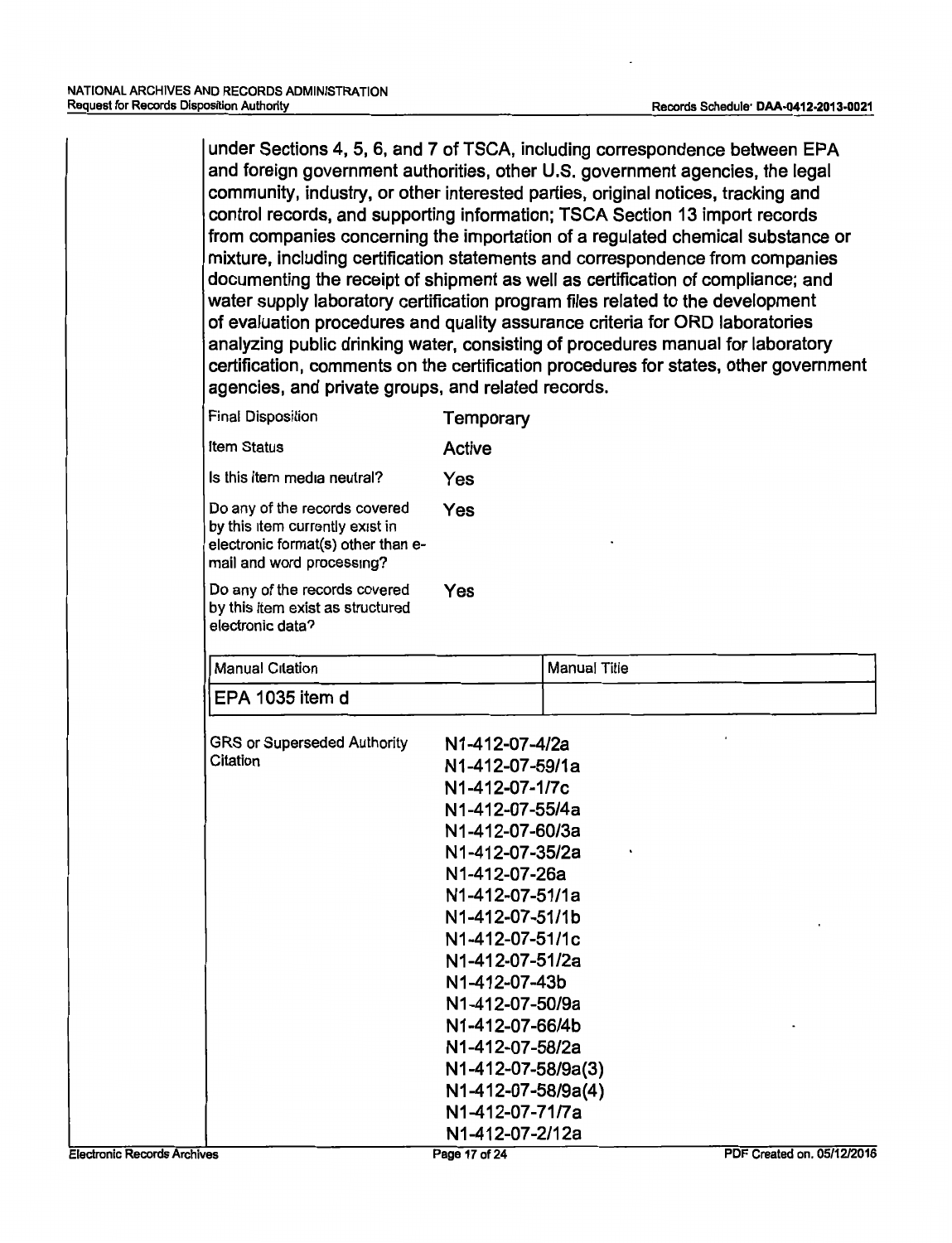under Sections 4, 5, 6, and 7 of TSCA, including correspondence between EPA and foreign government authorities, other U.S. government agencies, the legal community, industry, or other interested parties, original notices, tracking and control records, and supporting information; TSCA Section 13 import records from companies concerning the importation of a regulated chemical substance or mixture, including certification statements and correspondence from companies documenting the receipt of shipment as well as certification of compliance; and water supply laboratory certification program files related to the development of evaluation procedures and quality assurance criteria for ORD laboratories analyzing public drinking water, consisting of procedures manual for laboratory certification, comments on the certification procedures for states, other government agencies, and private groups, and related records.

| | |
|---|---|
| Final Disposition | Temporary |
| Item Status | Active |
| Is this item media neutral? | Yes |
| Do any of the records covered by this item currently exist in electronic format(s) other than e-mail and word processing? | Yes |
| Do any of the records covered by this item exist as structured electronic data? | Yes |

| Manual Citation | Manual Title |
|---|---|
| EPA 1035 item d | |

GRS or Superseded Authority Citation

N1-412-07-4/2a
N1-412-07-59/1a
N1-412-07-1/7c
N1-412-07-55/4a
N1-412-07-60/3a
N1-412-07-35/2a
N1-412-07-26a
N1-412-07-51/1a
N1-412-07-51/1b
N1-412-07-51/1c
N1-412-07-51/2a
N1-412-07-43b
N1-412-07-50/9a
N1-412-07-66/4b
N1-412-07-58/2a
N1-412-07-58/9a(3)
N1-412-07-58/9a(4)
N1-412-07-71/7a
N1-412-07-2/12a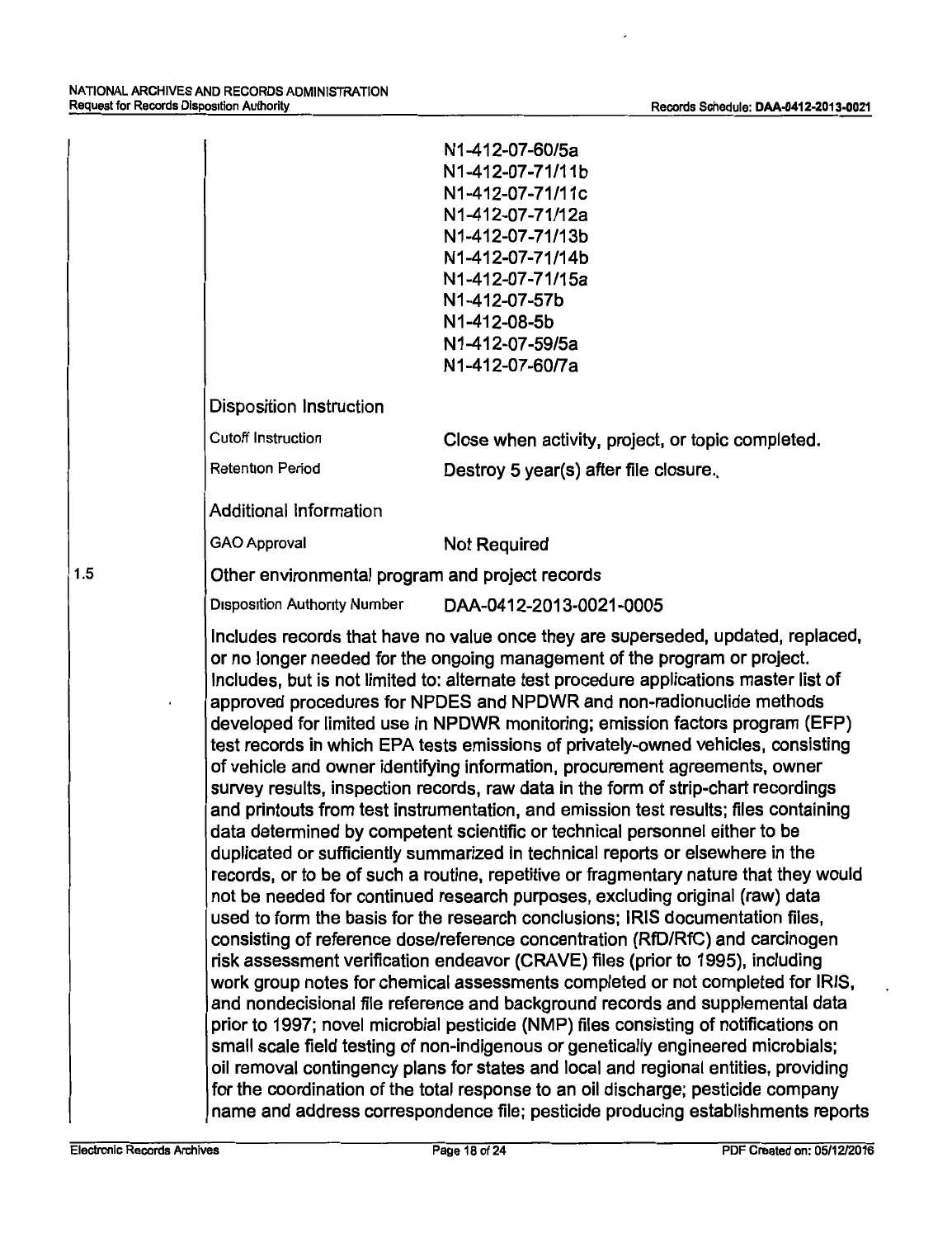N1-412-07-60/5a
N1-412-07-71/11b
N1-412-07-71/11c
N1-412-07-71/12a
N1-412-07-71/13b
N1-412-07-71/14b
N1-412-07-71/15a
N1-412-07-57b
N1-412-08-5b
N1-412-07-59/5a
N1-412-07-60/7a

Disposition Instruction

| | |
|---|---|
| Cutoff Instruction | Close when activity, project, or topic completed. |
| Retention Period | Destroy 5 year(s) after file closure. |

Additional Information

| | |
|---|---|
| GAO Approval | Not Required |

1.5 Other environmental program and project records

Disposition Authority Number DAA-0412-2013-0021-0005

Includes records that have no value once they are superseded, updated, replaced, or no longer needed for the ongoing management of the program or project. Includes, but is not limited to: alternate test procedure applications master list of approved procedures for NPDES and NPDWR and non-radionuclide methods developed for limited use in NPDWR monitoring; emission factors program (EFP) test records in which EPA tests emissions of privately-owned vehicles, consisting of vehicle and owner identifying information, procurement agreements, owner survey results, inspection records, raw data in the form of strip-chart recordings and printouts from test instrumentation, and emission test results; files containing data determined by competent scientific or technical personnel either to be duplicated or sufficiently summarized in technical reports or elsewhere in the records, or to be of such a routine, repetitive or fragmentary nature that they would not be needed for continued research purposes, excluding original (raw) data used to form the basis for the research conclusions; IRIS documentation files, consisting of reference dose/reference concentration (RfD/RfC) and carcinogen risk assessment verification endeavor (CRAVE) files (prior to 1995), including work group notes for chemical assessments completed or not completed for IRIS, and nondecisional file reference and background records and supplemental data prior to 1997; novel microbial pesticide (NMP) files consisting of notifications on small scale field testing of non-indigenous or genetically engineered microbials; oil removal contingency plans for states and local and regional entities, providing for the coordination of the total response to an oil discharge; pesticide company name and address correspondence file; pesticide producing establishments reports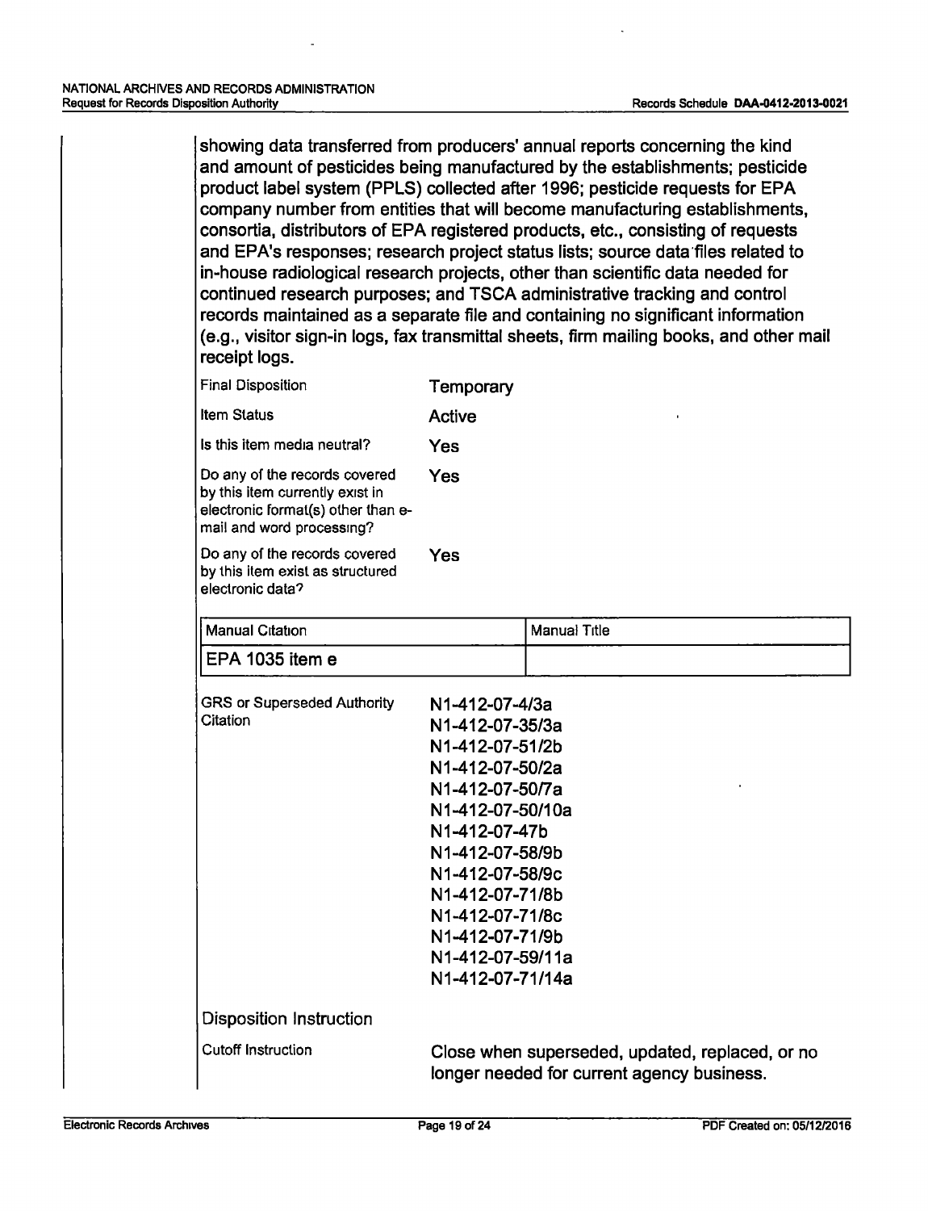showing data transferred from producers' annual reports concerning the kind and amount of pesticides being manufactured by the establishments; pesticide product label system (PPLS) collected after 1996; pesticide requests for EPA company number from entities that will become manufacturing establishments, consortia, distributors of EPA registered products, etc., consisting of requests and EPA's responses; research project status lists; source data files related to in-house radiological research projects, other than scientific data needed for continued research purposes; and TSCA administrative tracking and control records maintained as a separate file and containing no significant information (e.g., visitor sign-in logs, fax transmittal sheets, firm mailing books, and other mail receipt logs.

| | |
|---|---|
| Final Disposition | Temporary |
| Item Status | Active |
| Is this item media neutral? | Yes |
| Do any of the records covered by this item currently exist in electronic format(s) other than e-mail and word processing? | Yes |
| Do any of the records covered by this item exist as structured electronic data? | Yes |

| Manual Citation | Manual Title |
|---|---|
| EPA 1035 item e | |

GRS or Superseded Authority Citation

N1-412-07-4/3a
N1-412-07-35/3a
N1-412-07-51/2b
N1-412-07-50/2a
N1-412-07-50/7a
N1-412-07-50/10a
N1-412-07-47b
N1-412-07-58/9b
N1-412-07-58/9c
N1-412-07-71/8b
N1-412-07-71/8c
N1-412-07-71/9b
N1-412-07-59/11a
N1-412-07-71/14a

## Disposition Instruction

| | |
|---|---|
| Cutoff Instruction | Close when superseded, updated, replaced, or no longer needed for current agency business. |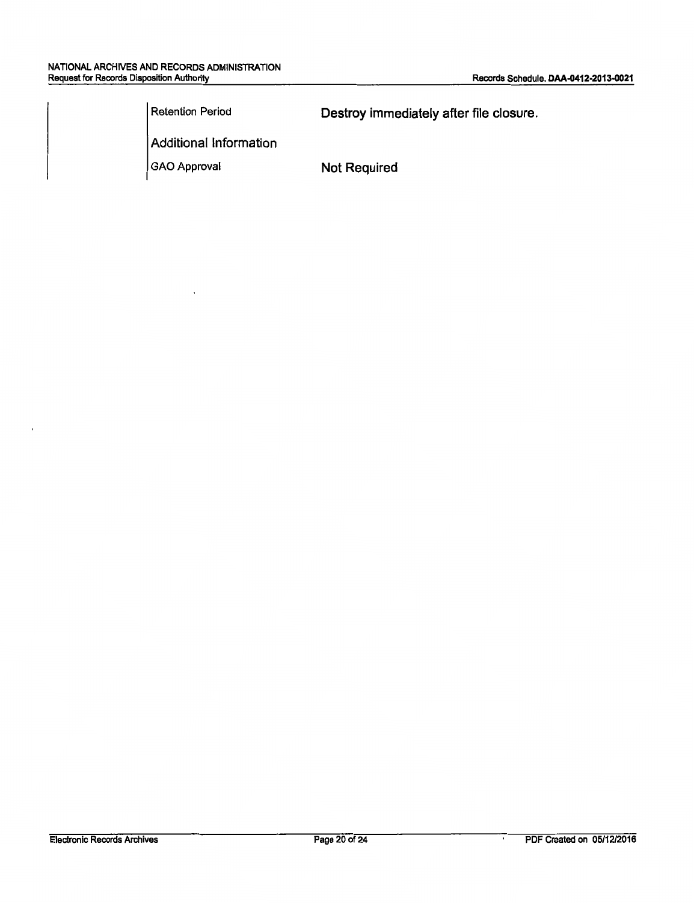| | |
|---|---|
| Retention Period | Destroy immediately after file closure. |
| Additional Information | |
| GAO Approval | Not Required |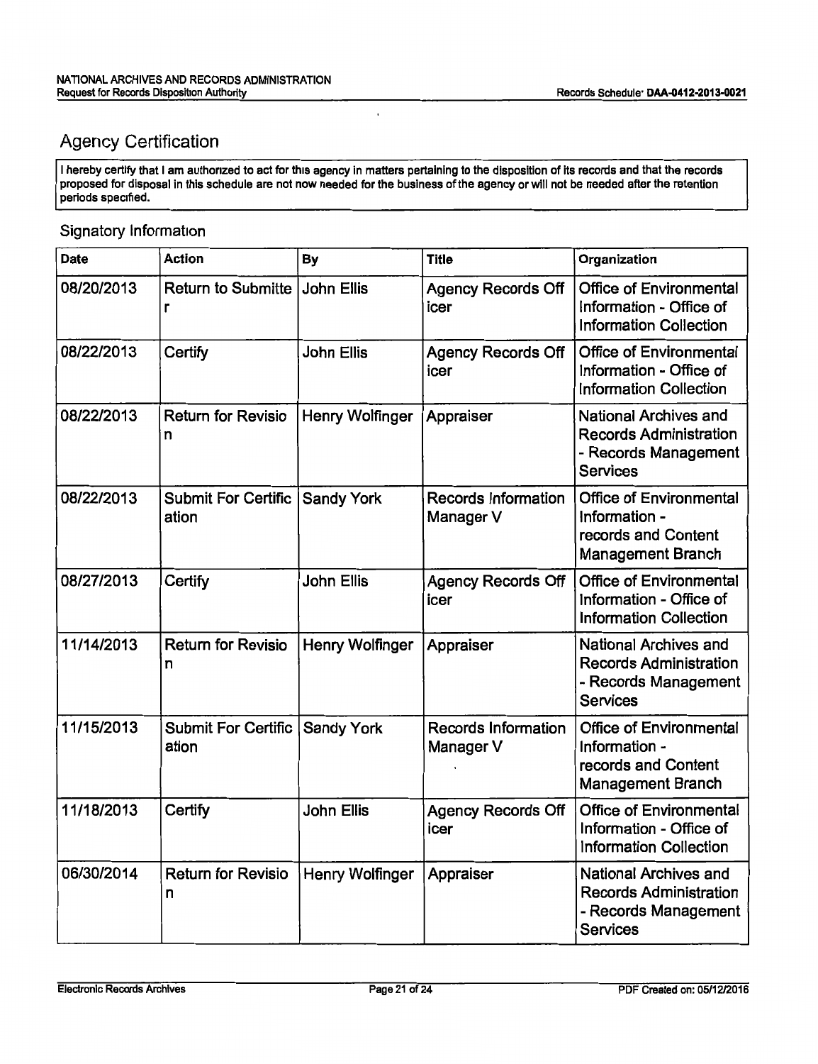## Agency Certification

I hereby certify that I am authorized to act for this agency in matters pertaining to the disposition of its records and that the records proposed for disposal in this schedule are not now needed for the business of the agency or will not be needed after the retention periods specified.

### Signatory Information

| Date | Action | By | Title | Organization |
|---|---|---|---|---|
| 08/20/2013 | Return to Submitter | John Ellis | Agency Records Officer | Office of Environmental Information - Office of Information Collection |
| 08/22/2013 | Certify | John Ellis | Agency Records Officer | Office of Environmental Information - Office of Information Collection |
| 08/22/2013 | Return for Revision | Henry Wolfinger | Appraiser | National Archives and Records Administration - Records Management Services |
| 08/22/2013 | Submit For Certification | Sandy York | Records Information Manager V | Office of Environmental Information - records and Content Management Branch |
| 08/27/2013 | Certify | John Ellis | Agency Records Officer | Office of Environmental Information - Office of Information Collection |
| 11/14/2013 | Return for Revision | Henry Wolfinger | Appraiser | National Archives and Records Administration - Records Management Services |
| 11/15/2013 | Submit For Certification | Sandy York | Records Information Manager V | Office of Environmental Information - records and Content Management Branch |
| 11/18/2013 | Certify | John Ellis | Agency Records Officer | Office of Environmental Information - Office of Information Collection |
| 06/30/2014 | Return for Revision | Henry Wolfinger | Appraiser | National Archives and Records Administration - Records Management Services |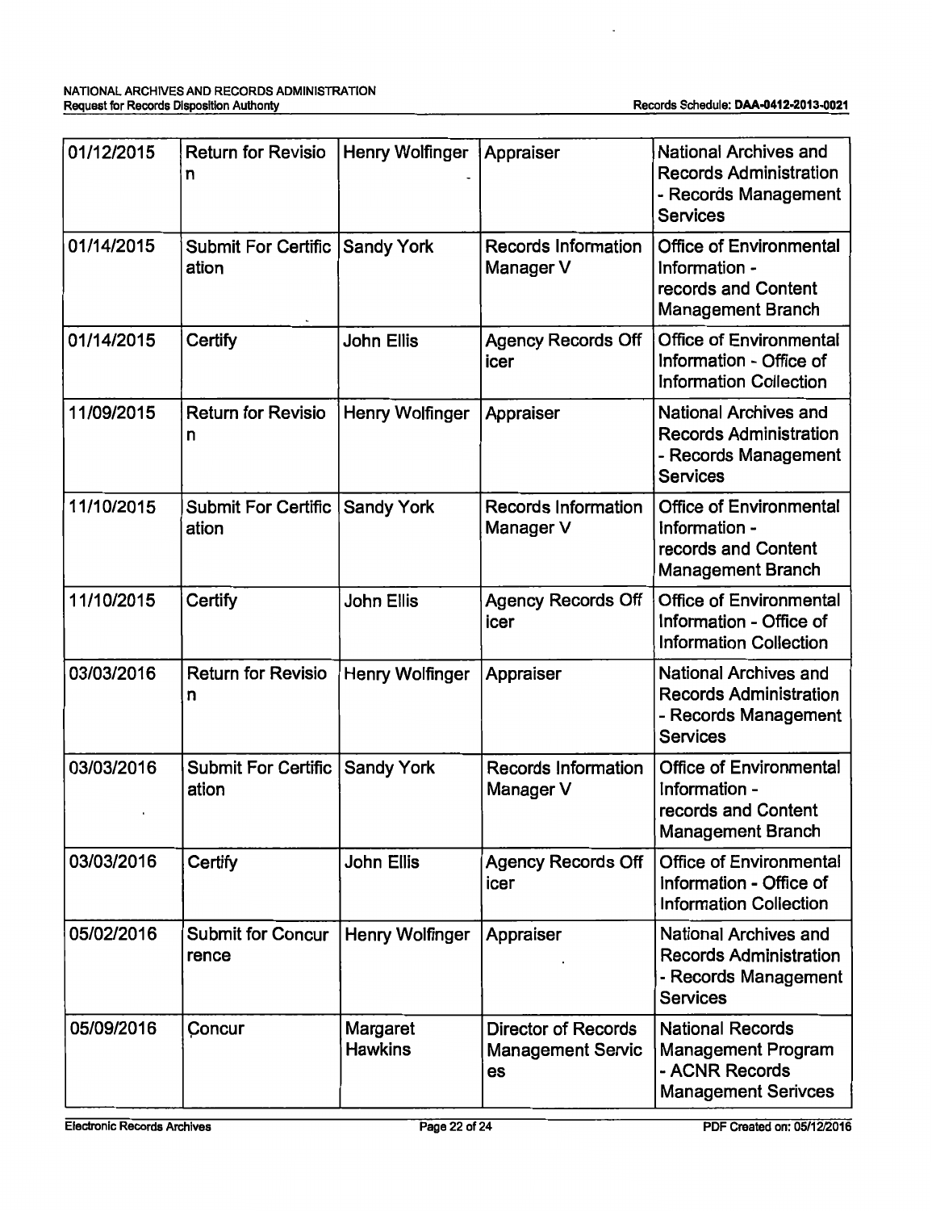| 01/12/2015 | Return for Revision | Henry Wolfinger | Appraiser | National Archives and Records Administration - Records Management Services |
|---|---|---|---|---|
| 01/14/2015 | Submit For Certification | Sandy York | Records Information Manager V | Office of Environmental Information - records and Content Management Branch |
| 01/14/2015 | Certify | John Ellis | Agency Records Officer | Office of Environmental Information - Office of Information Collection |
| 11/09/2015 | Return for Revision | Henry Wolfinger | Appraiser | National Archives and Records Administration - Records Management Services |
| 11/10/2015 | Submit For Certification | Sandy York | Records Information Manager V | Office of Environmental Information - records and Content Management Branch |
| 11/10/2015 | Certify | John Ellis | Agency Records Officer | Office of Environmental Information - Office of Information Collection |
| 03/03/2016 | Return for Revision | Henry Wolfinger | Appraiser | National Archives and Records Administration - Records Management Services |
| 03/03/2016 | Submit For Certification | Sandy York | Records Information Manager V | Office of Environmental Information - records and Content Management Branch |
| 03/03/2016 | Certify | John Ellis | Agency Records Officer | Office of Environmental Information - Office of Information Collection |
| 05/02/2016 | Submit for Concurrence | Henry Wolfinger | Appraiser | National Archives and Records Administration - Records Management Services |
| 05/09/2016 | Concur | Margaret Hawkins | Director of Records Management Services | National Records Management Program - ACNR Records Management Serivces |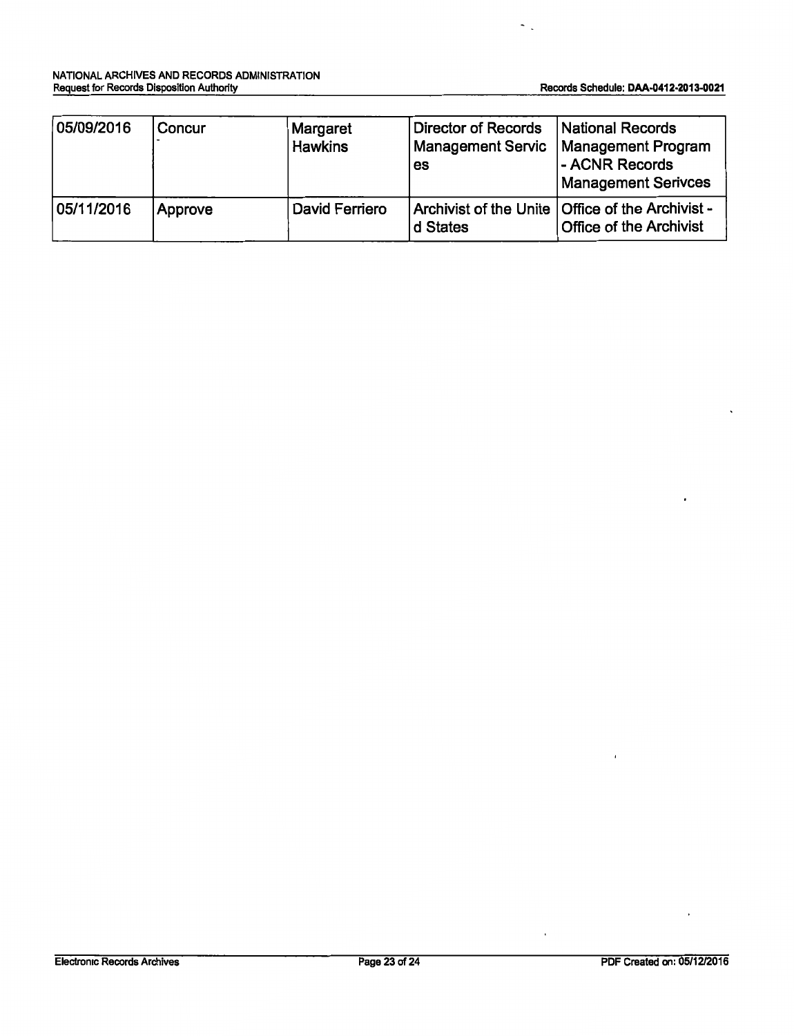| 05/09/2016 | Concur | Margaret Hawkins | Director of Records Management Servic es | National Records Management Program - ACNR Records Management Serivces |
|---|---|---|---|---|
| 05/11/2016 | Approve | David Ferriero | Archivist of the Unite d States | Office of the Archivist - Office of the Archivist |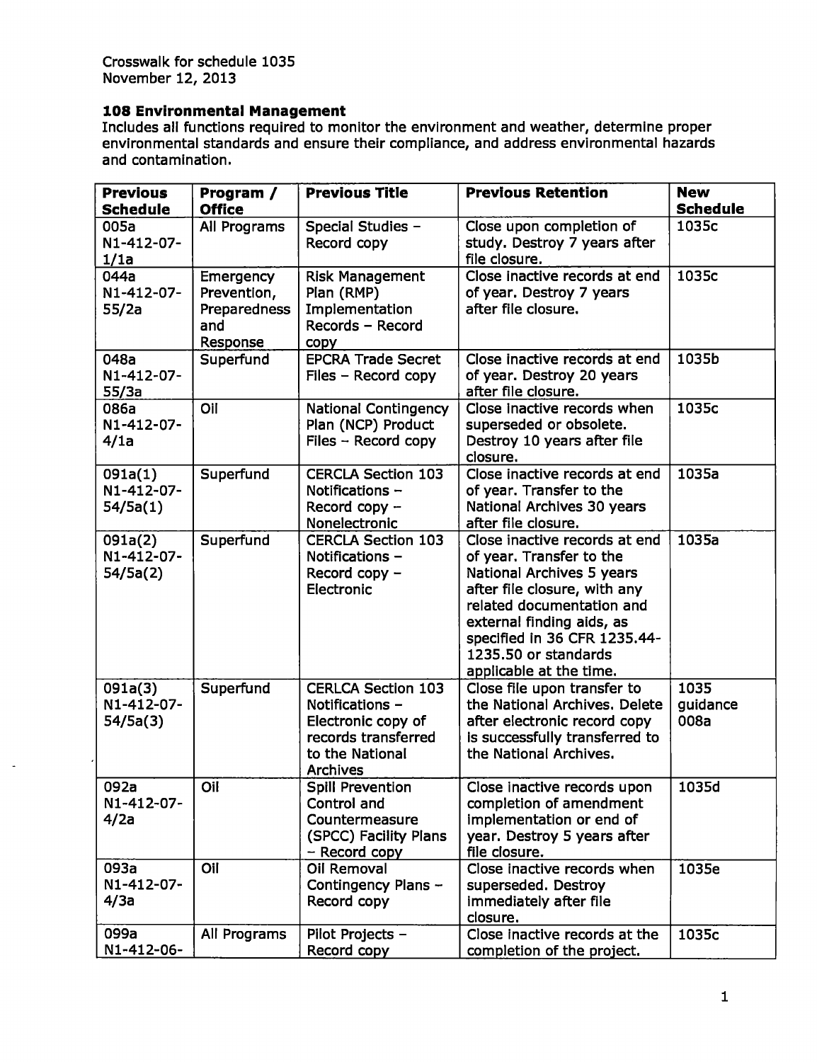Crosswalk for schedule 1035
November 12, 2013

**108 Environmental Management**
Includes all functions required to monitor the environment and weather, determine proper environmental standards and ensure their compliance, and address environmental hazards and contamination.

| Previous Schedule | Program / Office | Previous Title | Previous Retention | New Schedule |
|---|---|---|---|---|
| 005a N1-412-07-1/1a | All Programs | Special Studies – Record copy | Close upon completion of study. Destroy 7 years after file closure. | 1035c |
| 044a N1-412-07-55/2a | Emergency Prevention, Preparedness and Response | Risk Management Plan (RMP) Implementation Records – Record copy | Close inactive records at end of year. Destroy 7 years after file closure. | 1035c |
| 048a N1-412-07-55/3a | Superfund | EPCRA Trade Secret Files – Record copy | Close inactive records at end of year. Destroy 20 years after file closure. | 1035b |
| 086a N1-412-07-4/1a | Oil | National Contingency Plan (NCP) Product Files – Record copy | Close inactive records when superseded or obsolete. Destroy 10 years after file closure. | 1035c |
| 091a(1) N1-412-07-54/5a(1) | Superfund | CERCLA Section 103 Notifications – Record copy – Nonelectronic | Close inactive records at end of year. Transfer to the National Archives 30 years after file closure. | 1035a |
| 091a(2) N1-412-07-54/5a(2) | Superfund | CERCLA Section 103 Notifications – Record copy – Electronic | Close inactive records at end of year. Transfer to the National Archives 5 years after file closure, with any related documentation and external finding aids, as specified in 36 CFR 1235.44-1235.50 or standards applicable at the time. | 1035a |
| 091a(3) N1-412-07-54/5a(3) | Superfund | CERLCA Section 103 Notifications – Electronic copy of records transferred to the National Archives | Close file upon transfer to the National Archives. Delete after electronic record copy is successfully transferred to the National Archives. | 1035 guidance 008a |
| 092a N1-412-07-4/2a | Oil | Spill Prevention Control and Countermeasure (SPCC) Facility Plans – Record copy | Close inactive records upon completion of amendment implementation or end of year. Destroy 5 years after file closure. | 1035d |
| 093a N1-412-07-4/3a | Oil | Oil Removal Contingency Plans – Record copy | Close inactive records when superseded. Destroy immediately after file closure. | 1035e |
| 099a N1-412-06- | All Programs | Pilot Projects – Record copy | Close inactive records at the completion of the project. | 1035c |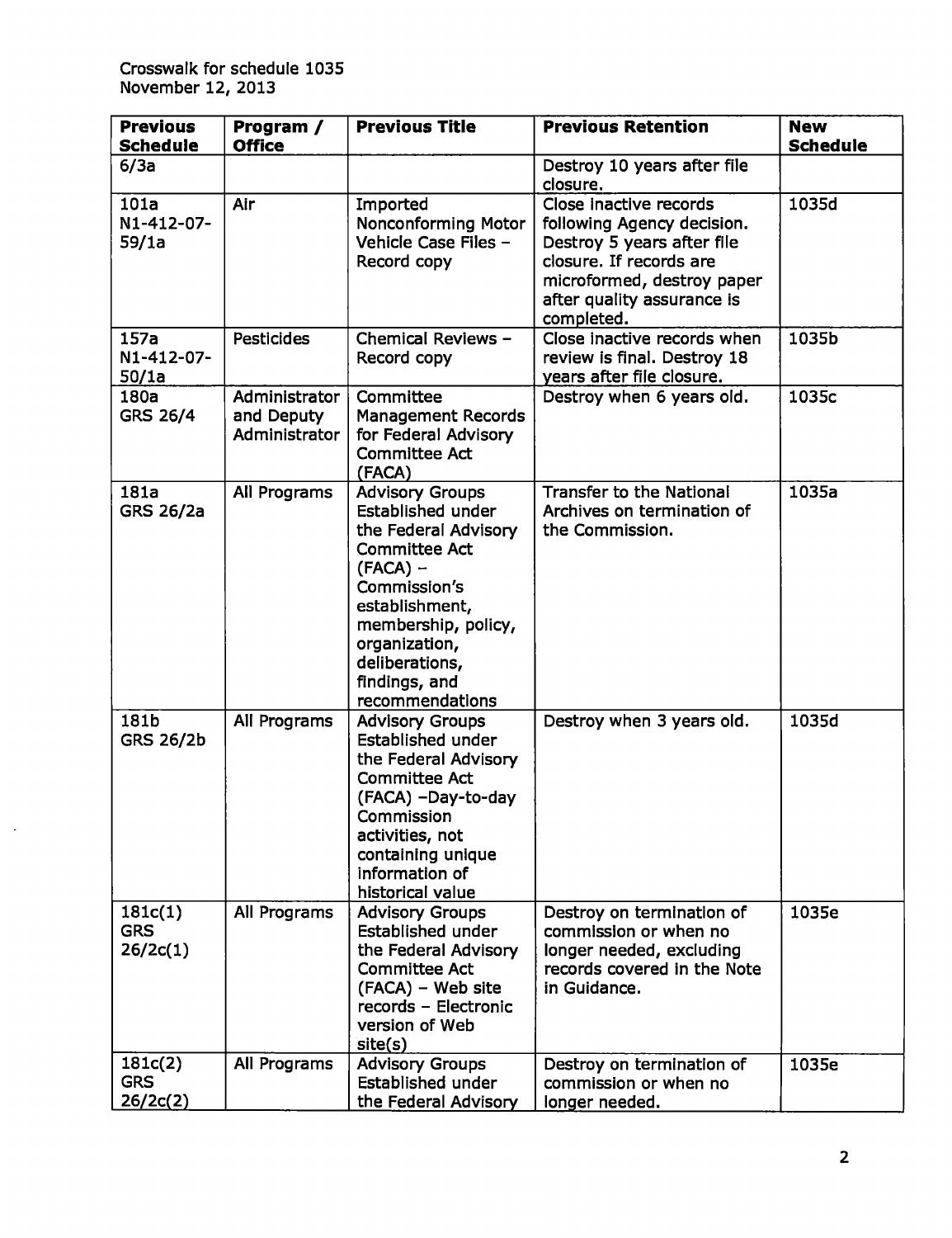Crosswalk for schedule 1035
November 12, 2013

| Previous Schedule | Program / Office | Previous Title | Previous Retention | New Schedule |
|---|---|---|---|---|
| 6/3a | | | Destroy 10 years after file closure. | |
| 101a N1-412-07-59/1a | Air | Imported Nonconforming Motor Vehicle Case Files – Record copy | Close inactive records following Agency decision. Destroy 5 years after file closure. If records are microformed, destroy paper after quality assurance is completed. | 1035d |
| 157a N1-412-07-50/1a | Pesticides | Chemical Reviews – Record copy | Close inactive records when review is final. Destroy 18 years after file closure. | 1035b |
| 180a GRS 26/4 | Administrator and Deputy Administrator | Committee Management Records for Federal Advisory Committee Act (FACA) | Destroy when 6 years old. | 1035c |
| 181a GRS 26/2a | All Programs | Advisory Groups Established under the Federal Advisory Committee Act (FACA) – Commission's establishment, membership, policy, organization, deliberations, findings, and recommendations | Transfer to the National Archives on termination of the Commission. | 1035a |
| 181b GRS 26/2b | All Programs | Advisory Groups Established under the Federal Advisory Committee Act (FACA) –Day-to-day Commission activities, not containing unique information of historical value | Destroy when 3 years old. | 1035d |
| 181c(1) GRS 26/2c(1) | All Programs | Advisory Groups Established under the Federal Advisory Committee Act (FACA) – Web site records – Electronic version of Web site(s) | Destroy on termination of commission or when no longer needed, excluding records covered in the Note in Guidance. | 1035e |
| 181c(2) GRS 26/2c(2) | All Programs | Advisory Groups Established under the Federal Advisory | Destroy on termination of commission or when no longer needed. | 1035e |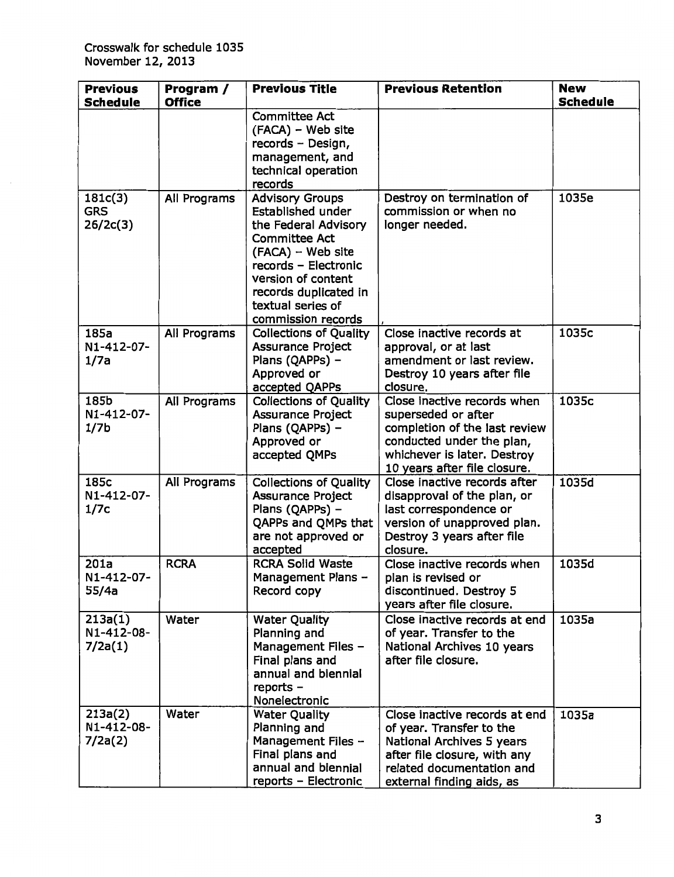Crosswalk for schedule 1035
November 12, 2013

| Previous Schedule | Program / Office | Previous Title | Previous Retention | New Schedule |
|---|---|---|---|---|
| | | Committee Act (FACA) – Web site records – Design, management, and technical operation records | | |
| 181c(3) GRS 26/2c(3) | All Programs | Advisory Groups Established under the Federal Advisory Committee Act (FACA) – Web site records – Electronic version of content records duplicated in textual series of commission records | Destroy on termination of commission or when no longer needed. | 1035e |
| 185a N1-412-07-1/7a | All Programs | Collections of Quality Assurance Project Plans (QAPPs) – Approved or accepted QAPPs | Close inactive records at approval, or at last amendment or last review. Destroy 10 years after file closure. | 1035c |
| 185b N1-412-07-1/7b | All Programs | Collections of Quality Assurance Project Plans (QAPPs) – Approved or accepted QMPs | Close inactive records when superseded or after completion of the last review conducted under the plan, whichever is later. Destroy 10 years after file closure. | 1035c |
| 185c N1-412-07-1/7c | All Programs | Collections of Quality Assurance Project Plans (QAPPs) – QAPPs and QMPs that are not approved or accepted | Close inactive records after disapproval of the plan, or last correspondence or version of unapproved plan. Destroy 3 years after file closure. | 1035d |
| 201a N1-412-07-55/4a | RCRA | RCRA Solid Waste Management Plans – Record copy | Close inactive records when plan is revised or discontinued. Destroy 5 years after file closure. | 1035d |
| 213a(1) N1-412-08-7/2a(1) | Water | Water Quality Planning and Management Files – Final plans and annual and biennial reports – Nonelectronic | Close inactive records at end of year. Transfer to the National Archives 10 years after file closure. | 1035a |
| 213a(2) N1-412-08-7/2a(2) | Water | Water Quality Planning and Management Files – Final plans and annual and biennial reports – Electronic | Close inactive records at end of year. Transfer to the National Archives 5 years after file closure, with any related documentation and external finding aids, as | 1035a |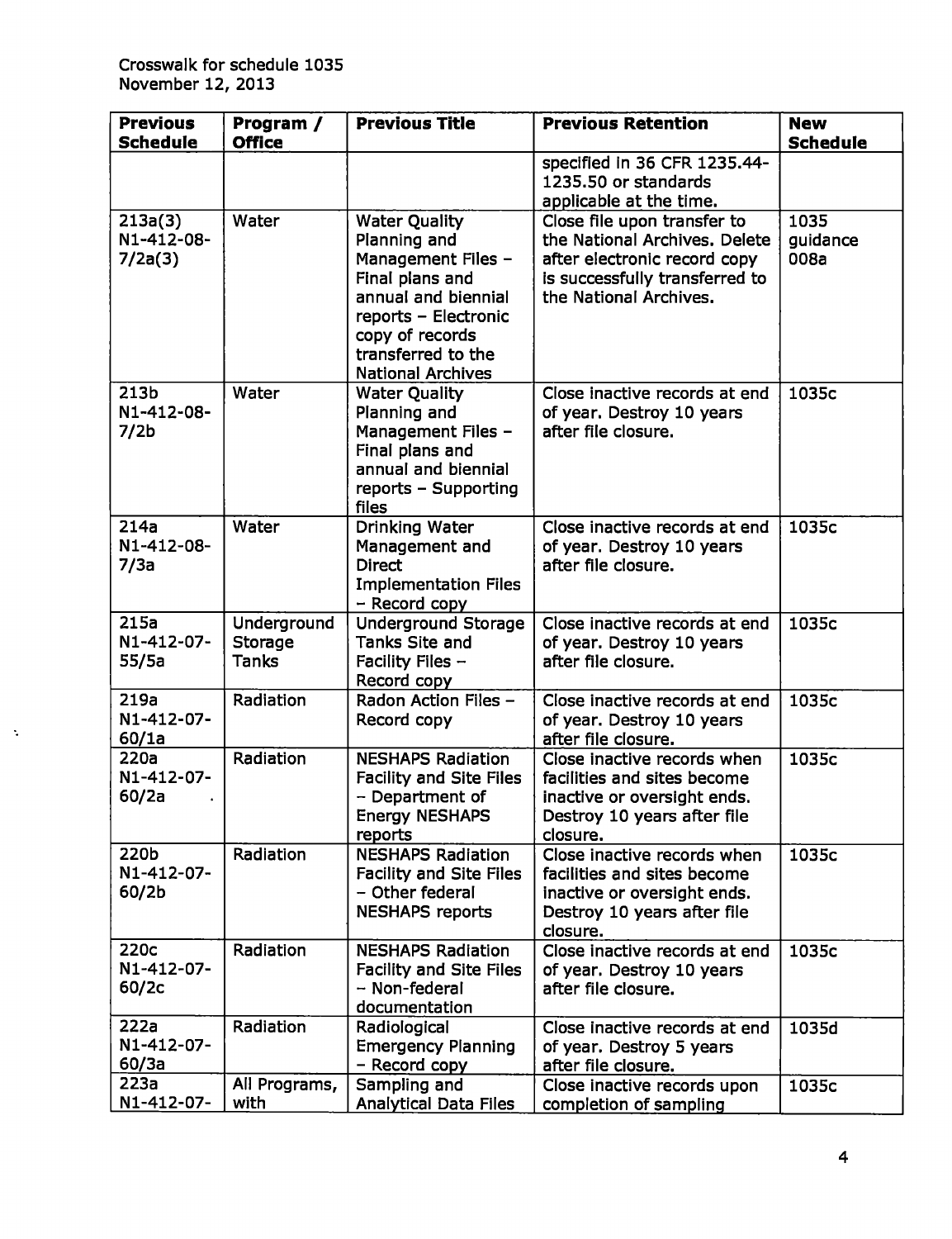Crosswalk for schedule 1035
November 12, 2013

| Previous Schedule | Program / Office | Previous Title | Previous Retention | New Schedule |
|---|---|---|---|---|
| | | | specified in 36 CFR 1235.44-1235.50 or standards applicable at the time. | |
| 213a(3) N1-412-08-7/2a(3) | Water | Water Quality Planning and Management Files – Final plans and annual and biennial reports – Electronic copy of records transferred to the National Archives | Close file upon transfer to the National Archives. Delete after electronic record copy is successfully transferred to the National Archives. | 1035 guidance 008a |
| 213b N1-412-08-7/2b | Water | Water Quality Planning and Management Files – Final plans and annual and biennial reports – Supporting files | Close inactive records at end of year. Destroy 10 years after file closure. | 1035c |
| 214a N1-412-08-7/3a | Water | Drinking Water Management and Direct Implementation Files – Record copy | Close inactive records at end of year. Destroy 10 years after file closure. | 1035c |
| 215a N1-412-07-55/5a | Underground Storage Tanks | Underground Storage Tanks Site and Facility Files – Record copy | Close inactive records at end of year. Destroy 10 years after file closure. | 1035c |
| 219a N1-412-07-60/1a | Radiation | Radon Action Files – Record copy | Close inactive records at end of year. Destroy 10 years after file closure. | 1035c |
| 220a N1-412-07-60/2a | Radiation | NESHAPS Radiation Facility and Site Files – Department of Energy NESHAPS reports | Close inactive records when facilities and sites become inactive or oversight ends. Destroy 10 years after file closure. | 1035c |
| 220b N1-412-07-60/2b | Radiation | NESHAPS Radiation Facility and Site Files – Other federal NESHAPS reports | Close inactive records when facilities and sites become inactive or oversight ends. Destroy 10 years after file closure. | 1035c |
| 220c N1-412-07-60/2c | Radiation | NESHAPS Radiation Facility and Site Files – Non-federal documentation | Close inactive records at end of year. Destroy 10 years after file closure. | 1035c |
| 222a N1-412-07-60/3a | Radiation | Radiological Emergency Planning – Record copy | Close inactive records at end of year. Destroy 5 years after file closure. | 1035d |
| 223a N1-412-07- | All Programs, with | Sampling and Analytical Data Files | Close inactive records upon completion of sampling | 1035c |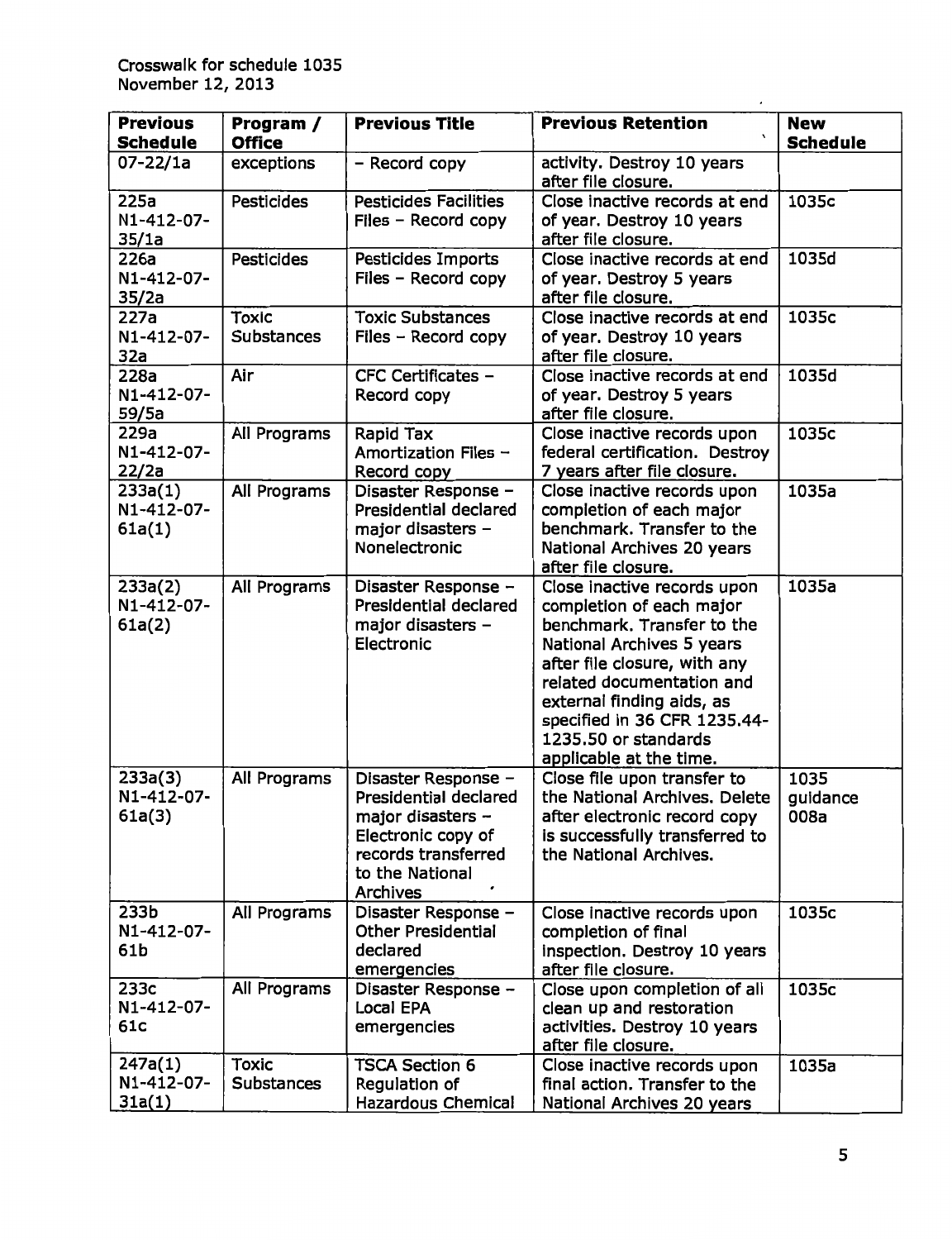Crosswalk for schedule 1035
November 12, 2013

| Previous Schedule | Program / Office | Previous Title | Previous Retention | New Schedule |
|---|---|---|---|---|
| 07-22/1a | exceptions | – Record copy | activity. Destroy 10 years after file closure. | |
| 225a N1-412-07-35/1a | Pesticides | Pesticides Facilities Files – Record copy | Close inactive records at end of year. Destroy 10 years after file closure. | 1035c |
| 226a N1-412-07-35/2a | Pesticides | Pesticides Imports Files – Record copy | Close inactive records at end of year. Destroy 5 years after file closure. | 1035d |
| 227a N1-412-07-32a | Toxic Substances | Toxic Substances Files – Record copy | Close inactive records at end of year. Destroy 10 years after file closure. | 1035c |
| 228a N1-412-07-59/5a | Air | CFC Certificates – Record copy | Close inactive records at end of year. Destroy 5 years after file closure. | 1035d |
| 229a N1-412-07-22/2a | All Programs | Rapid Tax Amortization Files – Record copy | Close inactive records upon federal certification. Destroy 7 years after file closure. | 1035c |
| 233a(1) N1-412-07-61a(1) | All Programs | Disaster Response – Presidential declared major disasters – Nonelectronic | Close inactive records upon completion of each major benchmark. Transfer to the National Archives 20 years after file closure. | 1035a |
| 233a(2) N1-412-07-61a(2) | All Programs | Disaster Response – Presidential declared major disasters – Electronic | Close inactive records upon completion of each major benchmark. Transfer to the National Archives 5 years after file closure, with any related documentation and external finding aids, as specified in 36 CFR 1235.44-1235.50 or standards applicable at the time. | 1035a |
| 233a(3) N1-412-07-61a(3) | All Programs | Disaster Response – Presidential declared major disasters – Electronic copy of records transferred to the National Archives | Close file upon transfer to the National Archives. Delete after electronic record copy is successfully transferred to the National Archives. | 1035 guidance 008a |
| 233b N1-412-07-61b | All Programs | Disaster Response – Other Presidential declared emergencies | Close inactive records upon completion of final inspection. Destroy 10 years after file closure. | 1035c |
| 233c N1-412-07-61c | All Programs | Disaster Response – Local EPA emergencies | Close upon completion of all clean up and restoration activities. Destroy 10 years after file closure. | 1035c |
| 247a(1) N1-412-07-31a(1) | Toxic Substances | TSCA Section 6 Regulation of Hazardous Chemical | Close inactive records upon final action. Transfer to the National Archives 20 years | 1035a |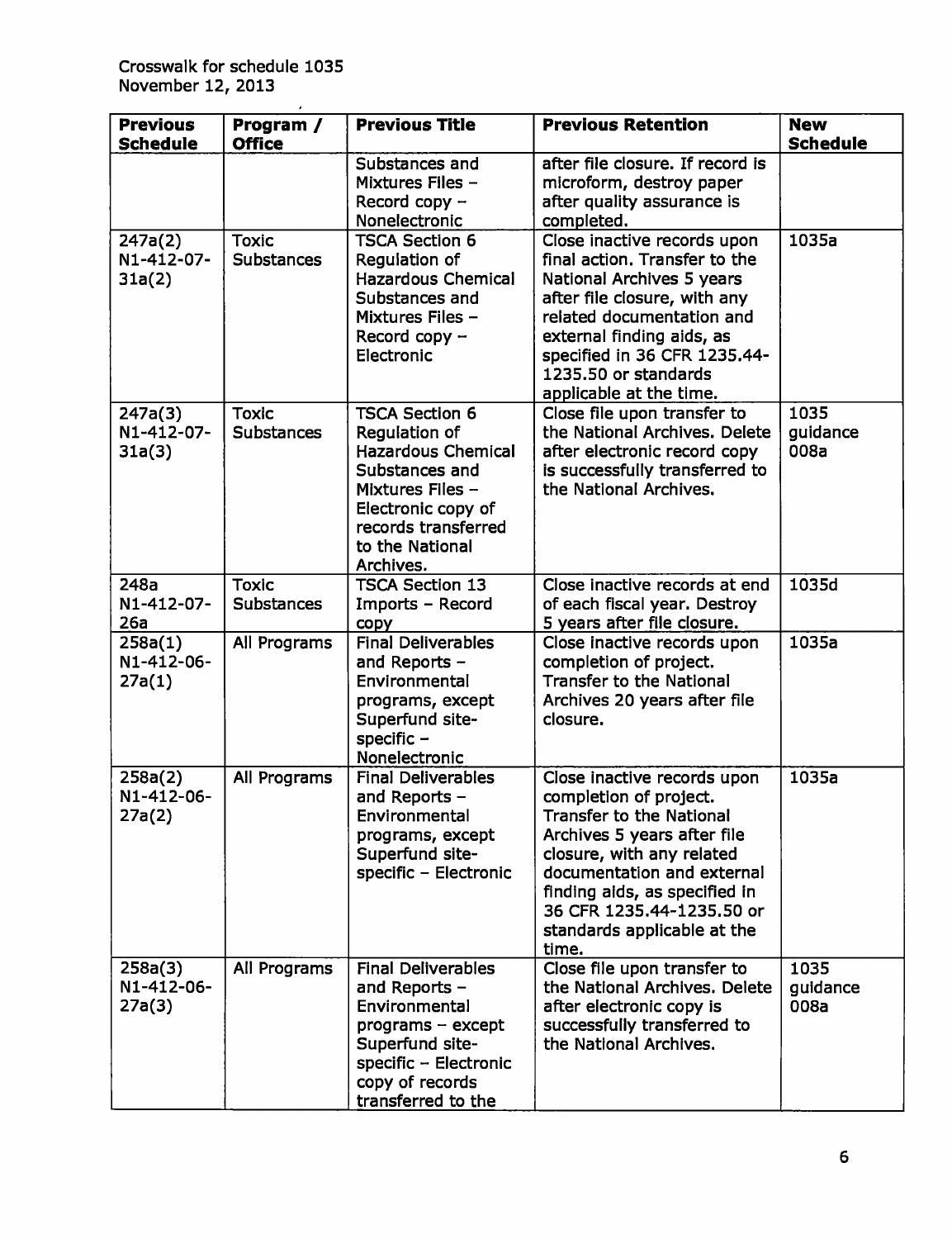Crosswalk for schedule 1035
November 12, 2013

| Previous Schedule | Program / Office | Previous Title | Previous Retention | New Schedule |
|---|---|---|---|---|
| | | Substances and Mixtures Files – Record copy – Nonelectronic | after file closure. If record is microform, destroy paper after quality assurance is completed. | |
| 247a(2) N1-412-07-31a(2) | Toxic Substances | TSCA Section 6 Regulation of Hazardous Chemical Substances and Mixtures Files – Record copy – Electronic | Close inactive records upon final action. Transfer to the National Archives 5 years after file closure, with any related documentation and external finding aids, as specified in 36 CFR 1235.44-1235.50 or standards applicable at the time. | 1035a |
| 247a(3) N1-412-07-31a(3) | Toxic Substances | TSCA Section 6 Regulation of Hazardous Chemical Substances and Mixtures Files – Electronic copy of records transferred to the National Archives. | Close file upon transfer to the National Archives. Delete after electronic record copy is successfully transferred to the National Archives. | 1035 guidance 008a |
| 248a N1-412-07-26a | Toxic Substances | TSCA Section 13 Imports – Record copy | Close inactive records at end of each fiscal year. Destroy 5 years after file closure. | 1035d |
| 258a(1) N1-412-06-27a(1) | All Programs | Final Deliverables and Reports – Environmental programs, except Superfund site-specific – Nonelectronic | Close inactive records upon completion of project. Transfer to the National Archives 20 years after file closure. | 1035a |
| 258a(2) N1-412-06-27a(2) | All Programs | Final Deliverables and Reports – Environmental programs, except Superfund site-specific – Electronic | Close inactive records upon completion of project. Transfer to the National Archives 5 years after file closure, with any related documentation and external finding aids, as specified in 36 CFR 1235.44-1235.50 or standards applicable at the time. | 1035a |
| 258a(3) N1-412-06-27a(3) | All Programs | Final Deliverables and Reports – Environmental programs – except Superfund site-specific – Electronic copy of records transferred to the | Close file upon transfer to the National Archives. Delete after electronic copy is successfully transferred to the National Archives. | 1035 guidance 008a |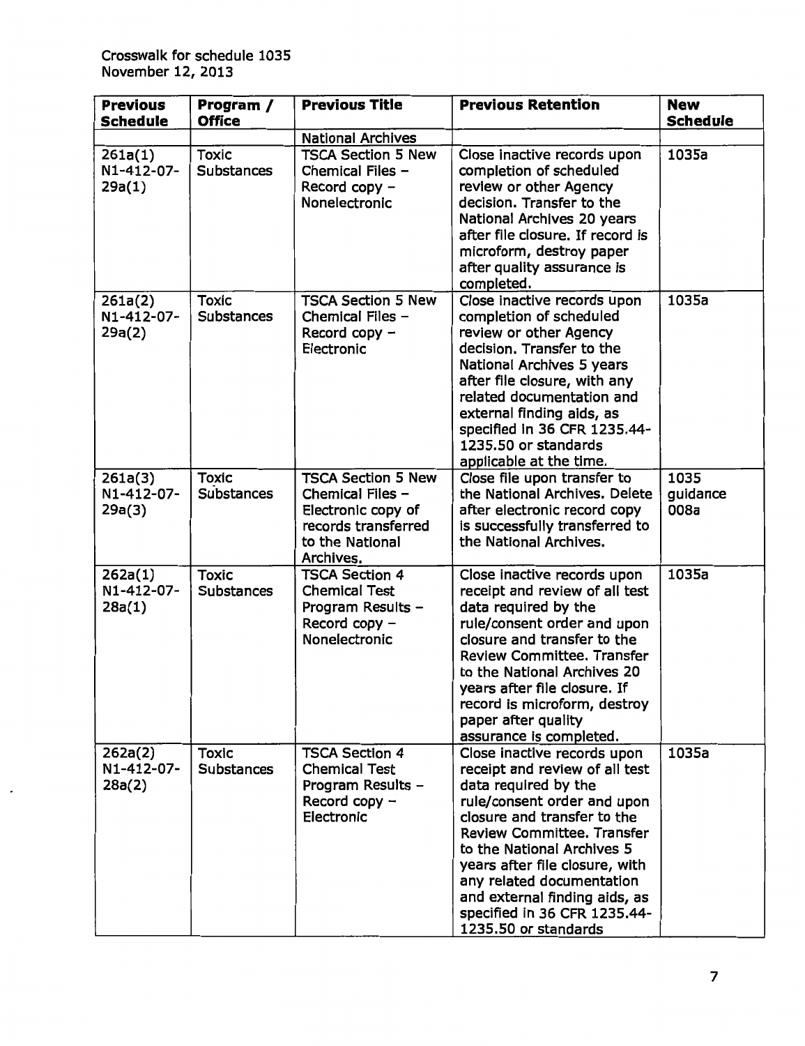Crosswalk for schedule 1035
November 12, 2013

| Previous Schedule | Program / Office | Previous Title | Previous Retention | New Schedule |
|---|---|---|---|---|
| | | National Archives | | |
| 261a(1) N1-412-07-29a(1) | Toxic Substances | TSCA Section 5 New Chemical Files – Record copy – Nonelectronic | Close inactive records upon completion of scheduled review or other Agency decision. Transfer to the National Archives 20 years after file closure. If record is microform, destroy paper after quality assurance is completed. | 1035a |
| 261a(2) N1-412-07-29a(2) | Toxic Substances | TSCA Section 5 New Chemical Files – Record copy – Electronic | Close inactive records upon completion of scheduled review or other Agency decision. Transfer to the National Archives 5 years after file closure, with any related documentation and external finding aids, as specified in 36 CFR 1235.44-1235.50 or standards applicable at the time. | 1035a |
| 261a(3) N1-412-07-29a(3) | Toxic Substances | TSCA Section 5 New Chemical Files – Electronic copy of records transferred to the National Archives. | Close file upon transfer to the National Archives. Delete after electronic record copy is successfully transferred to the National Archives. | 1035 guidance 008a |
| 262a(1) N1-412-07-28a(1) | Toxic Substances | TSCA Section 4 Chemical Test Program Results – Record copy – Nonelectronic | Close inactive records upon receipt and review of all test data required by the rule/consent order and upon closure and transfer to the Review Committee. Transfer to the National Archives 20 years after file closure. If record is microform, destroy paper after quality assurance is completed. | 1035a |
| 262a(2) N1-412-07-28a(2) | Toxic Substances | TSCA Section 4 Chemical Test Program Results – Record copy – Electronic | Close inactive records upon receipt and review of all test data required by the rule/consent order and upon closure and transfer to the Review Committee. Transfer to the National Archives 5 years after file closure, with any related documentation and external finding aids, as specified in 36 CFR 1235.44-1235.50 or standards | 1035a |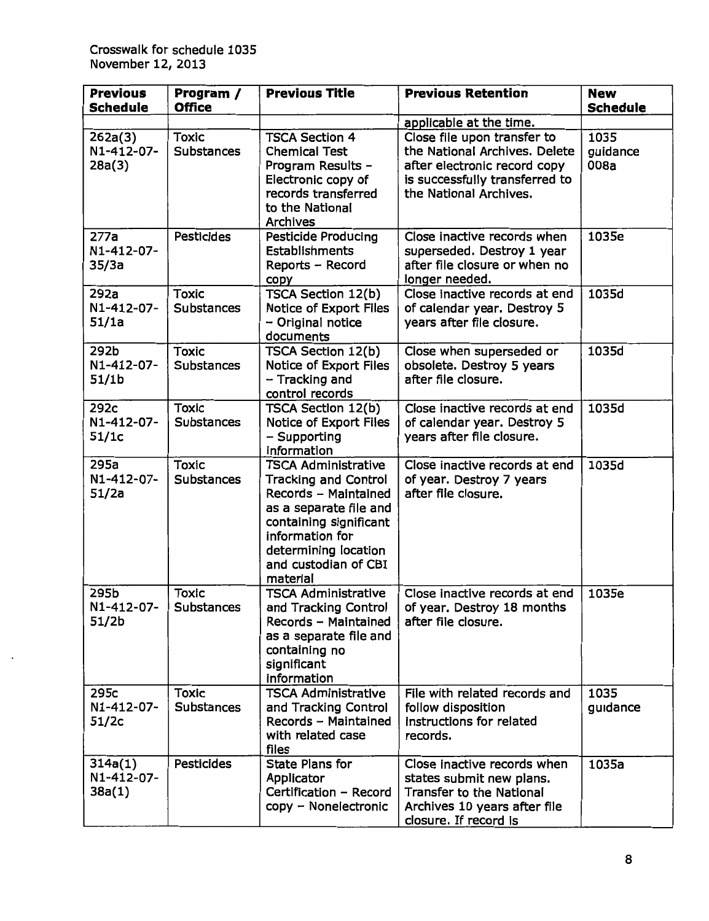Crosswalk for schedule 1035
November 12, 2013

| Previous Schedule | Program / Office | Previous Title | Previous Retention | New Schedule |
|---|---|---|---|---|
| | | | applicable at the time. | |
| 262a(3) N1-412-07-28a(3) | Toxic Substances | TSCA Section 4 Chemical Test Program Results – Electronic copy of records transferred to the National Archives | Close file upon transfer to the National Archives. Delete after electronic record copy is successfully transferred to the National Archives. | 1035 guidance 008a |
| 277a N1-412-07-35/3a | Pesticides | Pesticide Producing Establishments Reports – Record copy | Close inactive records when superseded. Destroy 1 year after file closure or when no longer needed. | 1035e |
| 292a N1-412-07-51/1a | Toxic Substances | TSCA Section 12(b) Notice of Export Files – Original notice documents | Close inactive records at end of calendar year. Destroy 5 years after file closure. | 1035d |
| 292b N1-412-07-51/1b | Toxic Substances | TSCA Section 12(b) Notice of Export Files – Tracking and control records | Close when superseded or obsolete. Destroy 5 years after file closure. | 1035d |
| 292c N1-412-07-51/1c | Toxic Substances | TSCA Section 12(b) Notice of Export Files – Supporting information | Close inactive records at end of calendar year. Destroy 5 years after file closure. | 1035d |
| 295a N1-412-07-51/2a | Toxic Substances | TSCA Administrative Tracking and Control Records – Maintained as a separate file and containing significant information for determining location and custodian of CBI material | Close inactive records at end of year. Destroy 7 years after file closure. | 1035d |
| 295b N1-412-07-51/2b | Toxic Substances | TSCA Administrative and Tracking Control Records – Maintained as a separate file and containing no significant information | Close inactive records at end of year. Destroy 18 months after file closure. | 1035e |
| 295c N1-412-07-51/2c | Toxic Substances | TSCA Administrative and Tracking Control Records – Maintained with related case files | File with related records and follow disposition instructions for related records. | 1035 guidance |
| 314a(1) N1-412-07-38a(1) | Pesticides | State Plans for Applicator Certification – Record copy – Nonelectronic | Close inactive records when states submit new plans. Transfer to the National Archives 10 years after file closure. If record is | 1035a |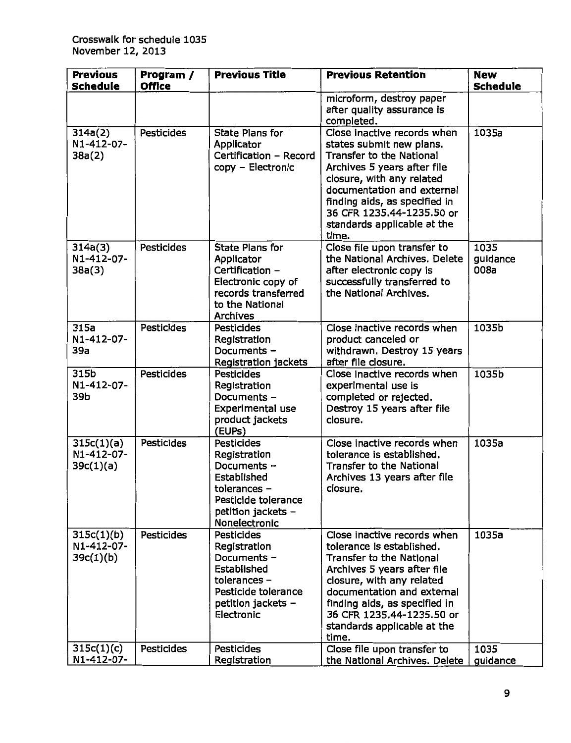Crosswalk for schedule 1035
November 12, 2013

| Previous Schedule | Program / Office | Previous Title | Previous Retention | New Schedule |
|---|---|---|---|---|
| | | | microform, destroy paper after quality assurance is completed. | |
| 314a(2) N1-412-07-38a(2) | Pesticides | State Plans for Applicator Certification – Record copy – Electronic | Close inactive records when states submit new plans. Transfer to the National Archives 5 years after file closure, with any related documentation and external finding aids, as specified in 36 CFR 1235.44-1235.50 or standards applicable at the time. | 1035a |
| 314a(3) N1-412-07-38a(3) | Pesticides | State Plans for Applicator Certification – Electronic copy of records transferred to the National Archives | Close file upon transfer to the National Archives. Delete after electronic copy is successfully transferred to the National Archives. | 1035 guidance 008a |
| 315a N1-412-07-39a | Pesticides | Pesticides Registration Documents – Registration jackets | Close inactive records when product canceled or withdrawn. Destroy 15 years after file closure. | 1035b |
| 315b N1-412-07-39b | Pesticides | Pesticides Registration Documents – Experimental use product jackets (EUPs) | Close inactive records when experimental use is completed or rejected. Destroy 15 years after file closure. | 1035b |
| 315c(1)(a) N1-412-07-39c(1)(a) | Pesticides | Pesticides Registration Documents – Established tolerances – Pesticide tolerance petition jackets – Nonelectronic | Close inactive records when tolerance is established. Transfer to the National Archives 13 years after file closure. | 1035a |
| 315c(1)(b) N1-412-07-39c(1)(b) | Pesticides | Pesticides Registration Documents – Established tolerances – Pesticide tolerance petition jackets – Electronic | Close inactive records when tolerance is established. Transfer to the National Archives 5 years after file closure, with any related documentation and external finding aids, as specified in 36 CFR 1235.44-1235.50 or standards applicable at the time. | 1035a |
| 315c(1)(c) N1-412-07- | Pesticides | Pesticides Registration | Close file upon transfer to the National Archives. Delete | 1035 guidance |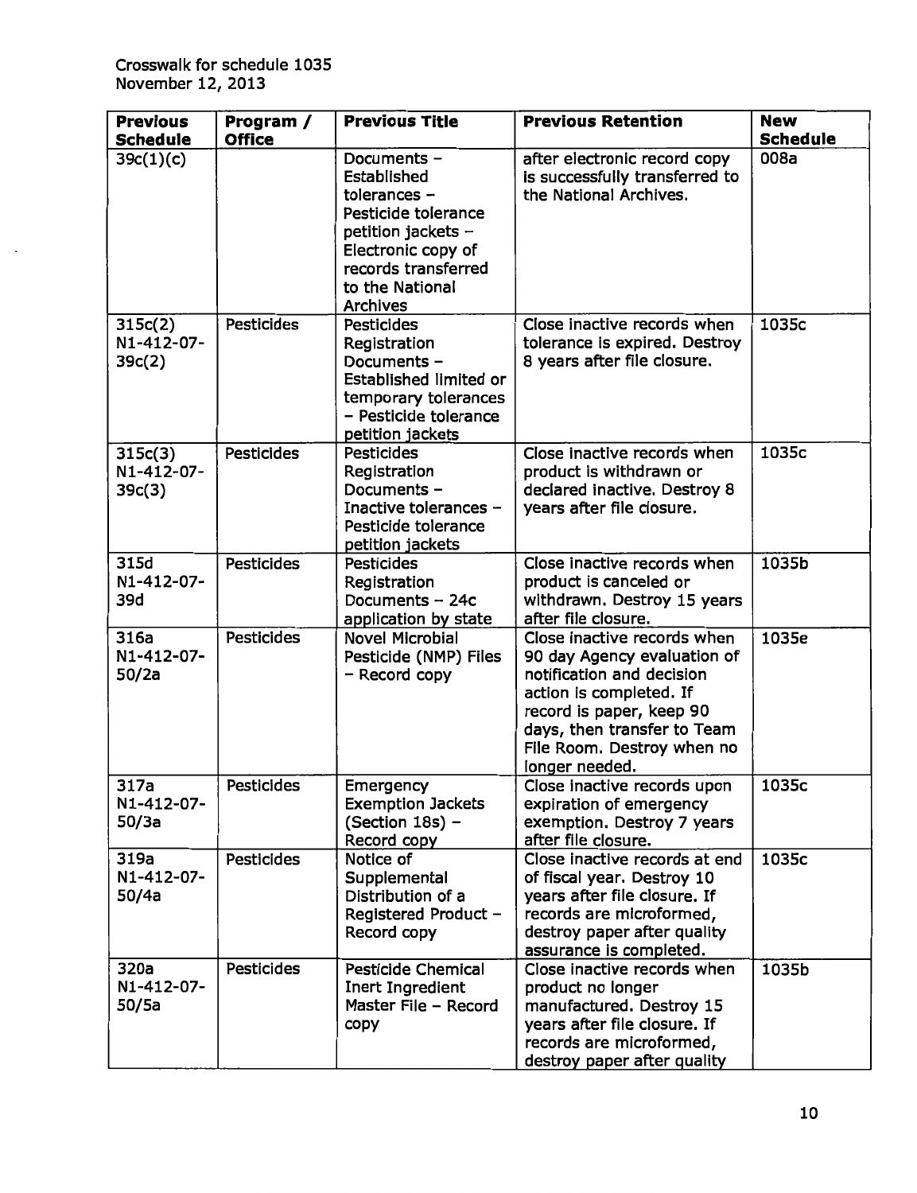Crosswalk for schedule 1035
November 12, 2013

| Previous Schedule | Program / Office | Previous Title | Previous Retention | New Schedule |
|---|---|---|---|---|
| 39c(1)(c) | | Documents – Established tolerances – Pesticide tolerance petition jackets – Electronic copy of records transferred to the National Archives | after electronic record copy is successfully transferred to the National Archives. | 008a |
| 315c(2) N1-412-07-39c(2) | Pesticides | Pesticides Registration Documents – Established limited or temporary tolerances – Pesticide tolerance petition jackets | Close inactive records when tolerance is expired. Destroy 8 years after file closure. | 1035c |
| 315c(3) N1-412-07-39c(3) | Pesticides | Pesticides Registration Documents – Inactive tolerances – Pesticide tolerance petition jackets | Close inactive records when product is withdrawn or declared inactive. Destroy 8 years after file closure. | 1035c |
| 315d N1-412-07-39d | Pesticides | Pesticides Registration Documents – 24c application by state | Close inactive records when product is canceled or withdrawn. Destroy 15 years after file closure. | 1035b |
| 316a N1-412-07-50/2a | Pesticides | Novel Microbial Pesticide (NMP) Files – Record copy | Close inactive records when 90 day Agency evaluation of notification and decision action is completed. If record is paper, keep 90 days, then transfer to Team File Room. Destroy when no longer needed. | 1035e |
| 317a N1-412-07-50/3a | Pesticides | Emergency Exemption Jackets (Section 18s) – Record copy | Close inactive records upon expiration of emergency exemption. Destroy 7 years after file closure. | 1035c |
| 319a N1-412-07-50/4a | Pesticides | Notice of Supplemental Distribution of a Registered Product – Record copy | Close inactive records at end of fiscal year. Destroy 10 years after file closure. If records are microformed, destroy paper after quality assurance is completed. | 1035c |
| 320a N1-412-07-50/5a | Pesticides | Pesticide Chemical Inert Ingredient Master File – Record copy | Close inactive records when product no longer manufactured. Destroy 15 years after file closure. If records are microformed, destroy paper after quality | 1035b |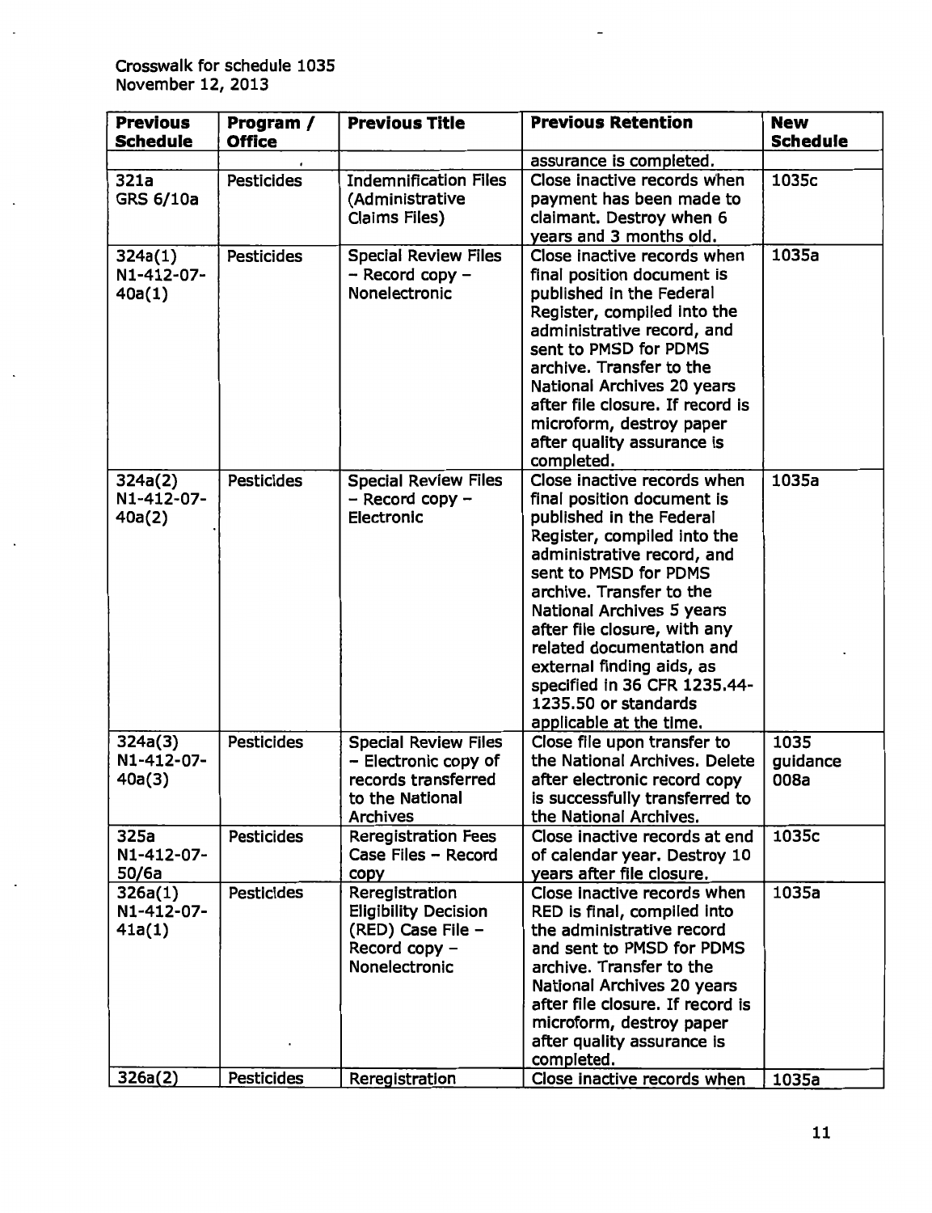Crosswalk for schedule 1035
November 12, 2013

| Previous Schedule | Program / Office | Previous Title | Previous Retention | New Schedule |
|---|---|---|---|---|
| | | | assurance is completed. | |
| 321a GRS 6/10a | Pesticides | Indemnification Files (Administrative Claims Files) | Close inactive records when payment has been made to claimant. Destroy when 6 years and 3 months old. | 1035c |
| 324a(1) N1-412-07-40a(1) | Pesticides | Special Review Files – Record copy – Nonelectronic | Close inactive records when final position document is published in the Federal Register, compiled into the administrative record, and sent to PMSD for PDMS archive. Transfer to the National Archives 20 years after file closure. If record is microform, destroy paper after quality assurance is completed. | 1035a |
| 324a(2) N1-412-07-40a(2) | Pesticides | Special Review Files – Record copy – Electronic | Close inactive records when final position document is published in the Federal Register, compiled into the administrative record, and sent to PMSD for PDMS archive. Transfer to the National Archives 5 years after file closure, with any related documentation and external finding aids, as specified in 36 CFR 1235.44-1235.50 or standards applicable at the time. | 1035a |
| 324a(3) N1-412-07-40a(3) | Pesticides | Special Review Files – Electronic copy of records transferred to the National Archives | Close file upon transfer to the National Archives. Delete after electronic record copy is successfully transferred to the National Archives. | 1035 guidance 008a |
| 325a N1-412-07-50/6a | Pesticides | Reregistration Fees Case Files – Record copy | Close inactive records at end of calendar year. Destroy 10 years after file closure. | 1035c |
| 326a(1) N1-412-07-41a(1) | Pesticides | Reregistration Eligibility Decision (RED) Case File – Record copy – Nonelectronic | Close inactive records when RED is final, compiled into the administrative record and sent to PMSD for PDMS archive. Transfer to the National Archives 20 years after file closure. If record is microform, destroy paper after quality assurance is completed. | 1035a |
| 326a(2) | Pesticides | Reregistration | Close inactive records when | 1035a |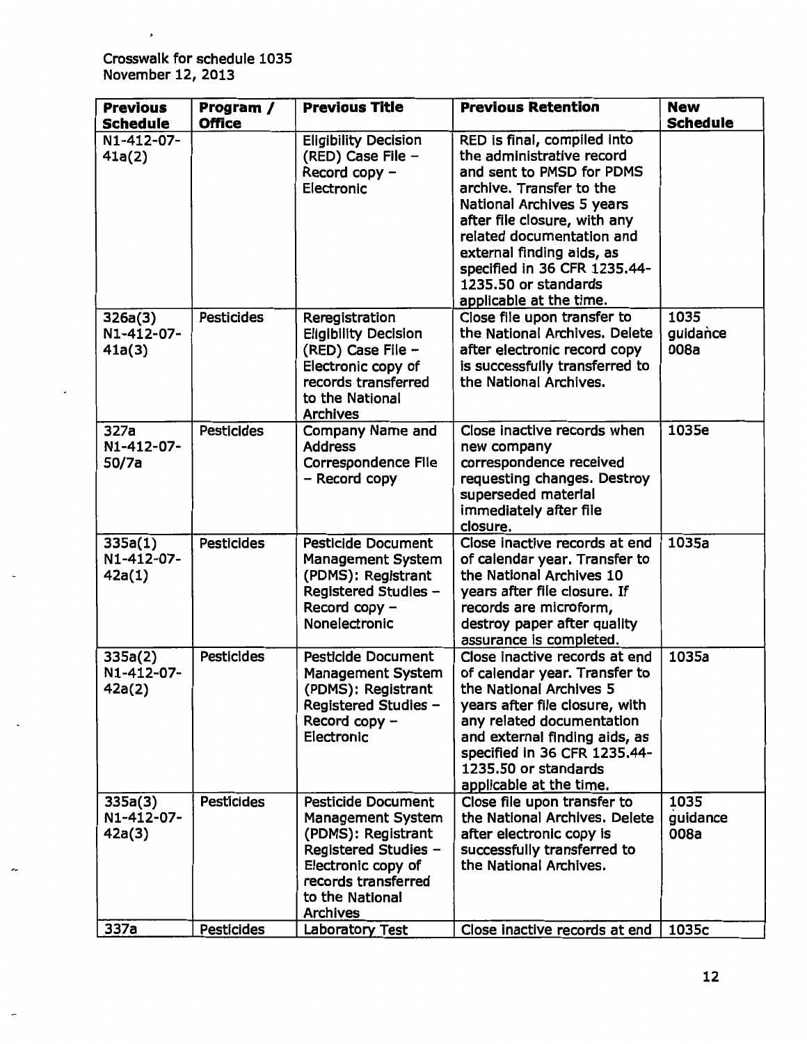Crosswalk for schedule 1035
November 12, 2013

| Previous Schedule | Program / Office | Previous Title | Previous Retention | New Schedule |
| --- | --- | --- | --- | --- |
| N1-412-07-41a(2) | | Eligibility Decision (RED) Case File – Record copy – Electronic | RED is final, compiled into the administrative record and sent to PMSD for PDMS archive. Transfer to the National Archives 5 years after file closure, with any related documentation and external finding aids, as specified in 36 CFR 1235.44-1235.50 or standards applicable at the time. | |
| 326a(3) N1-412-07-41a(3) | Pesticides | Reregistration Eligibility Decision (RED) Case File – Electronic copy of records transferred to the National Archives | Close file upon transfer to the National Archives. Delete after electronic record copy is successfully transferred to the National Archives. | 1035 guidance 008a |
| 327a N1-412-07-50/7a | Pesticides | Company Name and Address Correspondence File – Record copy | Close inactive records when new company correspondence received requesting changes. Destroy superseded material immediately after file closure. | 1035e |
| 335a(1) N1-412-07-42a(1) | Pesticides | Pesticide Document Management System (PDMS): Registrant Registered Studies – Record copy – Nonelectronic | Close inactive records at end of calendar year. Transfer to the National Archives 10 years after file closure. If records are microform, destroy paper after quality assurance is completed. | 1035a |
| 335a(2) N1-412-07-42a(2) | Pesticides | Pesticide Document Management System (PDMS): Registrant Registered Studies – Record copy – Electronic | Close inactive records at end of calendar year. Transfer to the National Archives 5 years after file closure, with any related documentation and external finding aids, as specified in 36 CFR 1235.44-1235.50 or standards applicable at the time. | 1035a |
| 335a(3) N1-412-07-42a(3) | Pesticides | Pesticide Document Management System (PDMS): Registrant Registered Studies – Electronic copy of records transferred to the National Archives | Close file upon transfer to the National Archives. Delete after electronic copy is successfully transferred to the National Archives. | 1035 guidance 008a |
| 337a | Pesticides | Laboratory Test | Close inactive records at end | 1035c |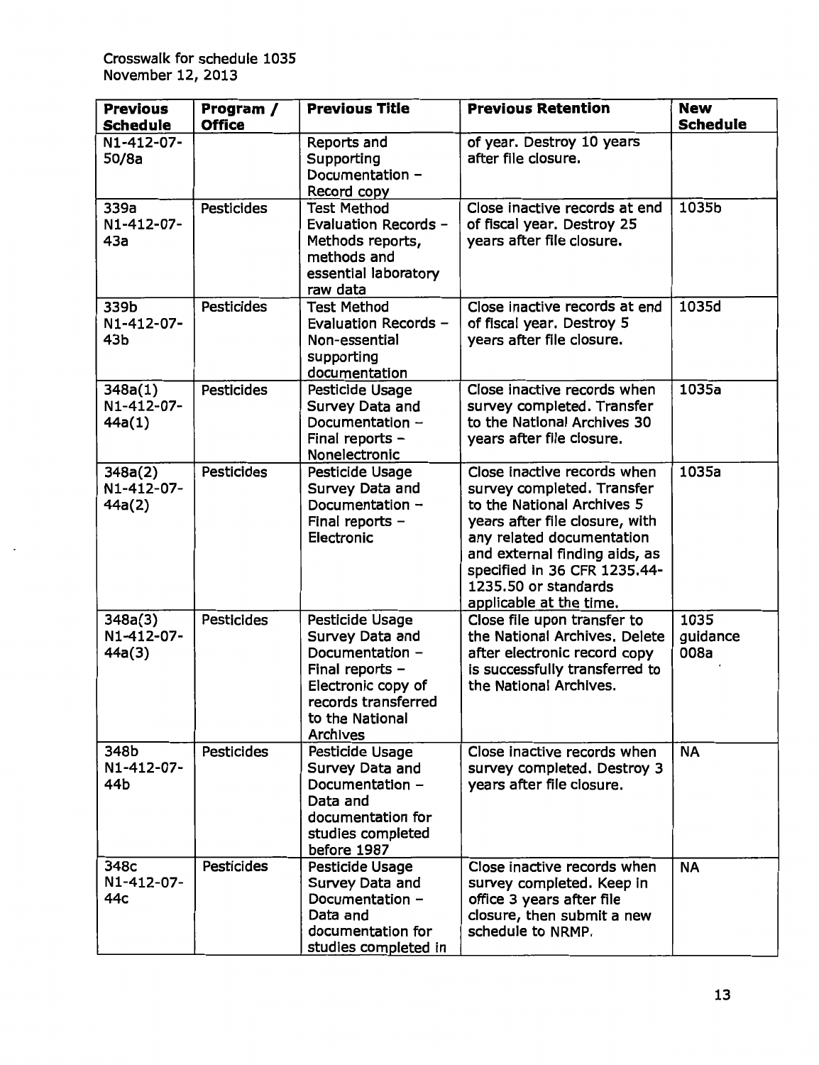Crosswalk for schedule 1035
November 12, 2013

| Previous Schedule | Program / Office | Previous Title | Previous Retention | New Schedule |
|---|---|---|---|---|
| N1-412-07-50/8a | | Reports and Supporting Documentation – Record copy | of year. Destroy 10 years after file closure. | |
| 339a N1-412-07-43a | Pesticides | Test Method Evaluation Records – Methods reports, methods and essential laboratory raw data | Close inactive records at end of fiscal year. Destroy 25 years after file closure. | 1035b |
| 339b N1-412-07-43b | Pesticides | Test Method Evaluation Records – Non-essential supporting documentation | Close inactive records at end of fiscal year. Destroy 5 years after file closure. | 1035d |
| 348a(1) N1-412-07-44a(1) | Pesticides | Pesticide Usage Survey Data and Documentation – Final reports – Nonelectronic | Close inactive records when survey completed. Transfer to the National Archives 30 years after file closure. | 1035a |
| 348a(2) N1-412-07-44a(2) | Pesticides | Pesticide Usage Survey Data and Documentation – Final reports – Electronic | Close inactive records when survey completed. Transfer to the National Archives 5 years after file closure, with any related documentation and external finding aids, as specified in 36 CFR 1235.44-1235.50 or standards applicable at the time. | 1035a |
| 348a(3) N1-412-07-44a(3) | Pesticides | Pesticide Usage Survey Data and Documentation – Final reports – Electronic copy of records transferred to the National Archives | Close file upon transfer to the National Archives. Delete after electronic record copy is successfully transferred to the National Archives. | 1035 guidance 008a |
| 348b N1-412-07-44b | Pesticides | Pesticide Usage Survey Data and Documentation – Data and documentation for studies completed before 1987 | Close inactive records when survey completed. Destroy 3 years after file closure. | NA |
| 348c N1-412-07-44c | Pesticides | Pesticide Usage Survey Data and Documentation – Data and documentation for studies completed in | Close inactive records when survey completed. Keep in office 3 years after file closure, then submit a new schedule to NRMP. | NA |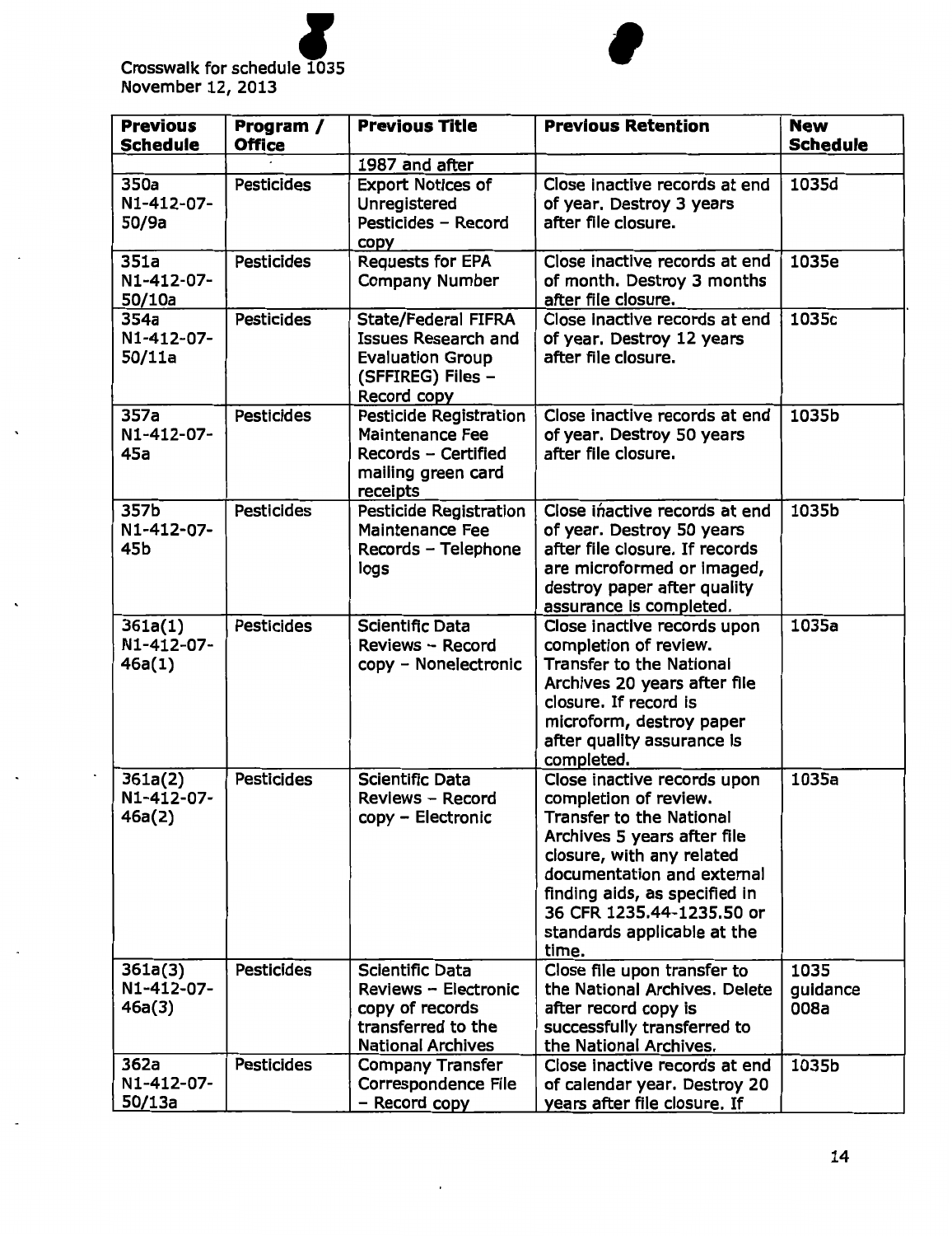Crosswalk for schedule 1035
November 12, 2013

| Previous Schedule | Program / Office | Previous Title | Previous Retention | New Schedule |
|---|---|---|---|---|
| | | 1987 and after | | |
| 350a N1-412-07-50/9a | Pesticides | Export Notices of Unregistered Pesticides – Record copy | Close inactive records at end of year. Destroy 3 years after file closure. | 1035d |
| 351a N1-412-07-50/10a | Pesticides | Requests for EPA Company Number | Close inactive records at end of month. Destroy 3 months after file closure. | 1035e |
| 354a N1-412-07-50/11a | Pesticides | State/Federal FIFRA Issues Research and Evaluation Group (SFFIREG) Files – Record copy | Close inactive records at end of year. Destroy 12 years after file closure. | 1035c |
| 357a N1-412-07-45a | Pesticides | Pesticide Registration Maintenance Fee Records – Certified mailing green card receipts | Close inactive records at end of year. Destroy 50 years after file closure. | 1035b |
| 357b N1-412-07-45b | Pesticides | Pesticide Registration Maintenance Fee Records – Telephone logs | Close inactive records at end of year. Destroy 50 years after file closure. If records are microformed or imaged, destroy paper after quality assurance is completed. | 1035b |
| 361a(1) N1-412-07-46a(1) | Pesticides | Scientific Data Reviews – Record copy – Nonelectronic | Close inactive records upon completion of review. Transfer to the National Archives 20 years after file closure. If record is microform, destroy paper after quality assurance is completed. | 1035a |
| 361a(2) N1-412-07-46a(2) | Pesticides | Scientific Data Reviews – Record copy – Electronic | Close inactive records upon completion of review. Transfer to the National Archives 5 years after file closure, with any related documentation and external finding aids, as specified in 36 CFR 1235.44-1235.50 or standards applicable at the time. | 1035a |
| 361a(3) N1-412-07-46a(3) | Pesticides | Scientific Data Reviews – Electronic copy of records transferred to the National Archives | Close file upon transfer to the National Archives. Delete after record copy is successfully transferred to the National Archives. | 1035 guidance 008a |
| 362a N1-412-07-50/13a | Pesticides | Company Transfer Correspondence File – Record copy | Close inactive records at end of calendar year. Destroy 20 years after file closure. If | 1035b |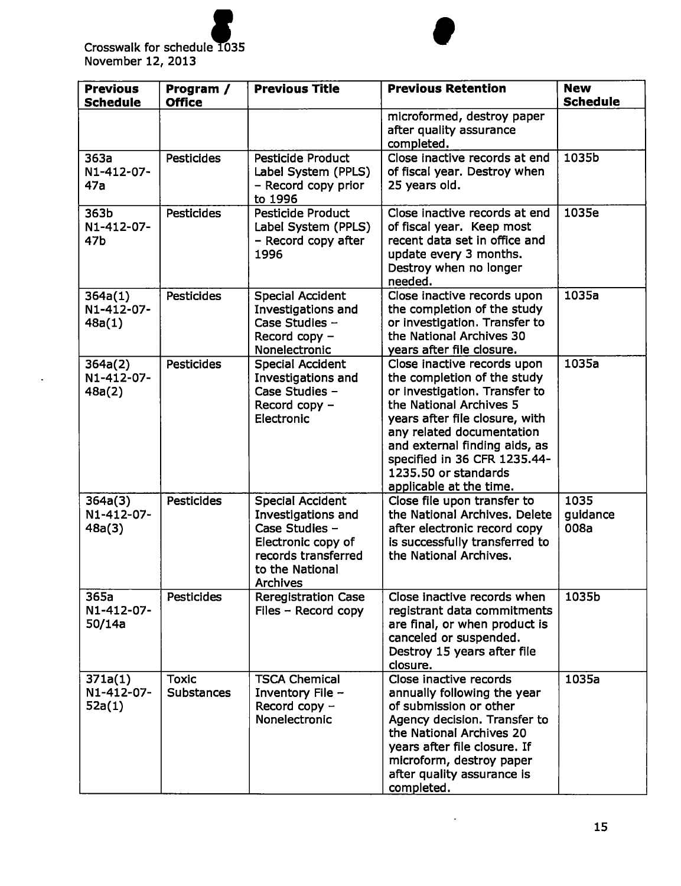Crosswalk for schedule 1035
November 12, 2013

| Previous Schedule | Program / Office | Previous Title | Previous Retention | New Schedule |
|---|---|---|---|---|
| | | | microformed, destroy paper after quality assurance completed. | |
| 363a N1-412-07-47a | Pesticides | Pesticide Product Label System (PPLS) – Record copy prior to 1996 | Close inactive records at end of fiscal year. Destroy when 25 years old. | 1035b |
| 363b N1-412-07-47b | Pesticides | Pesticide Product Label System (PPLS) – Record copy after 1996 | Close inactive records at end of fiscal year. Keep most recent data set in office and update every 3 months. Destroy when no longer needed. | 1035e |
| 364a(1) N1-412-07-48a(1) | Pesticides | Special Accident Investigations and Case Studies – Record copy – Nonelectronic | Close inactive records upon the completion of the study or investigation. Transfer to the National Archives 30 years after file closure. | 1035a |
| 364a(2) N1-412-07-48a(2) | Pesticides | Special Accident Investigations and Case Studies – Record copy – Electronic | Close inactive records upon the completion of the study or investigation. Transfer to the National Archives 5 years after file closure, with any related documentation and external finding aids, as specified in 36 CFR 1235.44-1235.50 or standards applicable at the time. | 1035a |
| 364a(3) N1-412-07-48a(3) | Pesticides | Special Accident Investigations and Case Studies – Electronic copy of records transferred to the National Archives | Close file upon transfer to the National Archives. Delete after electronic record copy is successfully transferred to the National Archives. | 1035 guidance 008a |
| 365a N1-412-07-50/14a | Pesticides | Reregistration Case Files – Record copy | Close inactive records when registrant data commitments are final, or when product is canceled or suspended. Destroy 15 years after file closure. | 1035b |
| 371a(1) N1-412-07-52a(1) | Toxic Substances | TSCA Chemical Inventory File – Record copy – Nonelectronic | Close inactive records annually following the year of submission or other Agency decision. Transfer to the National Archives 20 years after file closure. If microform, destroy paper after quality assurance is completed. | 1035a |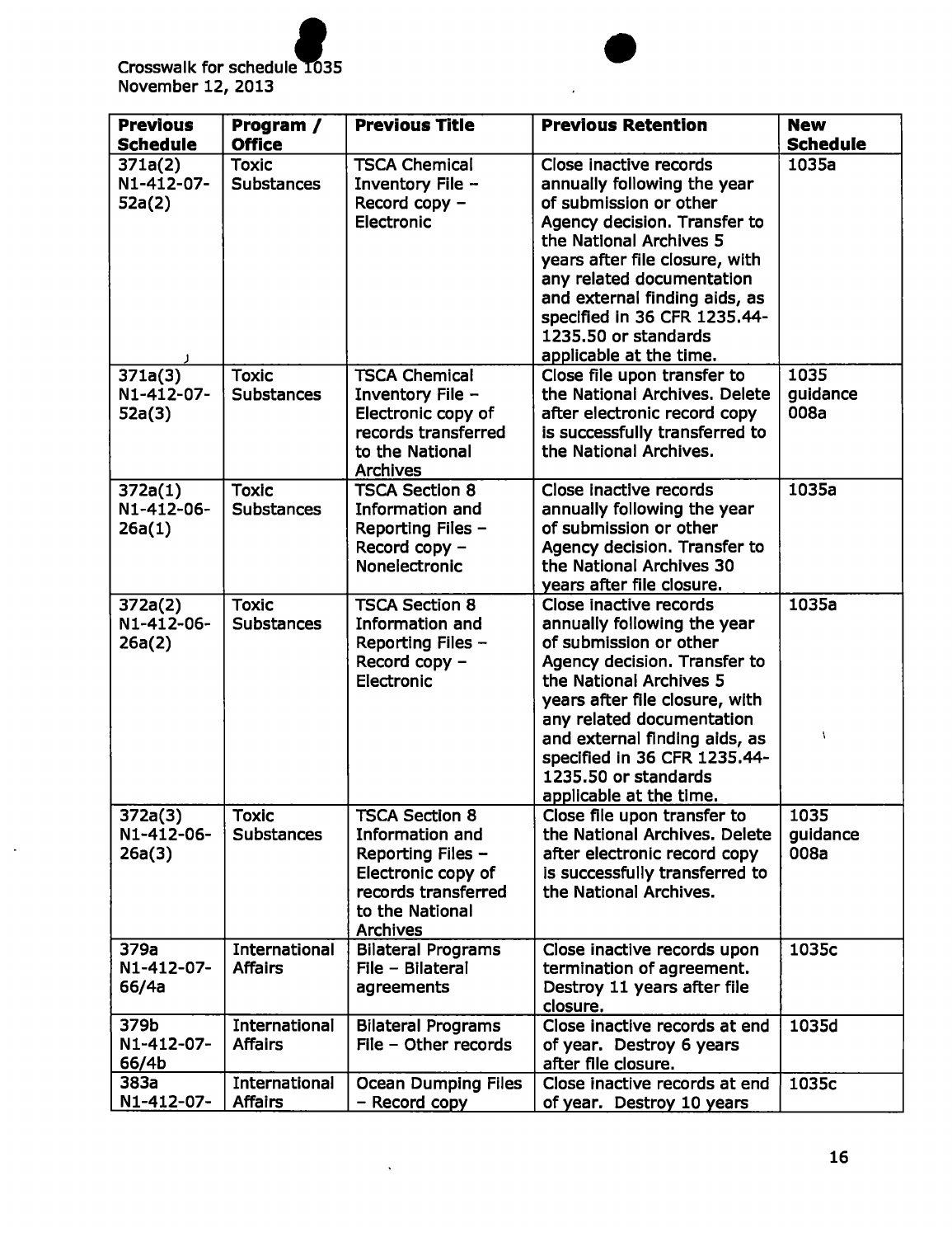Crosswalk for schedule 1035
November 12, 2013

| Previous Schedule | Program / Office | Previous Title | Previous Retention | New Schedule |
|---|---|---|---|---|
| 371a(2) N1-412-07-52a(2) | Toxic Substances | TSCA Chemical Inventory File – Record copy – Electronic | Close inactive records annually following the year of submission or other Agency decision. Transfer to the National Archives 5 years after file closure, with any related documentation and external finding aids, as specified in 36 CFR 1235.44-1235.50 or standards applicable at the time. | 1035a |
| 371a(3) N1-412-07-52a(3) | Toxic Substances | TSCA Chemical Inventory File – Electronic copy of records transferred to the National Archives | Close file upon transfer to the National Archives. Delete after electronic record copy is successfully transferred to the National Archives. | 1035 guidance 008a |
| 372a(1) N1-412-06-26a(1) | Toxic Substances | TSCA Section 8 Information and Reporting Files – Record copy – Nonelectronic | Close inactive records annually following the year of submission or other Agency decision. Transfer to the National Archives 30 years after file closure. | 1035a |
| 372a(2) N1-412-06-26a(2) | Toxic Substances | TSCA Section 8 Information and Reporting Files – Record copy – Electronic | Close inactive records annually following the year of submission or other Agency decision. Transfer to the National Archives 5 years after file closure, with any related documentation and external finding aids, as specified in 36 CFR 1235.44-1235.50 or standards applicable at the time. | 1035a |
| 372a(3) N1-412-06-26a(3) | Toxic Substances | TSCA Section 8 Information and Reporting Files – Electronic copy of records transferred to the National Archives | Close file upon transfer to the National Archives. Delete after electronic record copy is successfully transferred to the National Archives. | 1035 guidance 008a |
| 379a N1-412-07-66/4a | International Affairs | Bilateral Programs File – Bilateral agreements | Close inactive records upon termination of agreement. Destroy 11 years after file closure. | 1035c |
| 379b N1-412-07-66/4b | International Affairs | Bilateral Programs File – Other records | Close inactive records at end of year. Destroy 6 years after file closure. | 1035d |
| 383a N1-412-07- | International Affairs | Ocean Dumping Files – Record copy | Close inactive records at end of year. Destroy 10 years | 1035c |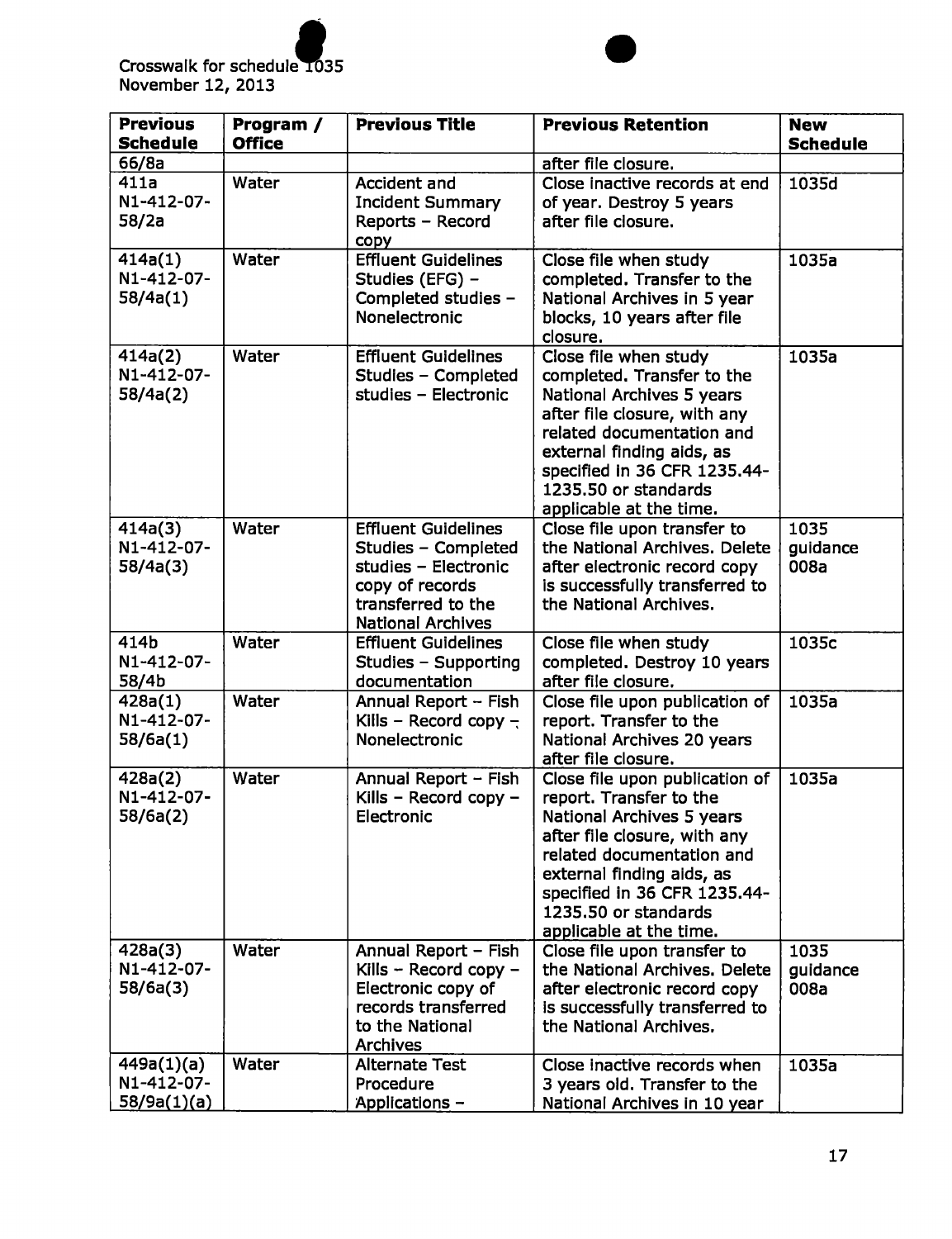Crosswalk for schedule 1035
November 12, 2013

| Previous Schedule | Program / Office | Previous Title | Previous Retention | New Schedule |
|---|---|---|---|---|
| 66/8a | | | after file closure. | |
| 411a N1-412-07-58/2a | Water | Accident and Incident Summary Reports – Record copy | Close inactive records at end of year. Destroy 5 years after file closure. | 1035d |
| 414a(1) N1-412-07-58/4a(1) | Water | Effluent Guidelines Studies (EFG) – Completed studies – Nonelectronic | Close file when study completed. Transfer to the National Archives in 5 year blocks, 10 years after file closure. | 1035a |
| 414a(2) N1-412-07-58/4a(2) | Water | Effluent Guidelines Studies – Completed studies – Electronic | Close file when study completed. Transfer to the National Archives 5 years after file closure, with any related documentation and external finding aids, as specified in 36 CFR 1235.44-1235.50 or standards applicable at the time. | 1035a |
| 414a(3) N1-412-07-58/4a(3) | Water | Effluent Guidelines Studies – Completed studies – Electronic copy of records transferred to the National Archives | Close file upon transfer to the National Archives. Delete after electronic record copy is successfully transferred to the National Archives. | 1035 guidance 008a |
| 414b N1-412-07-58/4b | Water | Effluent Guidelines Studies – Supporting documentation | Close file when study completed. Destroy 10 years after file closure. | 1035c |
| 428a(1) N1-412-07-58/6a(1) | Water | Annual Report – Fish Kills – Record copy – Nonelectronic | Close file upon publication of report. Transfer to the National Archives 20 years after file closure. | 1035a |
| 428a(2) N1-412-07-58/6a(2) | Water | Annual Report – Fish Kills – Record copy – Electronic | Close file upon publication of report. Transfer to the National Archives 5 years after file closure, with any related documentation and external finding aids, as specified in 36 CFR 1235.44-1235.50 or standards applicable at the time. | 1035a |
| 428a(3) N1-412-07-58/6a(3) | Water | Annual Report – Fish Kills – Record copy – Electronic copy of records transferred to the National Archives | Close file upon transfer to the National Archives. Delete after electronic record copy is successfully transferred to the National Archives. | 1035 guidance 008a |
| 449a(1)(a) N1-412-07-58/9a(1)(a) | Water | Alternate Test Procedure Applications – | Close inactive records when 3 years old. Transfer to the National Archives in 10 year | 1035a |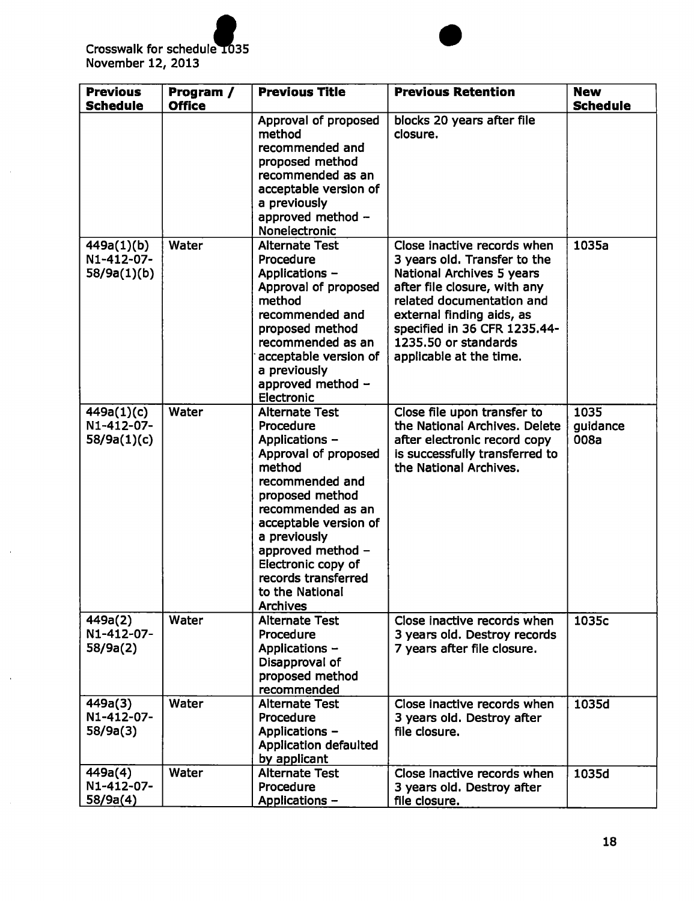Crosswalk for schedule 1035
November 12, 2013

| Previous Schedule | Program / Office | Previous Title | Previous Retention | New Schedule |
|---|---|---|---|---|
| | | Approval of proposed method recommended and proposed method recommended as an acceptable version of a previously approved method – Nonelectronic | blocks 20 years after file closure. | |
| 449a(1)(b) N1-412-07-58/9a(1)(b) | Water | Alternate Test Procedure Applications – Approval of proposed method recommended and proposed method recommended as an acceptable version of a previously approved method – Electronic | Close inactive records when 3 years old. Transfer to the National Archives 5 years after file closure, with any related documentation and external finding aids, as specified in 36 CFR 1235.44-1235.50 or standards applicable at the time. | 1035a |
| 449a(1)(c) N1-412-07-58/9a(1)(c) | Water | Alternate Test Procedure Applications – Approval of proposed method recommended and proposed method recommended as an acceptable version of a previously approved method – Electronic copy of records transferred to the National Archives | Close file upon transfer to the National Archives. Delete after electronic record copy is successfully transferred to the National Archives. | 1035 guidance 008a |
| 449a(2) N1-412-07-58/9a(2) | Water | Alternate Test Procedure Applications – Disapproval of proposed method recommended | Close inactive records when 3 years old. Destroy records 7 years after file closure. | 1035c |
| 449a(3) N1-412-07-58/9a(3) | Water | Alternate Test Procedure Applications – Application defaulted by applicant | Close inactive records when 3 years old. Destroy after file closure. | 1035d |
| 449a(4) N1-412-07-58/9a(4) | Water | Alternate Test Procedure Applications – | Close inactive records when 3 years old. Destroy after file closure. | 1035d |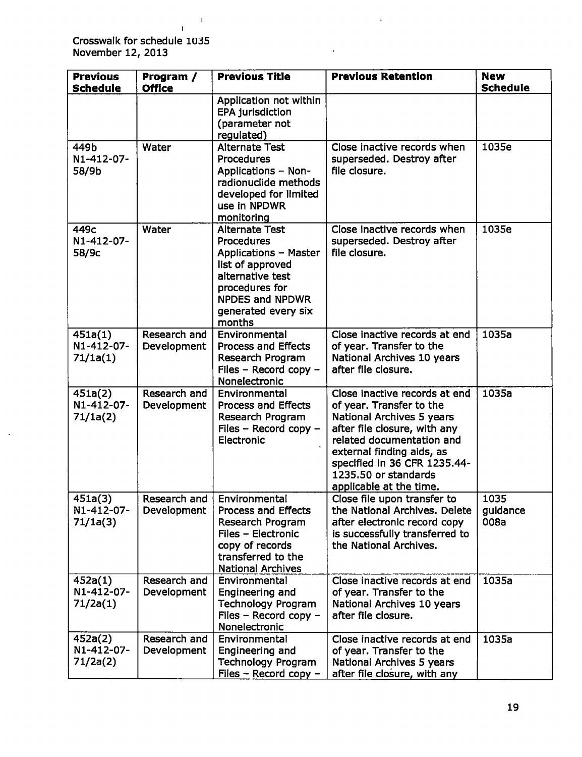Crosswalk for schedule 1035
November 12, 2013

| Previous Schedule | Program / Office | Previous Title | Previous Retention | New Schedule |
|---|---|---|---|---|
| | | Application not within EPA jurisdiction (parameter not regulated) | | |
| 449b N1-412-07-58/9b | Water | Alternate Test Procedures Applications – Non-radionuclide methods developed for limited use in NPDWR monitoring | Close inactive records when superseded. Destroy after file closure. | 1035e |
| 449c N1-412-07-58/9c | Water | Alternate Test Procedures Applications – Master list of approved alternative test procedures for NPDES and NPDWR generated every six months | Close inactive records when superseded. Destroy after file closure. | 1035e |
| 451a(1) N1-412-07-71/1a(1) | Research and Development | Environmental Process and Effects Research Program Files – Record copy – Nonelectronic | Close inactive records at end of year. Transfer to the National Archives 10 years after file closure. | 1035a |
| 451a(2) N1-412-07-71/1a(2) | Research and Development | Environmental Process and Effects Research Program Files – Record copy – Electronic | Close inactive records at end of year. Transfer to the National Archives 5 years after file closure, with any related documentation and external finding aids, as specified in 36 CFR 1235.44-1235.50 or standards applicable at the time. | 1035a |
| 451a(3) N1-412-07-71/1a(3) | Research and Development | Environmental Process and Effects Research Program Files – Electronic copy of records transferred to the National Archives | Close file upon transfer to the National Archives. Delete after electronic record copy is successfully transferred to the National Archives. | 1035 guidance 008a |
| 452a(1) N1-412-07-71/2a(1) | Research and Development | Environmental Engineering and Technology Program Files – Record copy – Nonelectronic | Close inactive records at end of year. Transfer to the National Archives 10 years after file closure. | 1035a |
| 452a(2) N1-412-07-71/2a(2) | Research and Development | Environmental Engineering and Technology Program Files – Record copy – | Close inactive records at end of year. Transfer to the National Archives 5 years after file closure, with any | 1035a |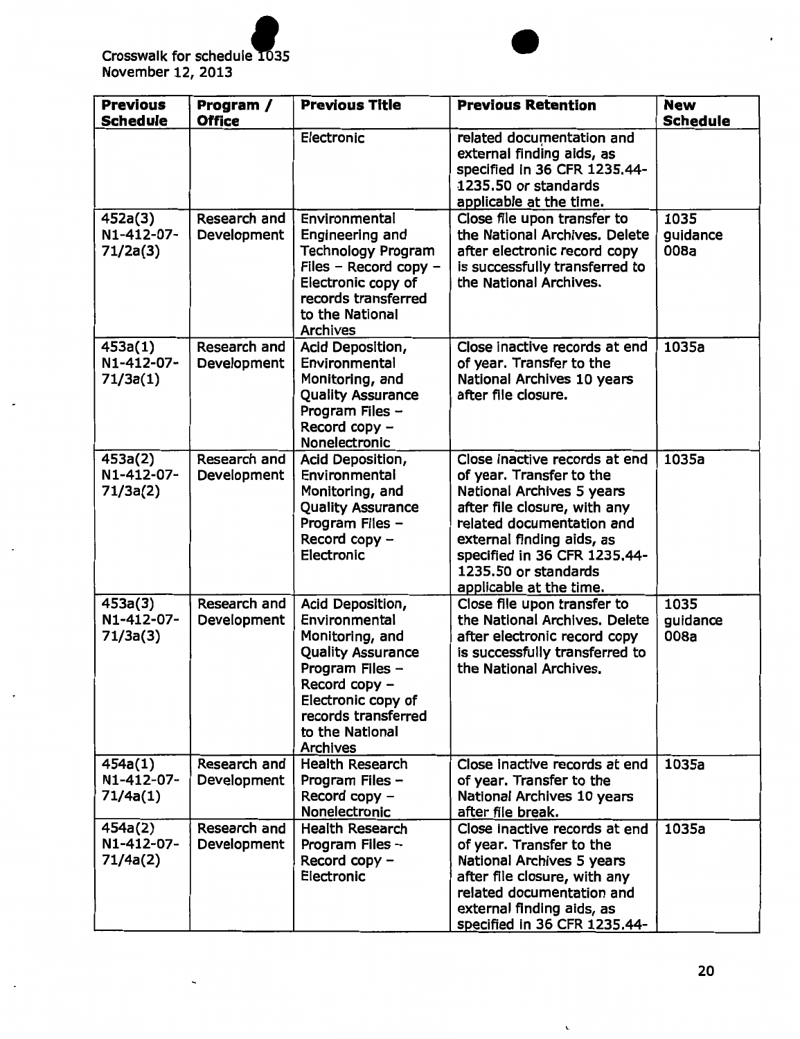Crosswalk for schedule 1035
November 12, 2013

| Previous Schedule | Program / Office | Previous Title | Previous Retention | New Schedule |
|---|---|---|---|---|
| | | Electronic | related documentation and external finding aids, as specified in 36 CFR 1235.44-1235.50 or standards applicable at the time. | |
| 452a(3) N1-412-07-71/2a(3) | Research and Development | Environmental Engineering and Technology Program Files – Record copy – Electronic copy of records transferred to the National Archives | Close file upon transfer to the National Archives. Delete after electronic record copy is successfully transferred to the National Archives. | 1035 guidance 008a |
| 453a(1) N1-412-07-71/3a(1) | Research and Development | Acid Deposition, Environmental Monitoring, and Quality Assurance Program Files – Record copy – Nonelectronic | Close inactive records at end of year. Transfer to the National Archives 10 years after file closure. | 1035a |
| 453a(2) N1-412-07-71/3a(2) | Research and Development | Acid Deposition, Environmental Monitoring, and Quality Assurance Program Files – Record copy – Electronic | Close inactive records at end of year. Transfer to the National Archives 5 years after file closure, with any related documentation and external finding aids, as specified in 36 CFR 1235.44-1235.50 or standards applicable at the time. | 1035a |
| 453a(3) N1-412-07-71/3a(3) | Research and Development | Acid Deposition, Environmental Monitoring, and Quality Assurance Program Files – Record copy – Electronic copy of records transferred to the National Archives | Close file upon transfer to the National Archives. Delete after electronic record copy is successfully transferred to the National Archives. | 1035 guidance 008a |
| 454a(1) N1-412-07-71/4a(1) | Research and Development | Health Research Program Files – Record copy – Nonelectronic | Close inactive records at end of year. Transfer to the National Archives 10 years after file break. | 1035a |
| 454a(2) N1-412-07-71/4a(2) | Research and Development | Health Research Program Files – Record copy – Electronic | Close inactive records at end of year. Transfer to the National Archives 5 years after file closure, with any related documentation and external finding aids, as specified in 36 CFR 1235.44- | 1035a |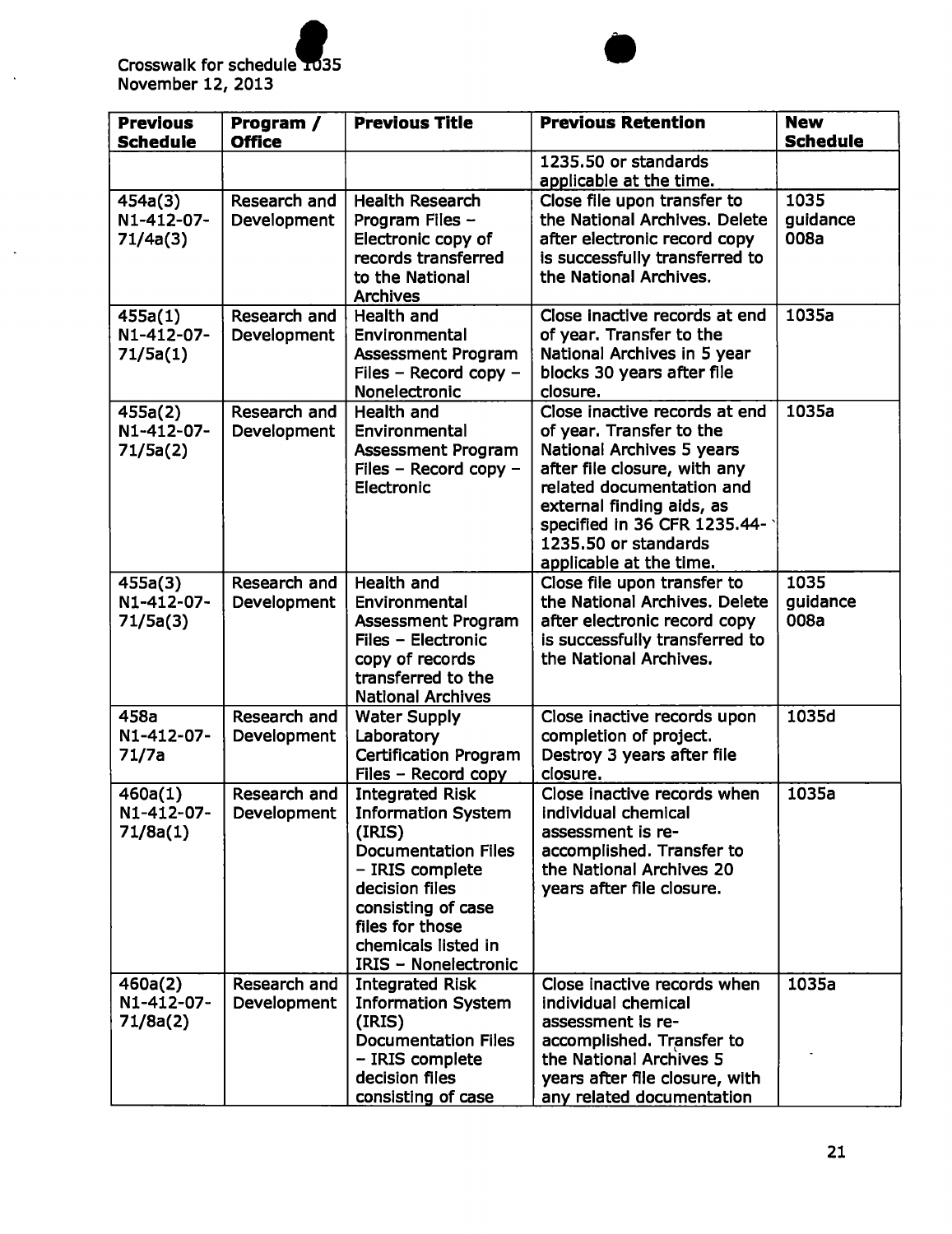Crosswalk for schedule 1035
November 12, 2013

| Previous Schedule | Program / Office | Previous Title | Previous Retention | New Schedule |
|---|---|---|---|---|
| | | | 1235.50 or standards applicable at the time. | |
| 454a(3) N1-412-07-71/4a(3) | Research and Development | Health Research Program Files – Electronic copy of records transferred to the National Archives | Close file upon transfer to the National Archives. Delete after electronic record copy is successfully transferred to the National Archives. | 1035 guidance 008a |
| 455a(1) N1-412-07-71/5a(1) | Research and Development | Health and Environmental Assessment Program Files – Record copy – Nonelectronic | Close inactive records at end of year. Transfer to the National Archives in 5 year blocks 30 years after file closure. | 1035a |
| 455a(2) N1-412-07-71/5a(2) | Research and Development | Health and Environmental Assessment Program Files – Record copy – Electronic | Close inactive records at end of year. Transfer to the National Archives 5 years after file closure, with any related documentation and external finding aids, as specified in 36 CFR 1235.44-1235.50 or standards applicable at the time. | 1035a |
| 455a(3) N1-412-07-71/5a(3) | Research and Development | Health and Environmental Assessment Program Files – Electronic copy of records transferred to the National Archives | Close file upon transfer to the National Archives. Delete after electronic record copy is successfully transferred to the National Archives. | 1035 guidance 008a |
| 458a N1-412-07-71/7a | Research and Development | Water Supply Laboratory Certification Program Files – Record copy | Close inactive records upon completion of project. Destroy 3 years after file closure. | 1035d |
| 460a(1) N1-412-07-71/8a(1) | Research and Development | Integrated Risk Information System (IRIS) Documentation Files – IRIS complete decision files consisting of case files for those chemicals listed in IRIS – Nonelectronic | Close inactive records when individual chemical assessment is re-accomplished. Transfer to the National Archives 20 years after file closure. | 1035a |
| 460a(2) N1-412-07-71/8a(2) | Research and Development | Integrated Risk Information System (IRIS) Documentation Files – IRIS complete decision files consisting of case | Close inactive records when individual chemical assessment is re-accomplished. Transfer to the National Archives 5 years after file closure, with any related documentation | 1035a |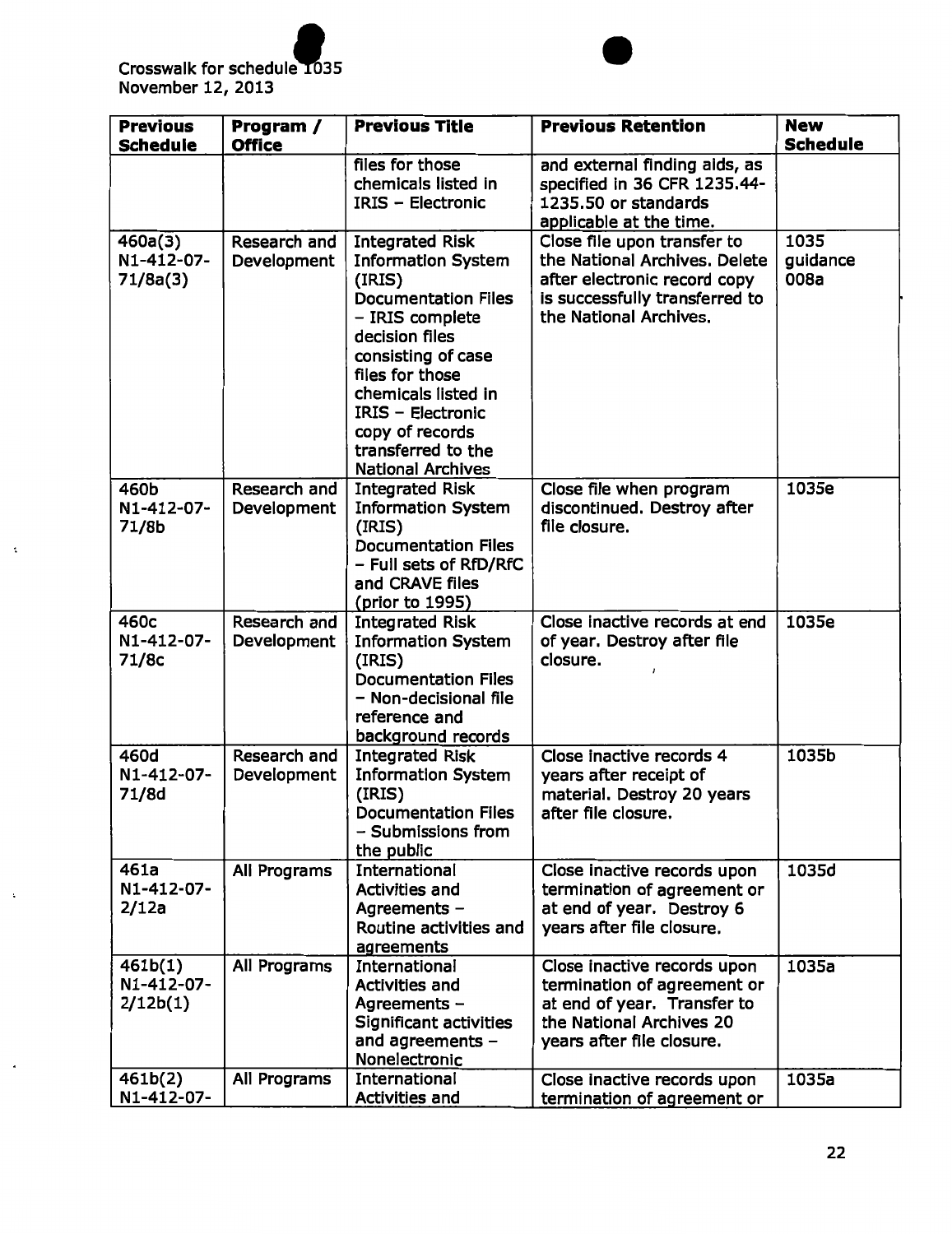| Previous Schedule | Program / Office | Previous Title | Previous Retention | New Schedule |
|---|---|---|---|---|
| | | files for those chemicals listed in IRIS – Electronic | and external finding aids, as specified in 36 CFR 1235.44-1235.50 or standards applicable at the time. | |
| 460a(3) N1-412-07-71/8a(3) | Research and Development | Integrated Risk Information System (IRIS) Documentation Files – IRIS complete decision files consisting of case files for those chemicals listed in IRIS – Electronic copy of records transferred to the National Archives | Close file upon transfer to the National Archives. Delete after electronic record copy is successfully transferred to the National Archives. | 1035 guidance 008a |
| 460b N1-412-07-71/8b | Research and Development | Integrated Risk Information System (IRIS) Documentation Files – Full sets of RfD/RfC and CRAVE files (prior to 1995) | Close file when program discontinued. Destroy after file closure. | 1035e |
| 460c N1-412-07-71/8c | Research and Development | Integrated Risk Information System (IRIS) Documentation Files – Non-decisional file reference and background records | Close inactive records at end of year. Destroy after file closure. | 1035e |
| 460d N1-412-07-71/8d | Research and Development | Integrated Risk Information System (IRIS) Documentation Files – Submissions from the public | Close inactive records 4 years after receipt of material. Destroy 20 years after file closure. | 1035b |
| 461a N1-412-07-2/12a | All Programs | International Activities and Agreements – Routine activities and agreements | Close inactive records upon termination of agreement or at end of year. Destroy 6 years after file closure. | 1035d |
| 461b(1) N1-412-07-2/12b(1) | All Programs | International Activities and Agreements – Significant activities and agreements – Nonelectronic | Close inactive records upon termination of agreement or at end of year. Transfer to the National Archives 20 years after file closure. | 1035a |
| 461b(2) N1-412-07- | All Programs | International Activities and | Close inactive records upon termination of agreement or | 1035a |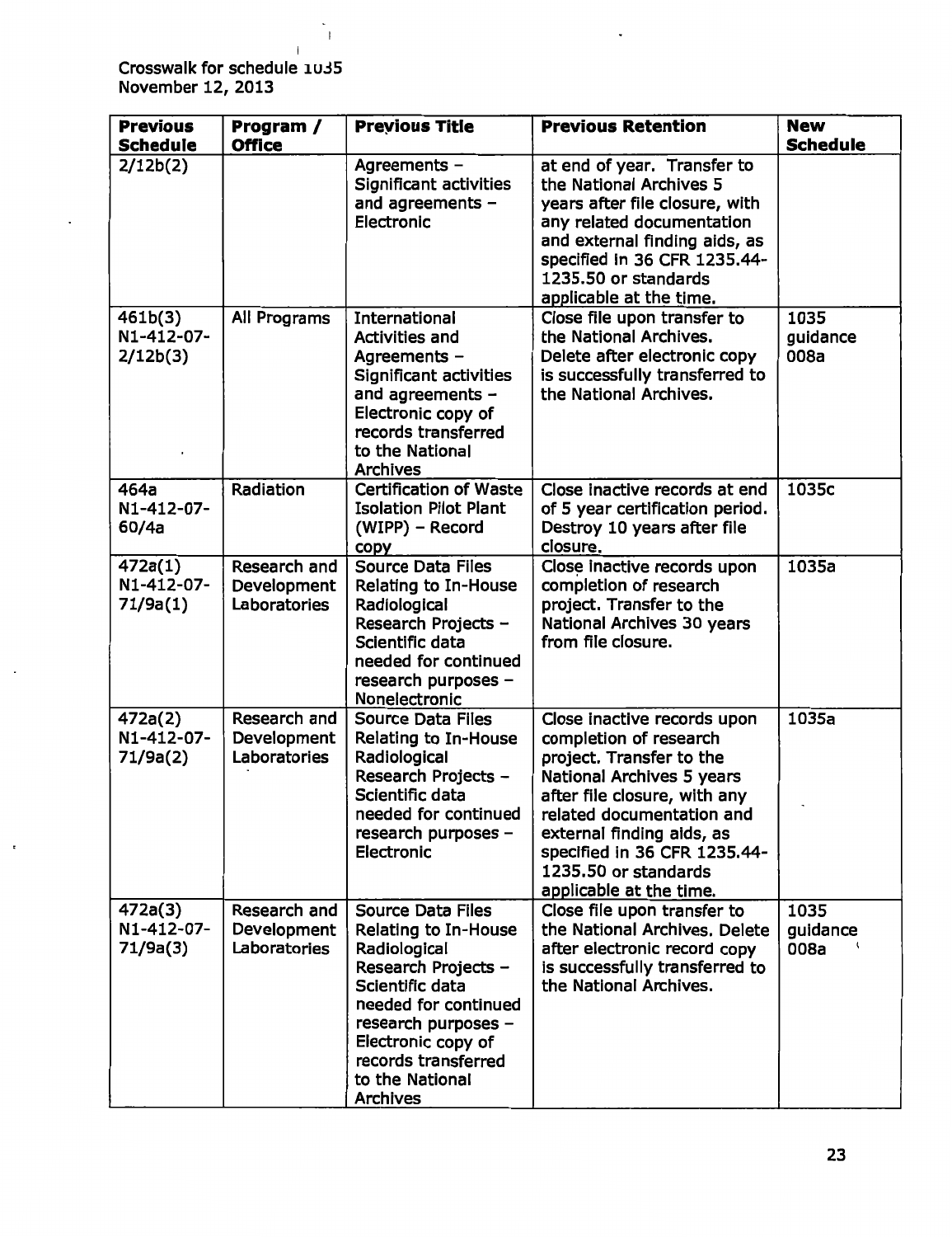Crosswalk for schedule 1035
November 12, 2013

| Previous Schedule | Program / Office | Previous Title | Previous Retention | New Schedule |
|---|---|---|---|---|
| 2/12b(2) | | Agreements – Significant activities and agreements – Electronic | at end of year. Transfer to the National Archives 5 years after file closure, with any related documentation and external finding aids, as specified in 36 CFR 1235.44-1235.50 or standards applicable at the time. | |
| 461b(3) N1-412-07-2/12b(3) | All Programs | International Activities and Agreements – Significant activities and agreements – Electronic copy of records transferred to the National Archives | Close file upon transfer to the National Archives. Delete after electronic copy is successfully transferred to the National Archives. | 1035 guidance 008a |
| 464a N1-412-07-60/4a | Radiation | Certification of Waste Isolation Pilot Plant (WIPP) – Record copy | Close inactive records at end of 5 year certification period. Destroy 10 years after file closure. | 1035c |
| 472a(1) N1-412-07-71/9a(1) | Research and Development Laboratories | Source Data Files Relating to In-House Radiological Research Projects – Scientific data needed for continued research purposes – Nonelectronic | Close inactive records upon completion of research project. Transfer to the National Archives 30 years from file closure. | 1035a |
| 472a(2) N1-412-07-71/9a(2) | Research and Development Laboratories | Source Data Files Relating to In-House Radiological Research Projects – Scientific data needed for continued research purposes – Electronic | Close inactive records upon completion of research project. Transfer to the National Archives 5 years after file closure, with any related documentation and external finding aids, as specified in 36 CFR 1235.44-1235.50 or standards applicable at the time. | 1035a |
| 472a(3) N1-412-07-71/9a(3) | Research and Development Laboratories | Source Data Files Relating to In-House Radiological Research Projects – Scientific data needed for continued research purposes – Electronic copy of records transferred to the National Archives | Close file upon transfer to the National Archives. Delete after electronic record copy is successfully transferred to the National Archives. | 1035 guidance 008a |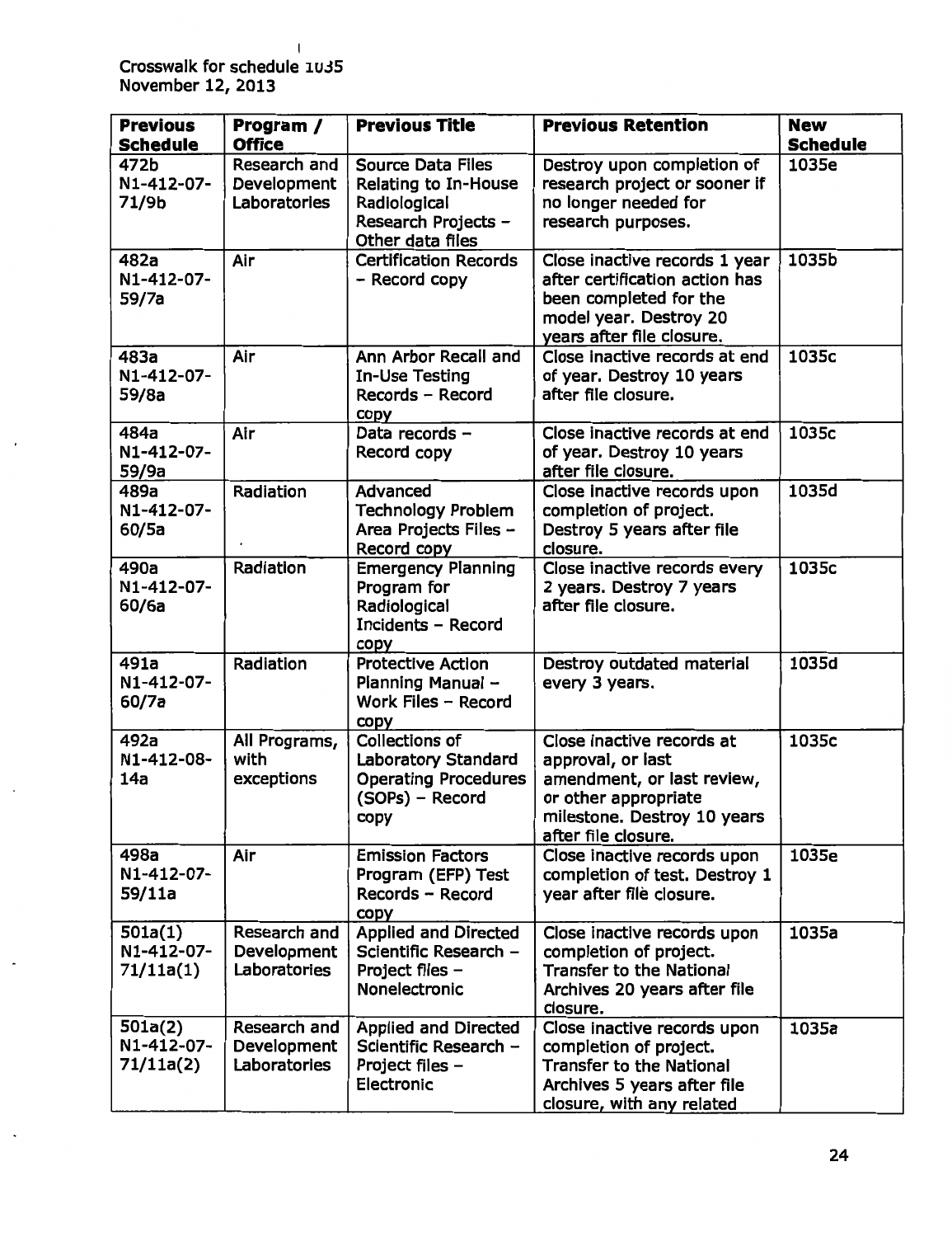Crosswalk for schedule 1035
November 12, 2013

| Previous Schedule | Program / Office | Previous Title | Previous Retention | New Schedule |
|---|---|---|---|---|
| 472b N1-412-07-71/9b | Research and Development Laboratories | Source Data Files Relating to In-House Radiological Research Projects – Other data files | Destroy upon completion of research project or sooner if no longer needed for research purposes. | 1035e |
| 482a N1-412-07-59/7a | Air | Certification Records – Record copy | Close inactive records 1 year after certification action has been completed for the model year. Destroy 20 years after file closure. | 1035b |
| 483a N1-412-07-59/8a | Air | Ann Arbor Recall and In-Use Testing Records – Record copy | Close inactive records at end of year. Destroy 10 years after file closure. | 1035c |
| 484a N1-412-07-59/9a | Air | Data records – Record copy | Close inactive records at end of year. Destroy 10 years after file closure. | 1035c |
| 489a N1-412-07-60/5a | Radiation | Advanced Technology Problem Area Projects Files – Record copy | Close inactive records upon completion of project. Destroy 5 years after file closure. | 1035d |
| 490a N1-412-07-60/6a | Radiation | Emergency Planning Program for Radiological Incidents – Record copy | Close inactive records every 2 years. Destroy 7 years after file closure. | 1035c |
| 491a N1-412-07-60/7a | Radiation | Protective Action Planning Manual – Work Files – Record copy | Destroy outdated material every 3 years. | 1035d |
| 492a N1-412-08-14a | All Programs, with exceptions | Collections of Laboratory Standard Operating Procedures (SOPs) – Record copy | Close inactive records at approval, or last amendment, or last review, or other appropriate milestone. Destroy 10 years after file closure. | 1035c |
| 498a N1-412-07-59/11a | Air | Emission Factors Program (EFP) Test Records – Record copy | Close inactive records upon completion of test. Destroy 1 year after file closure. | 1035e |
| 501a(1) N1-412-07-71/11a(1) | Research and Development Laboratories | Applied and Directed Scientific Research – Project files – Nonelectronic | Close inactive records upon completion of project. Transfer to the National Archives 20 years after file closure. | 1035a |
| 501a(2) N1-412-07-71/11a(2) | Research and Development Laboratories | Applied and Directed Scientific Research – Project files – Electronic | Close inactive records upon completion of project. Transfer to the National Archives 5 years after file closure, with any related | 1035a |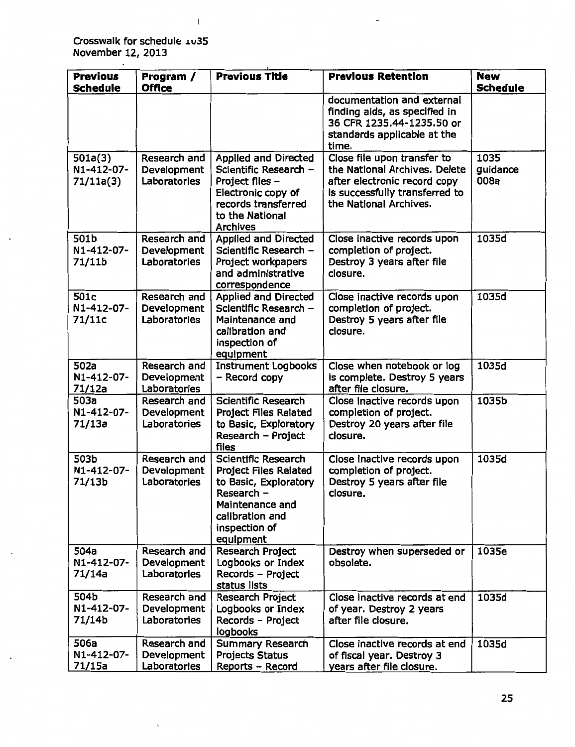Crosswalk for schedule 1035
November 12, 2013

| Previous Schedule | Program / Office | Previous Title | Previous Retention | New Schedule |
|---|---|---|---|---|
| | | | documentation and external finding aids, as specified in 36 CFR 1235.44-1235.50 or standards applicable at the time. | |
| 501a(3) N1-412-07-71/11a(3) | Research and Development Laboratories | Applied and Directed Scientific Research – Project files – Electronic copy of records transferred to the National Archives | Close file upon transfer to the National Archives. Delete after electronic record copy is successfully transferred to the National Archives. | 1035 guidance 008a |
| 501b N1-412-07-71/11b | Research and Development Laboratories | Applied and Directed Scientific Research – Project workpapers and administrative correspondence | Close inactive records upon completion of project. Destroy 3 years after file closure. | 1035d |
| 501c N1-412-07-71/11c | Research and Development Laboratories | Applied and Directed Scientific Research – Maintenance and calibration and inspection of equipment | Close inactive records upon completion of project. Destroy 5 years after file closure. | 1035d |
| 502a N1-412-07-71/12a | Research and Development Laboratories | Instrument Logbooks – Record copy | Close when notebook or log is complete. Destroy 5 years after file closure. | 1035d |
| 503a N1-412-07-71/13a | Research and Development Laboratories | Scientific Research Project Files Related to Basic, Exploratory Research – Project files | Close inactive records upon completion of project. Destroy 20 years after file closure. | 1035b |
| 503b N1-412-07-71/13b | Research and Development Laboratories | Scientific Research Project Files Related to Basic, Exploratory Research – Maintenance and calibration and inspection of equipment | Close inactive records upon completion of project. Destroy 5 years after file closure. | 1035d |
| 504a N1-412-07-71/14a | Research and Development Laboratories | Research Project Logbooks or Index Records – Project status lists | Destroy when superseded or obsolete. | 1035e |
| 504b N1-412-07-71/14b | Research and Development Laboratories | Research Project Logbooks or Index Records – Project logbooks | Close inactive records at end of year. Destroy 2 years after file closure. | 1035d |
| 506a N1-412-07-71/15a | Research and Development Laboratories | Summary Research Projects Status Reports – Record | Close inactive records at end of fiscal year. Destroy 3 years after file closure. | 1035d |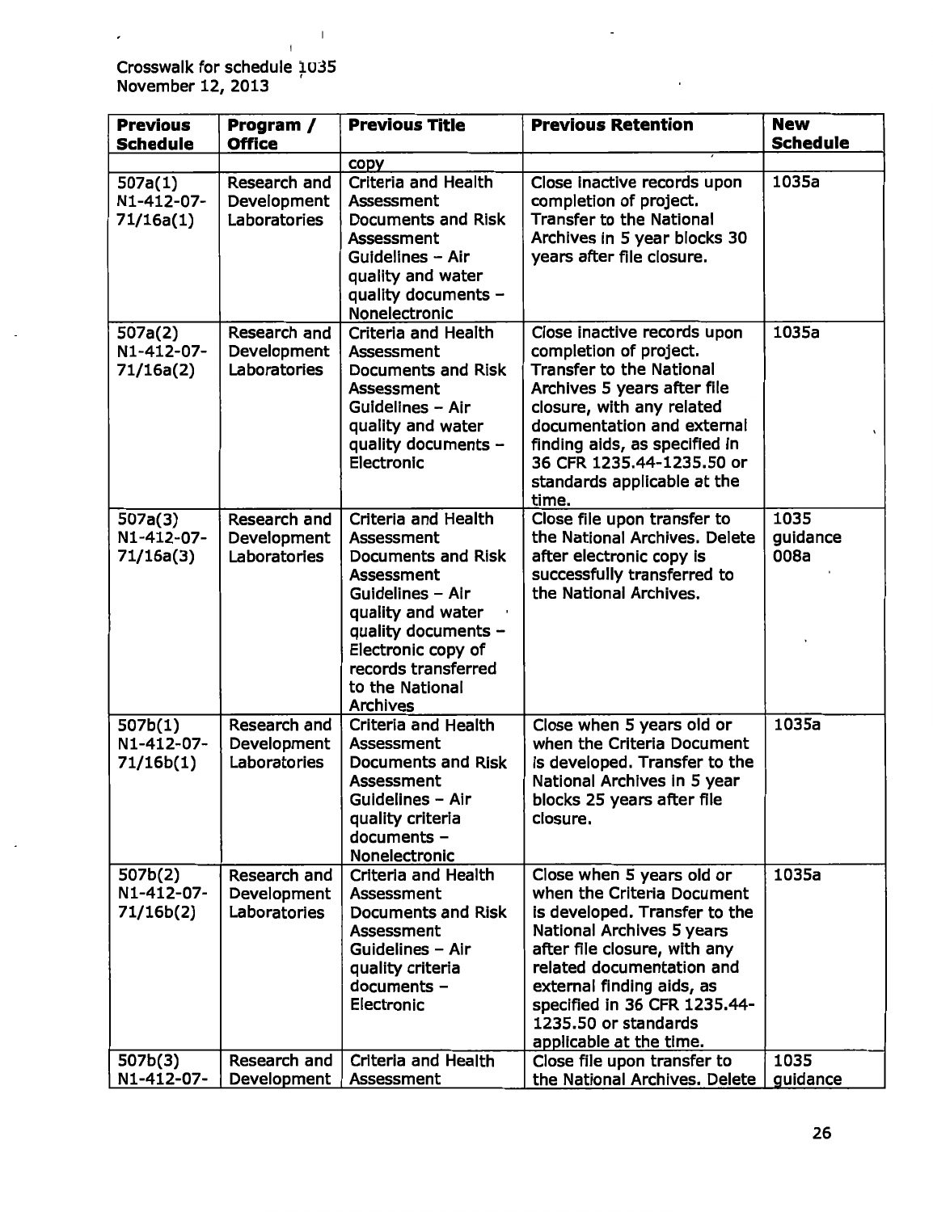Crosswalk for schedule 1035
November 12, 2013

| Previous Schedule | Program / Office | Previous Title | Previous Retention | New Schedule |
|---|---|---|---|---|
| | | copy | | |
| 507a(1) N1-412-07-71/16a(1) | Research and Development Laboratories | Criteria and Health Assessment Documents and Risk Assessment Guidelines – Air quality and water quality documents – Nonelectronic | Close inactive records upon completion of project. Transfer to the National Archives in 5 year blocks 30 years after file closure. | 1035a |
| 507a(2) N1-412-07-71/16a(2) | Research and Development Laboratories | Criteria and Health Assessment Documents and Risk Assessment Guidelines – Air quality and water quality documents – Electronic | Close inactive records upon completion of project. Transfer to the National Archives 5 years after file closure, with any related documentation and external finding aids, as specified in 36 CFR 1235.44-1235.50 or standards applicable at the time. | 1035a |
| 507a(3) N1-412-07-71/16a(3) | Research and Development Laboratories | Criteria and Health Assessment Documents and Risk Assessment Guidelines – Air quality and water quality documents – Electronic copy of records transferred to the National Archives | Close file upon transfer to the National Archives. Delete after electronic copy is successfully transferred to the National Archives. | 1035 guidance 008a |
| 507b(1) N1-412-07-71/16b(1) | Research and Development Laboratories | Criteria and Health Assessment Documents and Risk Assessment Guidelines – Air quality criteria documents – Nonelectronic | Close when 5 years old or when the Criteria Document is developed. Transfer to the National Archives in 5 year blocks 25 years after file closure. | 1035a |
| 507b(2) N1-412-07-71/16b(2) | Research and Development Laboratories | Criteria and Health Assessment Documents and Risk Assessment Guidelines – Air quality criteria documents – Electronic | Close when 5 years old or when the Criteria Document is developed. Transfer to the National Archives 5 years after file closure, with any related documentation and external finding aids, as specified in 36 CFR 1235.44-1235.50 or standards applicable at the time. | 1035a |
| 507b(3) N1-412-07- | Research and Development | Criteria and Health Assessment | Close file upon transfer to the National Archives. Delete | 1035 guidance |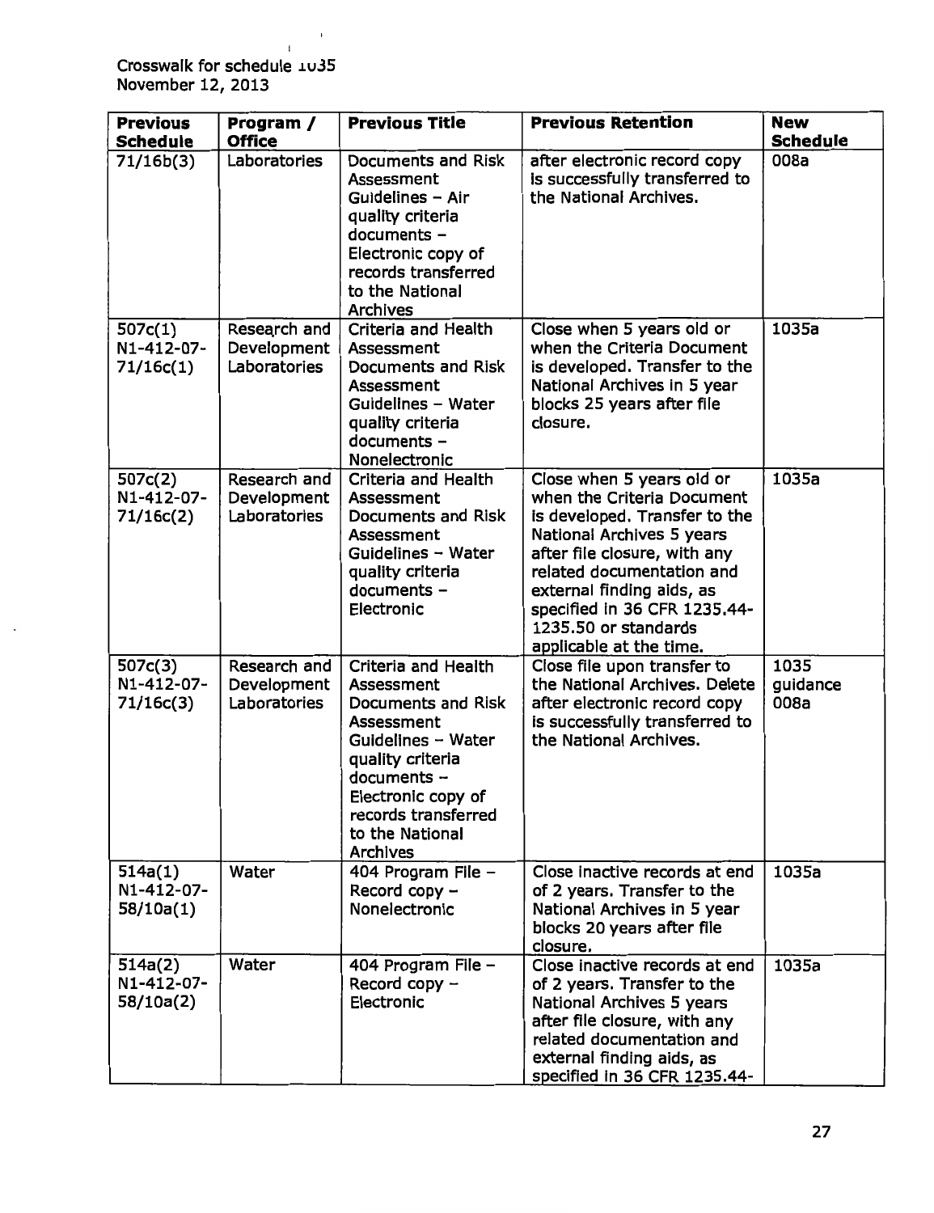Crosswalk for schedule 1035
November 12, 2013

| Previous Schedule | Program / Office | Previous Title | Previous Retention | New Schedule |
|---|---|---|---|---|
| 71/16b(3) | Laboratories | Documents and Risk Assessment Guidelines – Air quality criteria documents – Electronic copy of records transferred to the National Archives | after electronic record copy is successfully transferred to the National Archives. | 008a |
| 507c(1) N1-412-07-71/16c(1) | Research and Development Laboratories | Criteria and Health Assessment Documents and Risk Assessment Guidelines – Water quality criteria documents – Nonelectronic | Close when 5 years old or when the Criteria Document is developed. Transfer to the National Archives in 5 year blocks 25 years after file closure. | 1035a |
| 507c(2) N1-412-07-71/16c(2) | Research and Development Laboratories | Criteria and Health Assessment Documents and Risk Assessment Guidelines – Water quality criteria documents – Electronic | Close when 5 years old or when the Criteria Document is developed. Transfer to the National Archives 5 years after file closure, with any related documentation and external finding aids, as specified in 36 CFR 1235.44-1235.50 or standards applicable at the time. | 1035a |
| 507c(3) N1-412-07-71/16c(3) | Research and Development Laboratories | Criteria and Health Assessment Documents and Risk Assessment Guidelines – Water quality criteria documents – Electronic copy of records transferred to the National Archives | Close file upon transfer to the National Archives. Delete after electronic record copy is successfully transferred to the National Archives. | 1035 guidance 008a |
| 514a(1) N1-412-07-58/10a(1) | Water | 404 Program File – Record copy – Nonelectronic | Close inactive records at end of 2 years. Transfer to the National Archives in 5 year blocks 20 years after file closure. | 1035a |
| 514a(2) N1-412-07-58/10a(2) | Water | 404 Program File – Record copy – Electronic | Close inactive records at end of 2 years. Transfer to the National Archives 5 years after file closure, with any related documentation and external finding aids, as specified in 36 CFR 1235.44- | 1035a |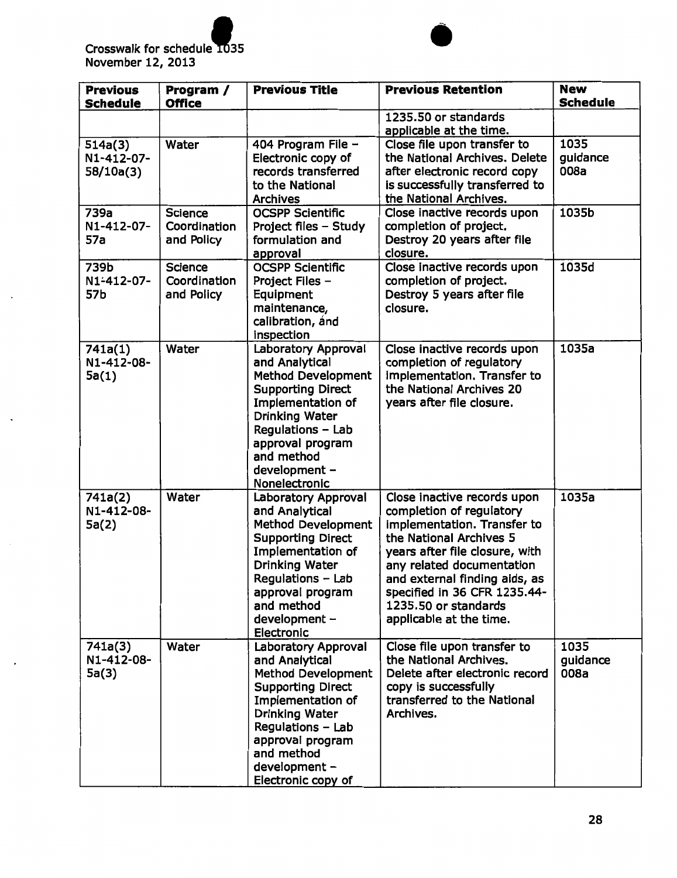Crosswalk for schedule 1035
November 12, 2013

| Previous Schedule | Program / Office | Previous Title | Previous Retention | New Schedule |
|---|---|---|---|---|
| | | | 1235.50 or standards applicable at the time. | |
| 514a(3) N1-412-07-58/10a(3) | Water | 404 Program File – Electronic copy of records transferred to the National Archives | Close file upon transfer to the National Archives. Delete after electronic record copy is successfully transferred to the National Archives. | 1035 guidance 008a |
| 739a N1-412-07-57a | Science Coordination and Policy | OCSPP Scientific Project files – Study formulation and approval | Close inactive records upon completion of project. Destroy 20 years after file closure. | 1035b |
| 739b N1-412-07-57b | Science Coordination and Policy | OCSPP Scientific Project Files – Equipment maintenance, calibration, and inspection | Close inactive records upon completion of project. Destroy 5 years after file closure. | 1035d |
| 741a(1) N1-412-08-5a(1) | Water | Laboratory Approval and Analytical Method Development Supporting Direct Implementation of Drinking Water Regulations – Lab approval program and method development – Nonelectronic | Close inactive records upon completion of regulatory implementation. Transfer to the National Archives 20 years after file closure. | 1035a |
| 741a(2) N1-412-08-5a(2) | Water | Laboratory Approval and Analytical Method Development Supporting Direct Implementation of Drinking Water Regulations – Lab approval program and method development – Electronic | Close inactive records upon completion of regulatory implementation. Transfer to the National Archives 5 years after file closure, with any related documentation and external finding aids, as specified in 36 CFR 1235.44-1235.50 or standards applicable at the time. | 1035a |
| 741a(3) N1-412-08-5a(3) | Water | Laboratory Approval and Analytical Method Development Supporting Direct Implementation of Drinking Water Regulations – Lab approval program and method development – Electronic copy of | Close file upon transfer to the National Archives. Delete after electronic record copy is successfully transferred to the National Archives. | 1035 guidance 008a |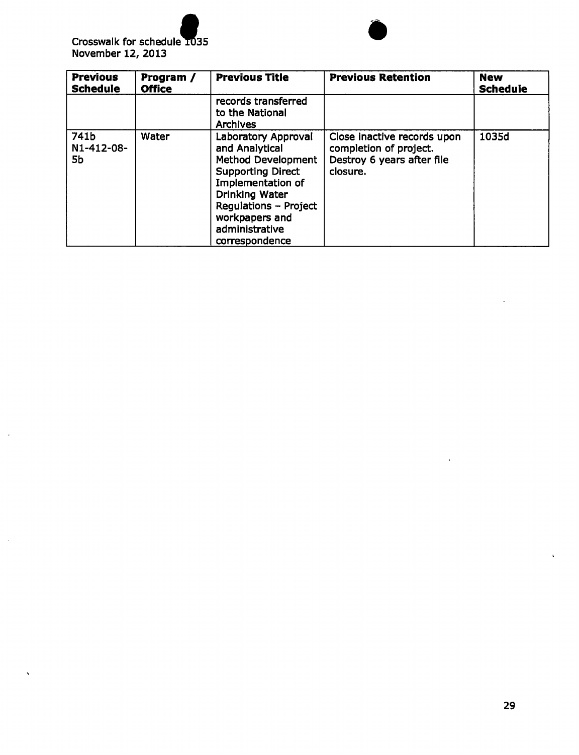Crosswalk for schedule 1035
November 12, 2013

| Previous Schedule | Program / Office | Previous Title | Previous Retention | New Schedule |
|---|---|---|---|---|
| | | records transferred to the National Archives | | |
| 741b N1-412-08-5b | Water | Laboratory Approval and Analytical Method Development Supporting Direct Implementation of Drinking Water Regulations – Project workpapers and administrative correspondence | Close inactive records upon completion of project. Destroy 6 years after file closure. | 1035d |